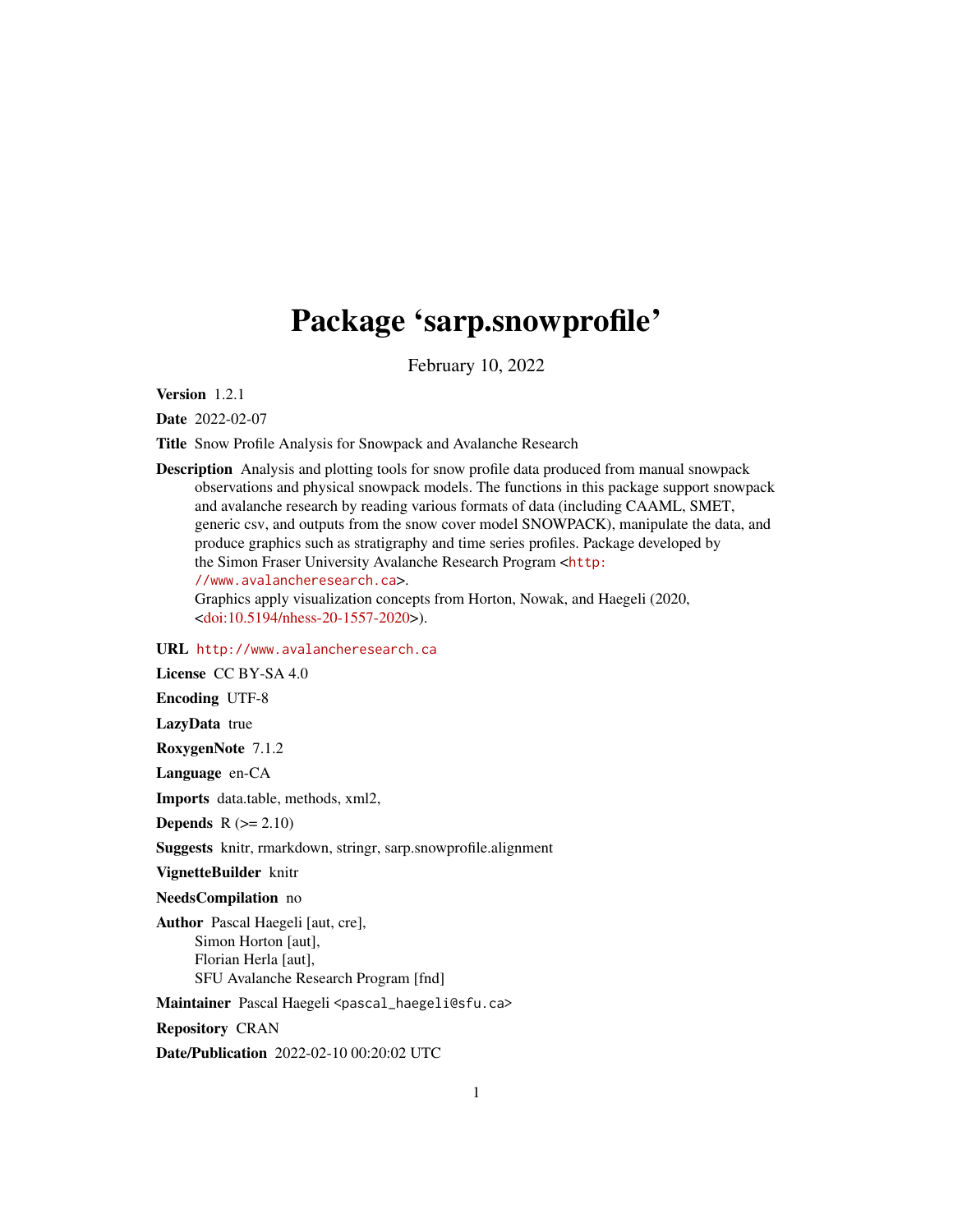# Package 'sarp.snowprofile'

February 10, 2022

**Version** 1.2.1

**Date** 2022-02-07

**Title** Snow Profile Analysis for Snowpack and Avalanche Research

**Description** Analysis and plotting tools for snow profile data produced from manual snowpack observations and physical snowpack models. The functions in this package support snowpack and avalanche research by reading various formats of data (including CAAML, SMET, generic csv, and outputs from the snow cover model SNOWPACK), manipulate the data, and produce graphics such as stratigraphy and time series profiles. Package developed by the Simon Fraser University Avalanche Research Program <http://www.avalancheresearch.ca>.
Graphics apply visualization concepts from Horton, Nowak, and Haegeli (2020, <doi:10.5194/nhess-20-1557-2020>).

**URL** http://www.avalancheresearch.ca

**License** CC BY-SA 4.0

**Encoding** UTF-8

**LazyData** true

**RoxygenNote** 7.1.2

**Language** en-CA

**Imports** data.table, methods, xml2,

**Depends** R (>= 2.10)

**Suggests** knitr, rmarkdown, stringr, sarp.snowprofile.alignment

**VignetteBuilder** knitr

**NeedsCompilation** no

**Author** Pascal Haegeli [aut, cre],
Simon Horton [aut],
Florian Herla [aut],
SFU Avalanche Research Program [fnd]

**Maintainer** Pascal Haegeli <pascal_haegeli@sfu.ca>

**Repository** CRAN

**Date/Publication** 2022-02-10 00:20:02 UTC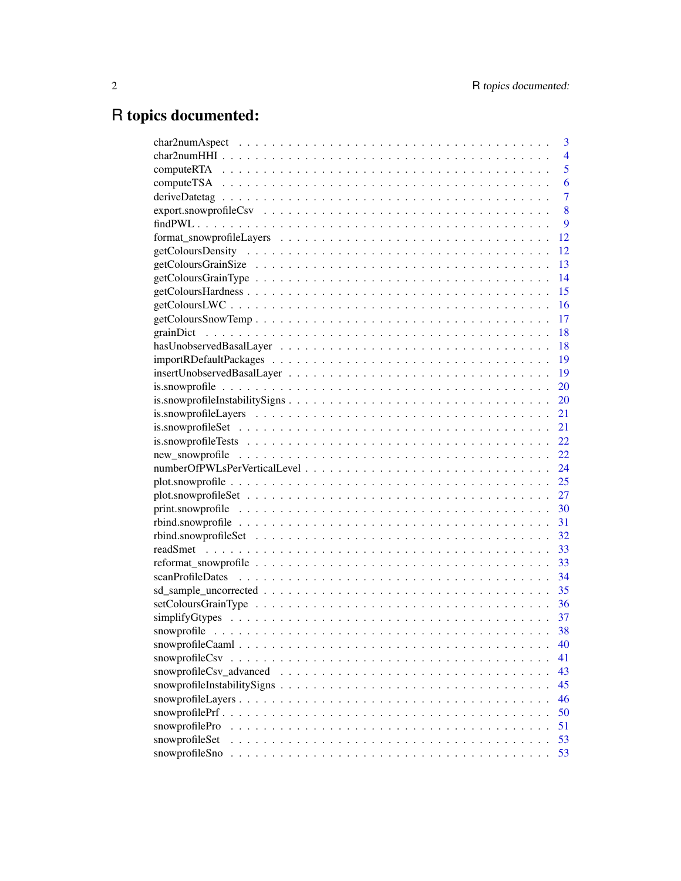# R topics documented:

| | |
|---|---|
| char2numAspect | 3 |
| char2numHHI | 4 |
| computeRTA | 5 |
| computeTSA | 6 |
| deriveDatetag | 7 |
| export.snowprofileCsv | 8 |
| findPWL | 9 |
| format_snowprofileLayers | 12 |
| getColoursDensity | 12 |
| getColoursGrainSize | 13 |
| getColoursGrainType | 14 |
| getColoursHardness | 15 |
| getColoursLWC | 16 |
| getColoursSnowTemp | 17 |
| grainDict | 18 |
| hasUnobservedBasalLayer | 18 |
| importRDefaultPackages | 19 |
| insertUnobservedBasalLayer | 19 |
| is.snowprofile | 20 |
| is.snowprofileInstabilitySigns | 20 |
| is.snowprofileLayers | 21 |
| is.snowprofileSet | 21 |
| is.snowprofileTests | 22 |
| new_snowprofile | 22 |
| numberOfPWLsPerVerticalLevel | 24 |
| plot.snowprofile | 25 |
| plot.snowprofileSet | 27 |
| print.snowprofile | 30 |
| rbind.snowprofile | 31 |
| rbind.snowprofileSet | 32 |
| readSmet | 33 |
| reformat_snowprofile | 33 |
| scanProfileDates | 34 |
| sd_sample_uncorrected | 35 |
| setColoursGrainType | 36 |
| simplifyGtypes | 37 |
| snowprofile | 38 |
| snowprofileCaaml | 40 |
| snowprofileCsv | 41 |
| snowprofileCsv_advanced | 43 |
| snowprofileInstabilitySigns | 45 |
| snowprofileLayers | 46 |
| snowprofilePrf | 50 |
| snowprofilePro | 51 |
| snowprofileSet | 53 |
| snowprofileSno | 53 |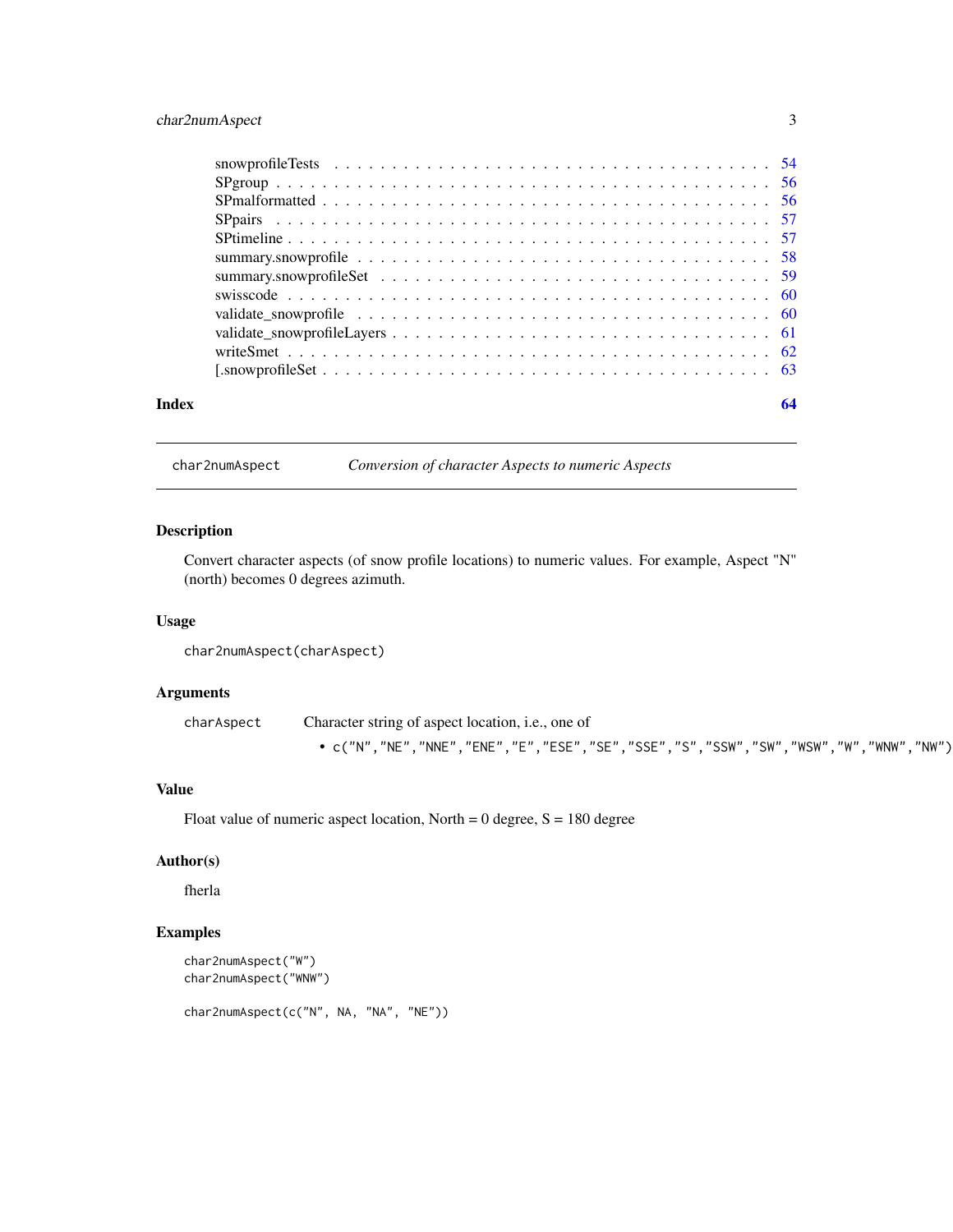snowprofileTests . . . . . . . . . . . . . . . . . . . . . . . . . . . . . . . . . . . 54
SPgroup . . . . . . . . . . . . . . . . . . . . . . . . . . . . . . . . . . . . . . . 56
SPmalformatted . . . . . . . . . . . . . . . . . . . . . . . . . . . . . . . . . . . 56
SPpairs . . . . . . . . . . . . . . . . . . . . . . . . . . . . . . . . . . . . . . . 57
SPtimeline . . . . . . . . . . . . . . . . . . . . . . . . . . . . . . . . . . . . . 57
summary.snowprofile . . . . . . . . . . . . . . . . . . . . . . . . . . . . . . . . . 58
summary.snowprofileSet . . . . . . . . . . . . . . . . . . . . . . . . . . . . . . . 59
swisscode . . . . . . . . . . . . . . . . . . . . . . . . . . . . . . . . . . . . . . 60
validate_snowprofile . . . . . . . . . . . . . . . . . . . . . . . . . . . . . . . . 60
validate_snowprofileLayers . . . . . . . . . . . . . . . . . . . . . . . . . . . . . 61
writeSmet . . . . . . . . . . . . . . . . . . . . . . . . . . . . . . . . . . . . . . 62
[.snowprofileSet . . . . . . . . . . . . . . . . . . . . . . . . . . . . . . . . . . 63

**Index** **64**

---

## char2numAspect — *Conversion of character Aspects to numeric Aspects*

### Description

Convert character aspects (of snow profile locations) to numeric values. For example, Aspect "N" (north) becomes 0 degrees azimuth.

### Usage

```
char2numAspect(charAspect)
```

### Arguments

charAspect — Character string of aspect location, i.e., one of

- `c("N","NE","NNE","ENE","E","ESE","SE","SSE","S","SSW","SW","WSW","W","WNW","NW")`

### Value

Float value of numeric aspect location, North = 0 degree, S = 180 degree

### Author(s)

fherla

### Examples

```
char2numAspect("W")
char2numAspect("WNW")

char2numAspect(c("N", NA, "NA", "NE"))
```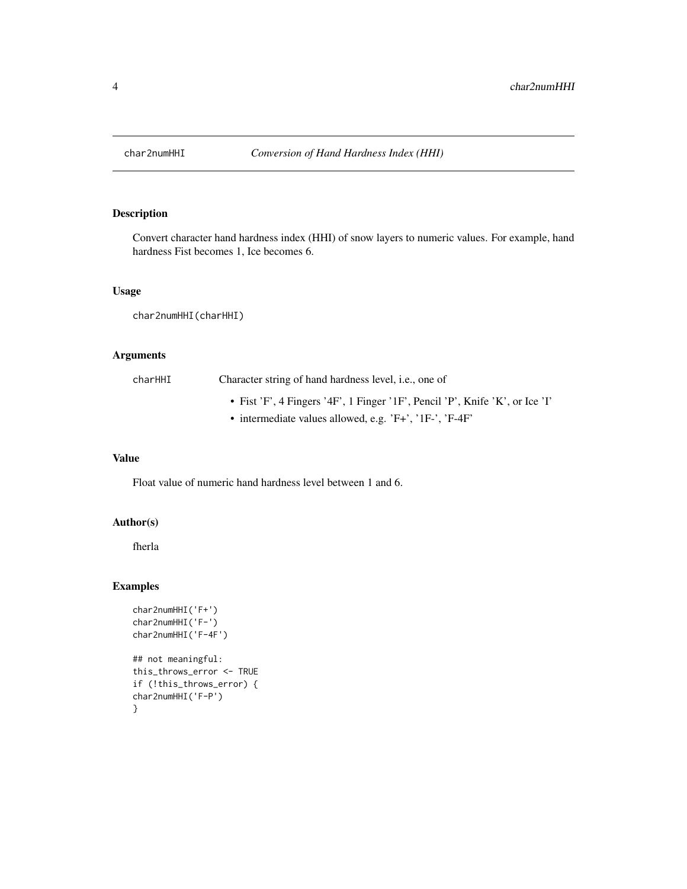char2numHHI *Conversion of Hand Hardness Index (HHI)*

## Description

Convert character hand hardness index (HHI) of snow layers to numeric values. For example, hand hardness Fist becomes 1, Ice becomes 6.

## Usage

```
char2numHHI(charHHI)
```

## Arguments

| | |
|---|---|
| charHHI | Character string of hand hardness level, i.e., one of<br>• Fist 'F', 4 Fingers '4F', 1 Finger '1F', Pencil 'P', Knife 'K', or Ice 'I'<br>• intermediate values allowed, e.g. 'F+', '1F-', 'F-4F' |

## Value

Float value of numeric hand hardness level between 1 and 6.

## Author(s)

fherla

## Examples

```
char2numHHI('F+')
char2numHHI('F-')
char2numHHI('F-4F')

## not meaningful:
this_throws_error <- TRUE
if (!this_throws_error) {
char2numHHI('F-P')
}
```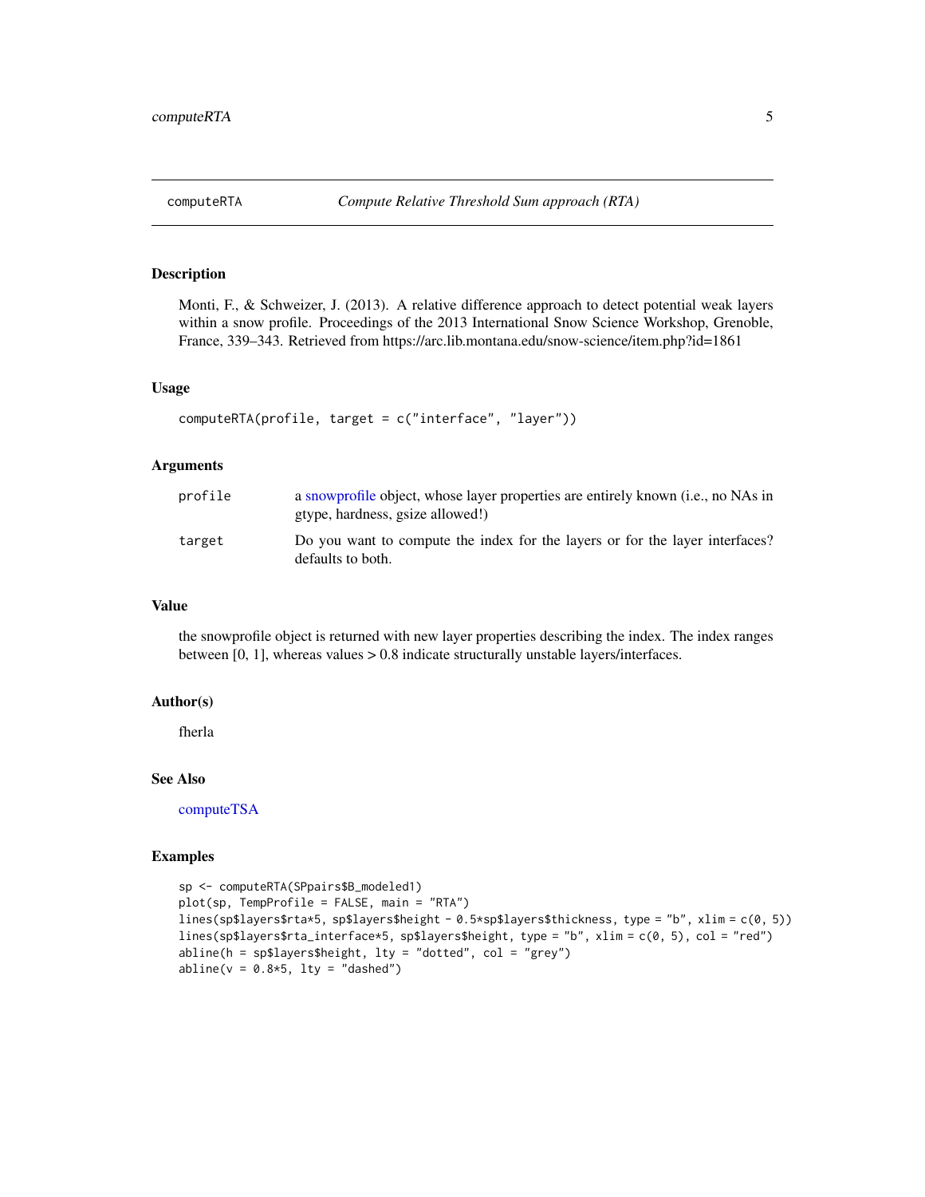## computeRTA — *Compute Relative Threshold Sum approach (RTA)*

### Description

Monti, F., & Schweizer, J. (2013). A relative difference approach to detect potential weak layers within a snow profile. Proceedings of the 2013 International Snow Science Workshop, Grenoble, France, 339–343. Retrieved from https://arc.lib.montana.edu/snow-science/item.php?id=1861

### Usage

```
computeRTA(profile, target = c("interface", "layer"))
```

### Arguments

| | |
|---|---|
| profile | a snowprofile object, whose layer properties are entirely known (i.e., no NAs in gtype, hardness, gsize allowed!) |
| target | Do you want to compute the index for the layers or for the layer interfaces? defaults to both. |

### Value

the snowprofile object is returned with new layer properties describing the index. The index ranges between [0, 1], whereas values > 0.8 indicate structurally unstable layers/interfaces.

### Author(s)

fherla

### See Also

computeTSA

### Examples

```
sp <- computeRTA(SPpairs$B_modeled1)
plot(sp, TempProfile = FALSE, main = "RTA")
lines(sp$layers$rta*5, sp$layers$height - 0.5*sp$layers$thickness, type = "b", xlim = c(0, 5))
lines(sp$layers$rta_interface*5, sp$layers$height, type = "b", xlim = c(0, 5), col = "red")
abline(h = sp$layers$height, lty = "dotted", col = "grey")
abline(v = 0.8*5, lty = "dashed")
```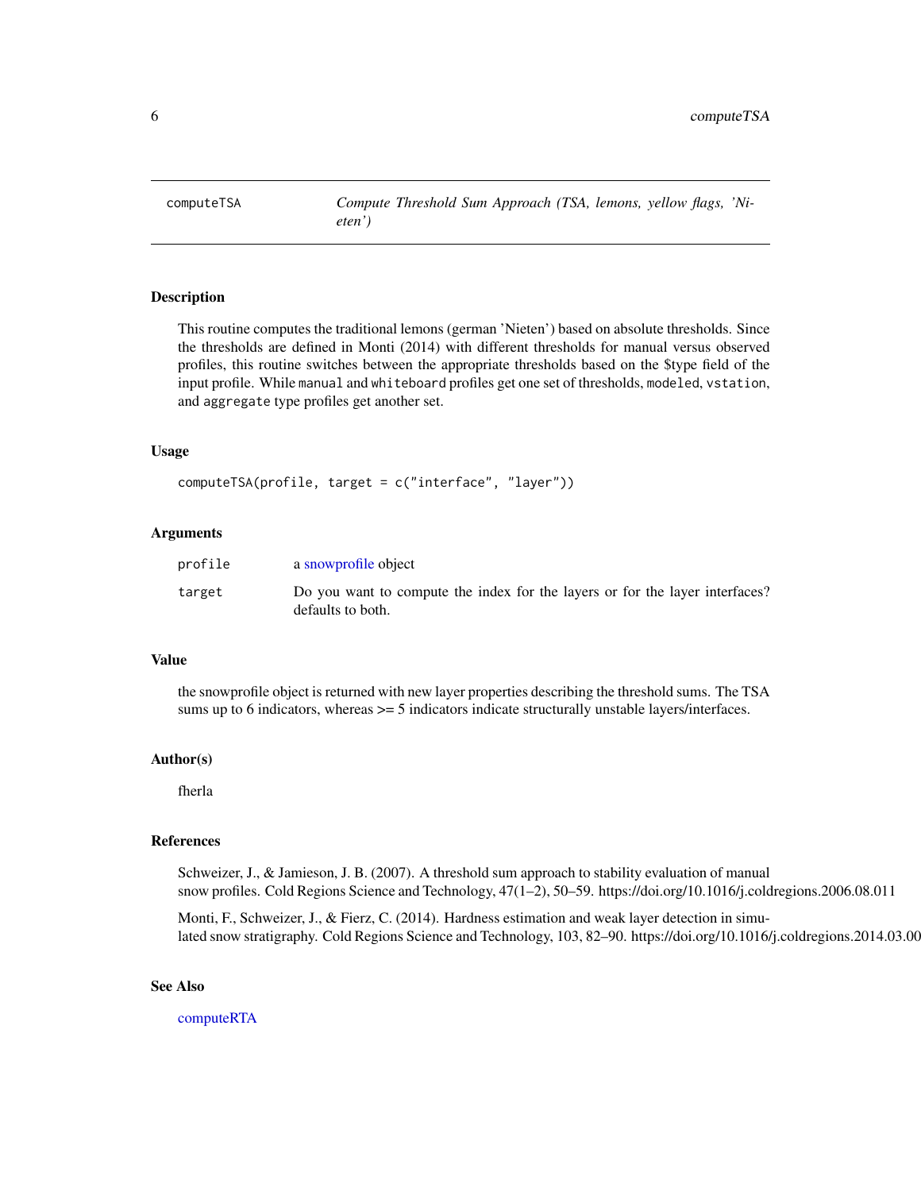## computeTSA — *Compute Threshold Sum Approach (TSA, lemons, yellow flags, 'Nieten')*

### Description

This routine computes the traditional lemons (german 'Nieten') based on absolute thresholds. Since the thresholds are defined in Monti (2014) with different thresholds for manual versus observed profiles, this routine switches between the appropriate thresholds based on the $type field of the input profile. While `manual` and `whiteboard` profiles get one set of thresholds, `modeled`, `vstation`, and `aggregate` type profiles get another set.

### Usage

```
computeTSA(profile, target = c("interface", "layer"))
```

### Arguments

| | |
|---|---|
| profile | a snowprofile object |
| target | Do you want to compute the index for the layers or for the layer interfaces? defaults to both. |

### Value

the snowprofile object is returned with new layer properties describing the threshold sums. The TSA sums up to 6 indicators, whereas >= 5 indicators indicate structurally unstable layers/interfaces.

### Author(s)

fherla

### References

Schweizer, J., & Jamieson, J. B. (2007). A threshold sum approach to stability evaluation of manual snow profiles. Cold Regions Science and Technology, 47(1–2), 50–59. https://doi.org/10.1016/j.coldregions.2006.08.011

Monti, F., Schweizer, J., & Fierz, C. (2014). Hardness estimation and weak layer detection in simulated snow stratigraphy. Cold Regions Science and Technology, 103, 82–90. https://doi.org/10.1016/j.coldregions.2014.03.00

### See Also

computeRTA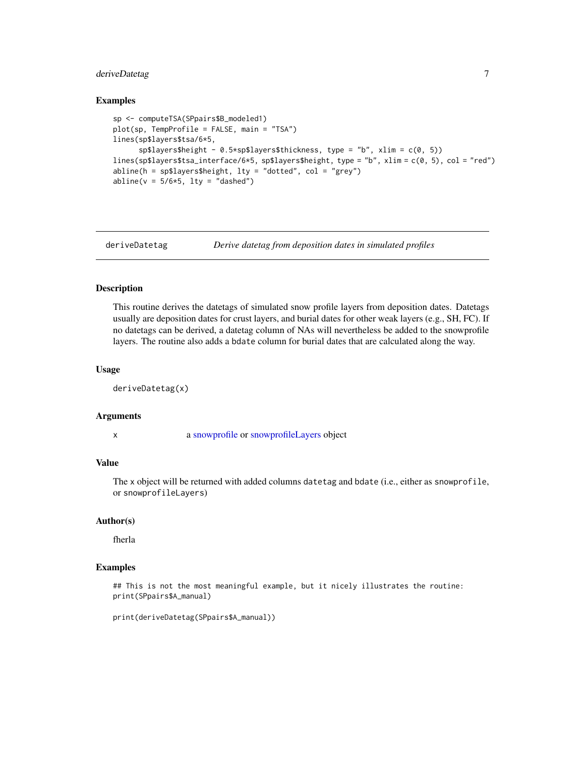### Examples

```
sp <- computeTSA(SPpairs$B_modeled1)
plot(sp, TempProfile = FALSE, main = "TSA")
lines(sp$layers$tsa/6*5,
      sp$layers$height - 0.5*sp$layers$thickness, type = "b", xlim = c(0, 5))
lines(sp$layers$tsa_interface/6*5, sp$layers$height, type = "b", xlim = c(0, 5), col = "red")
abline(h = sp$layers$height, lty = "dotted", col = "grey")
abline(v = 5/6*5, lty = "dashed")
```

---

## deriveDatetag — *Derive datetag from deposition dates in simulated profiles*

### Description

This routine derives the datetags of simulated snow profile layers from deposition dates. Datetags usually are deposition dates for crust layers, and burial dates for other weak layers (e.g., SH, FC). If no datetags can be derived, a datetag column of NAs will nevertheless be added to the snowprofile layers. The routine also adds a `bdate` column for burial dates that are calculated along the way.

### Usage

```
deriveDatetag(x)
```

### Arguments

| | |
|---|---|
| `x` | a snowprofile or snowprofileLayers object |

### Value

The `x` object will be returned with added columns `datetag` and `bdate` (i.e., either as `snowprofile`, or `snowprofileLayers`)

### Author(s)

fherla

### Examples

```
## This is not the most meaningful example, but it nicely illustrates the routine:
print(SPpairs$A_manual)

print(deriveDatetag(SPpairs$A_manual))
```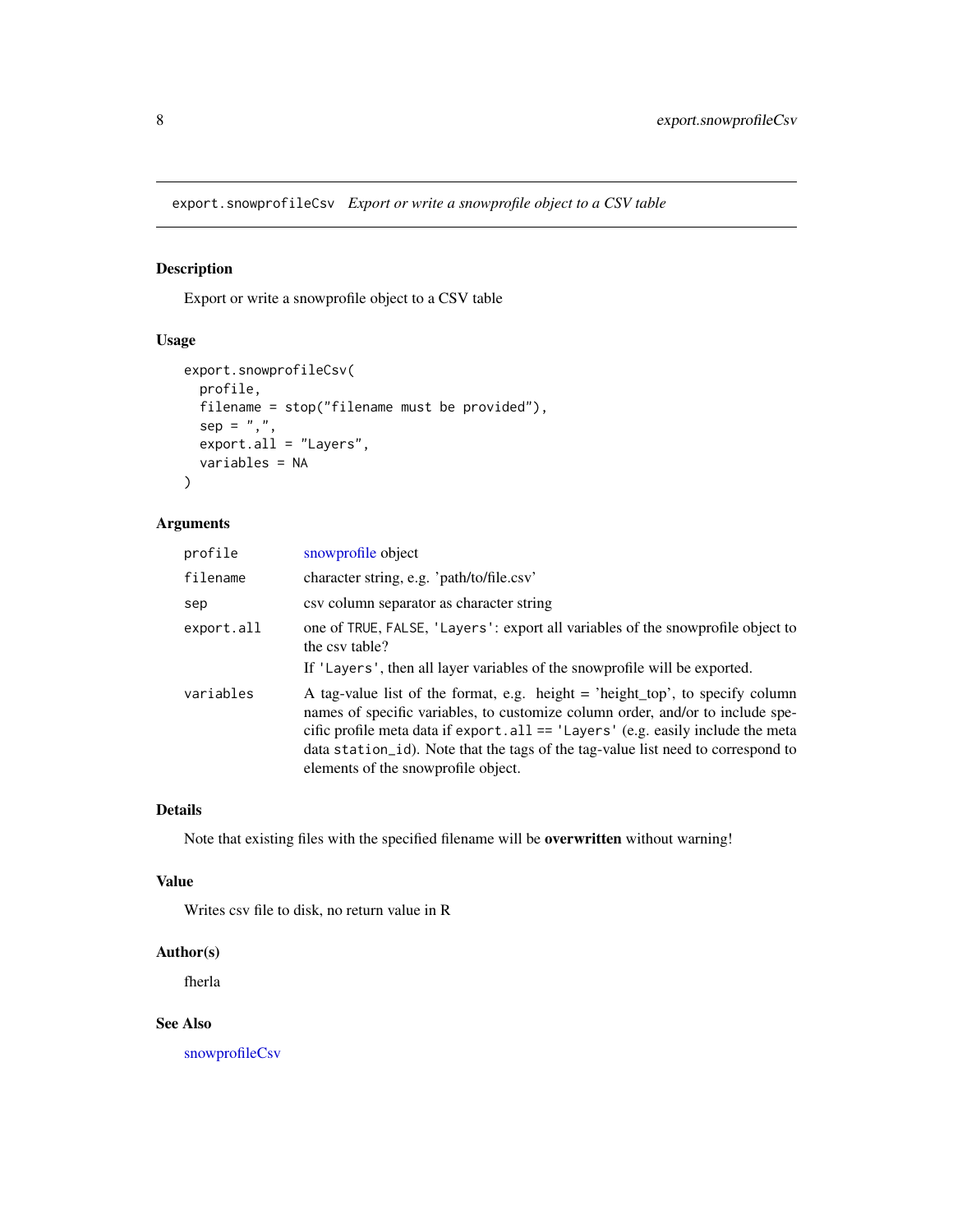`export.snowprofileCsv` *Export or write a snowprofile object to a CSV table*

## Description

Export or write a snowprofile object to a CSV table

## Usage

```
export.snowprofileCsv(
  profile,
  filename = stop("filename must be provided"),
  sep = ",",
  export.all = "Layers",
  variables = NA
)
```

## Arguments

| | |
|---|---|
| `profile` | snowprofile object |
| `filename` | character string, e.g. 'path/to/file.csv' |
| `sep` | csv column separator as character string |
| `export.all` | one of `TRUE`, `FALSE`, `'Layers'`: export all variables of the snowprofile object to the csv table?<br>If `'Layers'`, then all layer variables of the snowprofile will be exported. |
| `variables` | A tag-value list of the format, e.g. `height = 'height_top'`, to specify column names of specific variables, to customize column order, and/or to include specific profile meta data if `export.all == 'Layers'` (e.g. easily include the meta data `station_id`). Note that the tags of the tag-value list need to correspond to elements of the snowprofile object. |

## Details

Note that existing files with the specified filename will be **overwritten** without warning!

## Value

Writes csv file to disk, no return value in R

## Author(s)

fherla

## See Also

snowprofileCsv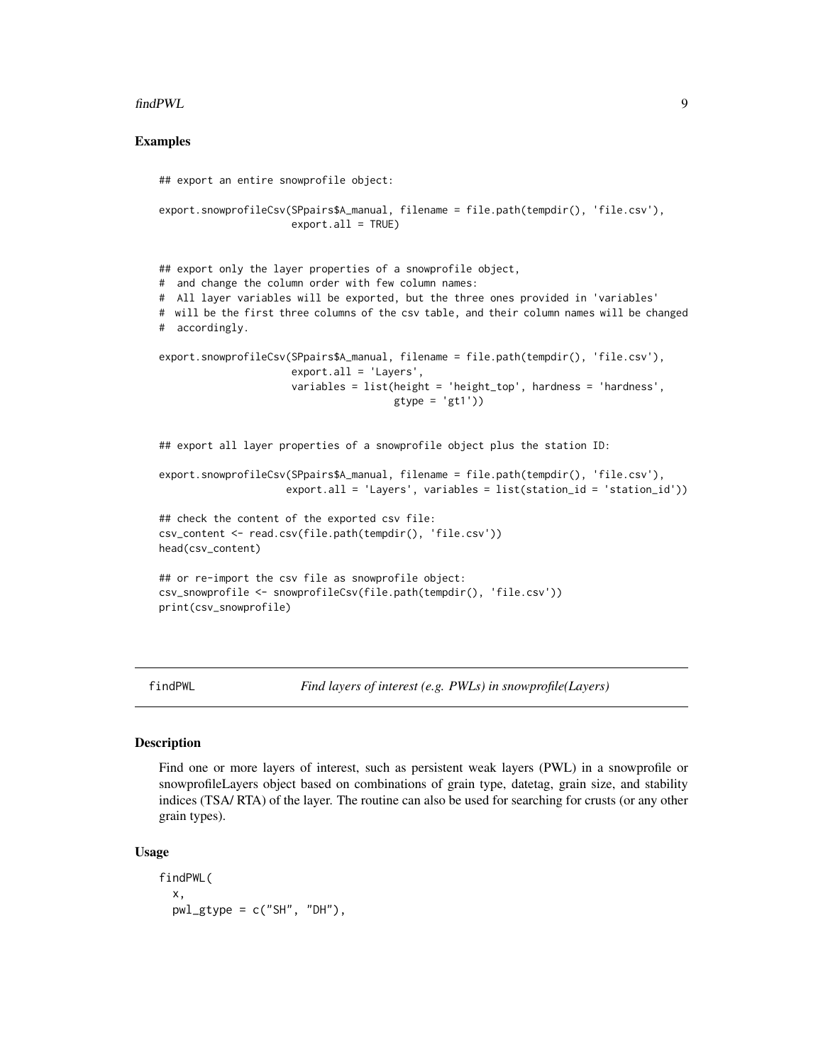### Examples

```
## export an entire snowprofile object:

export.snowprofileCsv(SPpairs$A_manual, filename = file.path(tempdir(), 'file.csv'),
                      export.all = TRUE)


## export only the layer properties of a snowprofile object,
#  and change the column order with few column names:
#  All layer variables will be exported, but the three ones provided in 'variables'
#  will be the first three columns of the csv table, and their column names will be changed
#  accordingly.

export.snowprofileCsv(SPpairs$A_manual, filename = file.path(tempdir(), 'file.csv'),
                      export.all = 'Layers',
                      variables = list(height = 'height_top', hardness = 'hardness',
                                       gtype = 'gt1'))


## export all layer properties of a snowprofile object plus the station ID:

export.snowprofileCsv(SPpairs$A_manual, filename = file.path(tempdir(), 'file.csv'),
                     export.all = 'Layers', variables = list(station_id = 'station_id'))

## check the content of the exported csv file:
csv_content <- read.csv(file.path(tempdir(), 'file.csv'))
head(csv_content)

## or re-import the csv file as snowprofile object:
csv_snowprofile <- snowprofileCsv(file.path(tempdir(), 'file.csv'))
print(csv_snowprofile)
```

---

## findPWL — *Find layers of interest (e.g. PWLs) in snowprofile(Layers)*

### Description

Find one or more layers of interest, such as persistent weak layers (PWL) in a snowprofile or snowprofileLayers object based on combinations of grain type, datetag, grain size, and stability indices (TSA/ RTA) of the layer. The routine can also be used for searching for crusts (or any other grain types).

### Usage

```
findPWL(
  x,
  pwl_gtype = c("SH", "DH"),
```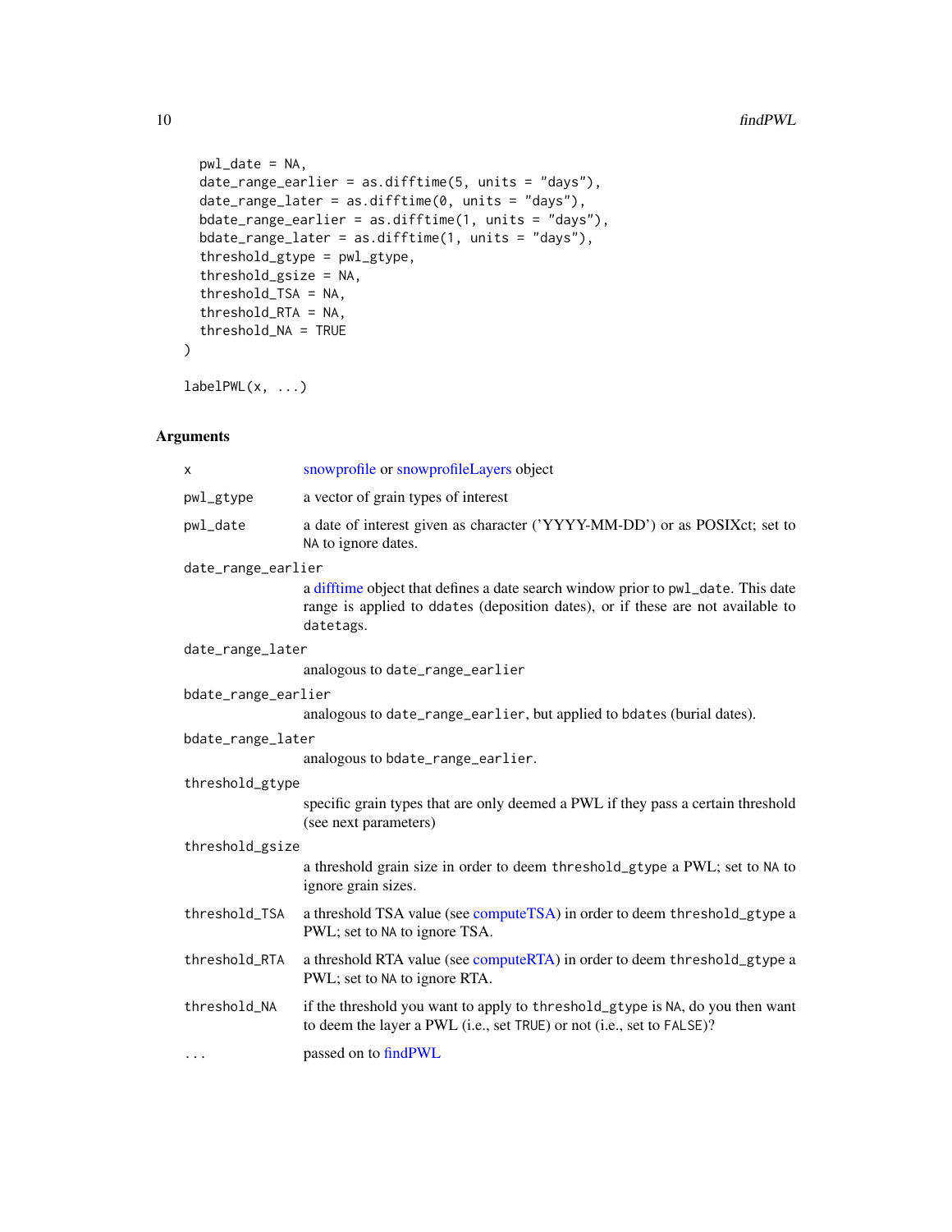```
  pwl_date = NA,
  date_range_earlier = as.difftime(5, units = "days"),
  date_range_later = as.difftime(0, units = "days"),
  bdate_range_earlier = as.difftime(1, units = "days"),
  bdate_range_later = as.difftime(1, units = "days"),
  threshold_gtype = pwl_gtype,
  threshold_gsize = NA,
  threshold_TSA = NA,
  threshold_RTA = NA,
  threshold_NA = TRUE
)

labelPWL(x, ...)
```

## Arguments

| | |
|---|---|
| `x` | snowprofile or snowprofileLayers object |
| `pwl_gtype` | a vector of grain types of interest |
| `pwl_date` | a date of interest given as character ('YYYY-MM-DD') or as POSIXct; set to `NA` to ignore dates. |
| `date_range_earlier` | a difftime object that defines a date search window prior to `pwl_date`. This date range is applied to `ddates` (deposition dates), or if these are not available to `datetags`. |
| `date_range_later` | analogous to `date_range_earlier` |
| `bdate_range_earlier` | analogous to `date_range_earlier`, but applied to `bdates` (burial dates). |
| `bdate_range_later` | analogous to `bdate_range_earlier`. |
| `threshold_gtype` | specific grain types that are only deemed a PWL if they pass a certain threshold (see next parameters) |
| `threshold_gsize` | a threshold grain size in order to deem `threshold_gtype` a PWL; set to `NA` to ignore grain sizes. |
| `threshold_TSA` | a threshold TSA value (see computeTSA) in order to deem `threshold_gtype` a PWL; set to `NA` to ignore TSA. |
| `threshold_RTA` | a threshold RTA value (see computeRTA) in order to deem `threshold_gtype` a PWL; set to `NA` to ignore RTA. |
| `threshold_NA` | if the threshold you want to apply to `threshold_gtype` is `NA`, do you then want to deem the layer a PWL (i.e., set `TRUE`) or not (i.e., set to `FALSE`)? |
| `...` | passed on to findPWL |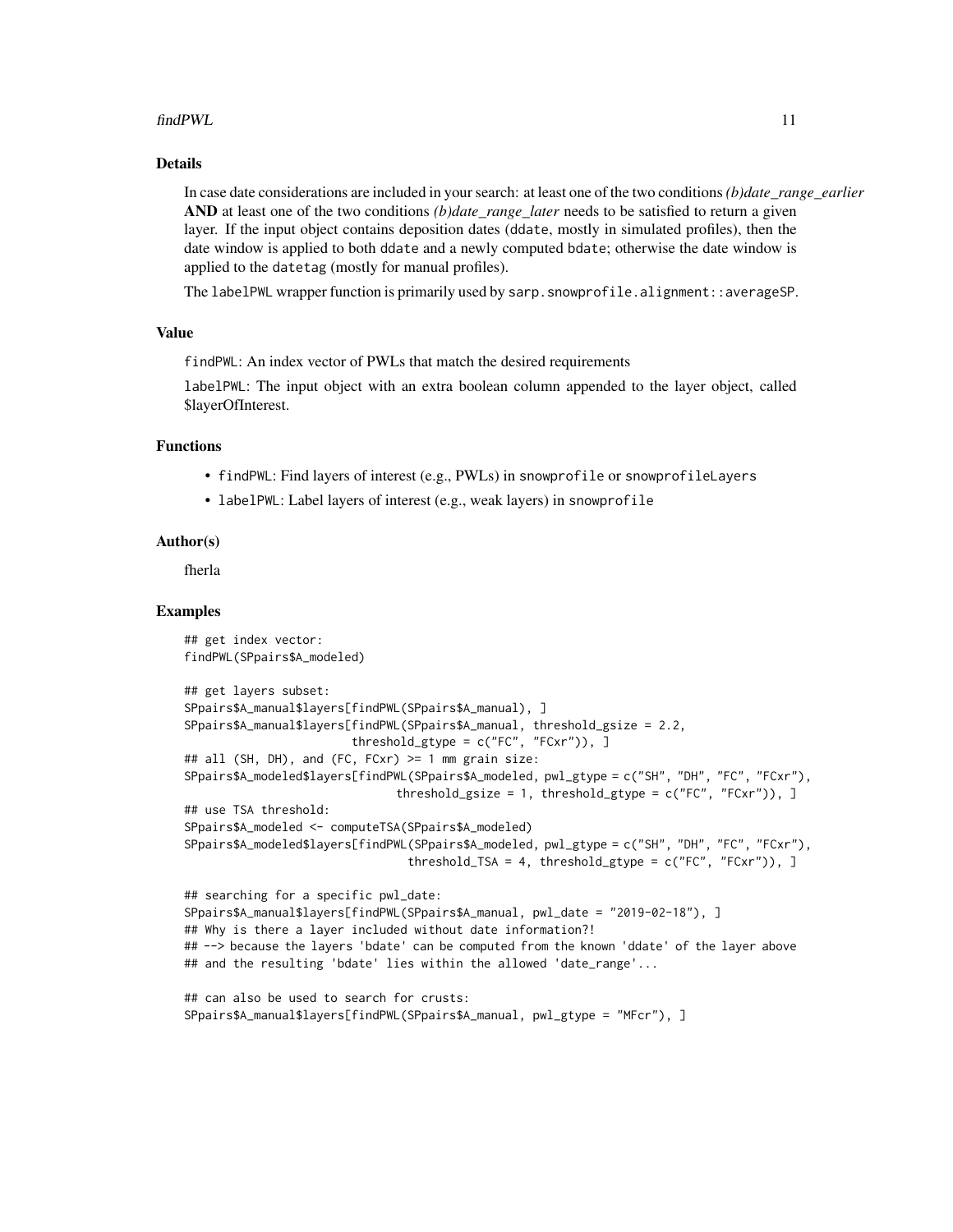## Details

In case date considerations are included in your search: at least one of the two conditions *(b)date_range_earlier* **AND** at least one of the two conditions *(b)date_range_later* needs to be satisfied to return a given layer. If the input object contains deposition dates (`ddate`, mostly in simulated profiles), then the date window is applied to both `ddate` and a newly computed `bdate`; otherwise the date window is applied to the `datetag` (mostly for manual profiles).

The `labelPWL` wrapper function is primarily used by `sarp.snowprofile.alignment::averageSP`.

## Value

`findPWL`: An index vector of PWLs that match the desired requirements

`labelPWL`: The input object with an extra boolean column appended to the layer object, called $layerOfInterest.

## Functions

- `findPWL`: Find layers of interest (e.g., PWLs) in `snowprofile` or `snowprofileLayers`
- `labelPWL`: Label layers of interest (e.g., weak layers) in `snowprofile`

## Author(s)

fherla

## Examples

```
## get index vector:
findPWL(SPpairs$A_modeled)

## get layers subset:
SPpairs$A_manual$layers[findPWL(SPpairs$A_manual), ]
SPpairs$A_manual$layers[findPWL(SPpairs$A_manual, threshold_gsize = 2.2,
                        threshold_gtype = c("FC", "FCxr")), ]
## all (SH, DH), and (FC, FCxr) >= 1 mm grain size:
SPpairs$A_modeled$layers[findPWL(SPpairs$A_modeled, pwl_gtype = c("SH", "DH", "FC", "FCxr"),
                                threshold_gsize = 1, threshold_gtype = c("FC", "FCxr")), ]
## use TSA threshold:
SPpairs$A_modeled <- computeTSA(SPpairs$A_modeled)
SPpairs$A_modeled$layers[findPWL(SPpairs$A_modeled, pwl_gtype = c("SH", "DH", "FC", "FCxr"),
                                 threshold_TSA = 4, threshold_gtype = c("FC", "FCxr")), ]

## searching for a specific pwl_date:
SPpairs$A_manual$layers[findPWL(SPpairs$A_manual, pwl_date = "2019-02-18"), ]
## Why is there a layer included without date information?!
## --> because the layers 'bdate' can be computed from the known 'ddate' of the layer above
## and the resulting 'bdate' lies within the allowed 'date_range'...

## can also be used to search for crusts:
SPpairs$A_manual$layers[findPWL(SPpairs$A_manual, pwl_gtype = "MFcr"), ]
```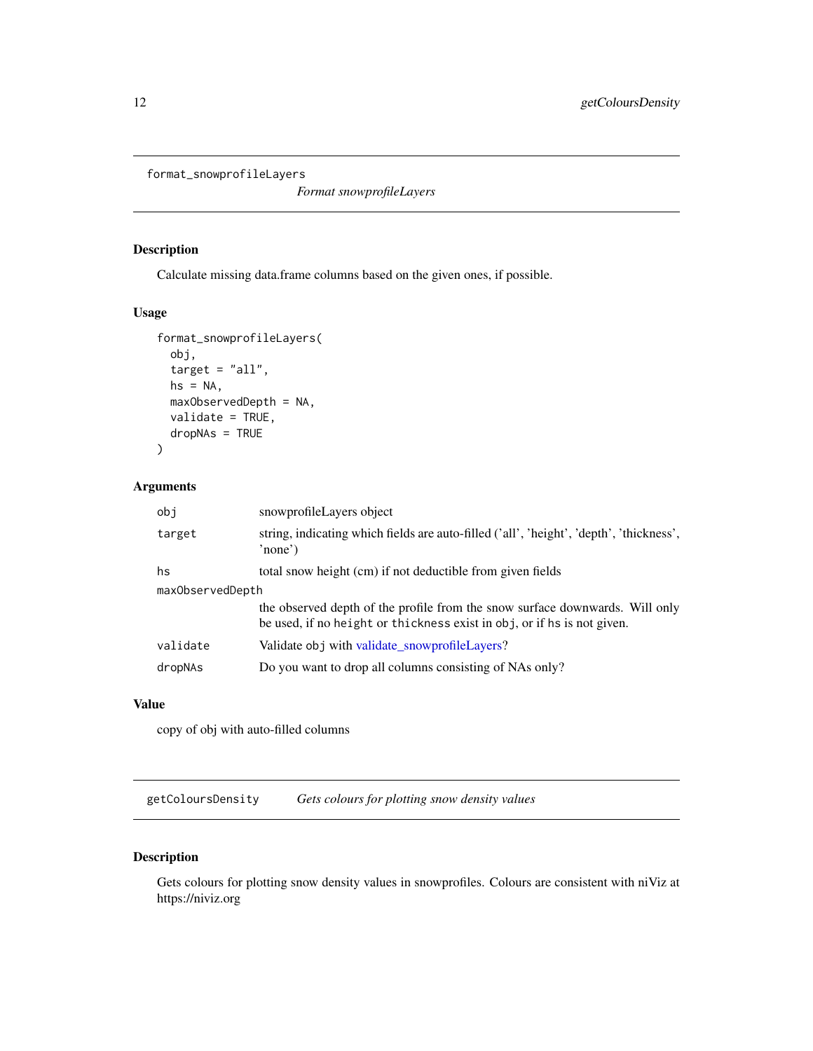## format_snowprofileLayers

*Format snowprofileLayers*

### Description

Calculate missing data.frame columns based on the given ones, if possible.

### Usage

```
format_snowprofileLayers(
  obj,
  target = "all",
  hs = NA,
  maxObservedDepth = NA,
  validate = TRUE,
  dropNAs = TRUE
)
```

### Arguments

| Argument | Description |
| --- | --- |
| `obj` | snowprofileLayers object |
| `target` | string, indicating which fields are auto-filled ('all', 'height', 'depth', 'thickness', 'none') |
| `hs` | total snow height (cm) if not deductible from given fields |
| `maxObservedDepth` | the observed depth of the profile from the snow surface downwards. Will only be used, if no `height` or `thickness` exist in `obj`, or if `hs` is not given. |
| `validate` | Validate `obj` with validate_snowprofileLayers? |
| `dropNAs` | Do you want to drop all columns consisting of NAs only? |

### Value

copy of obj with auto-filled columns

## getColoursDensity

*Gets colours for plotting snow density values*

### Description

Gets colours for plotting snow density values in snowprofiles. Colours are consistent with niViz at https://niviz.org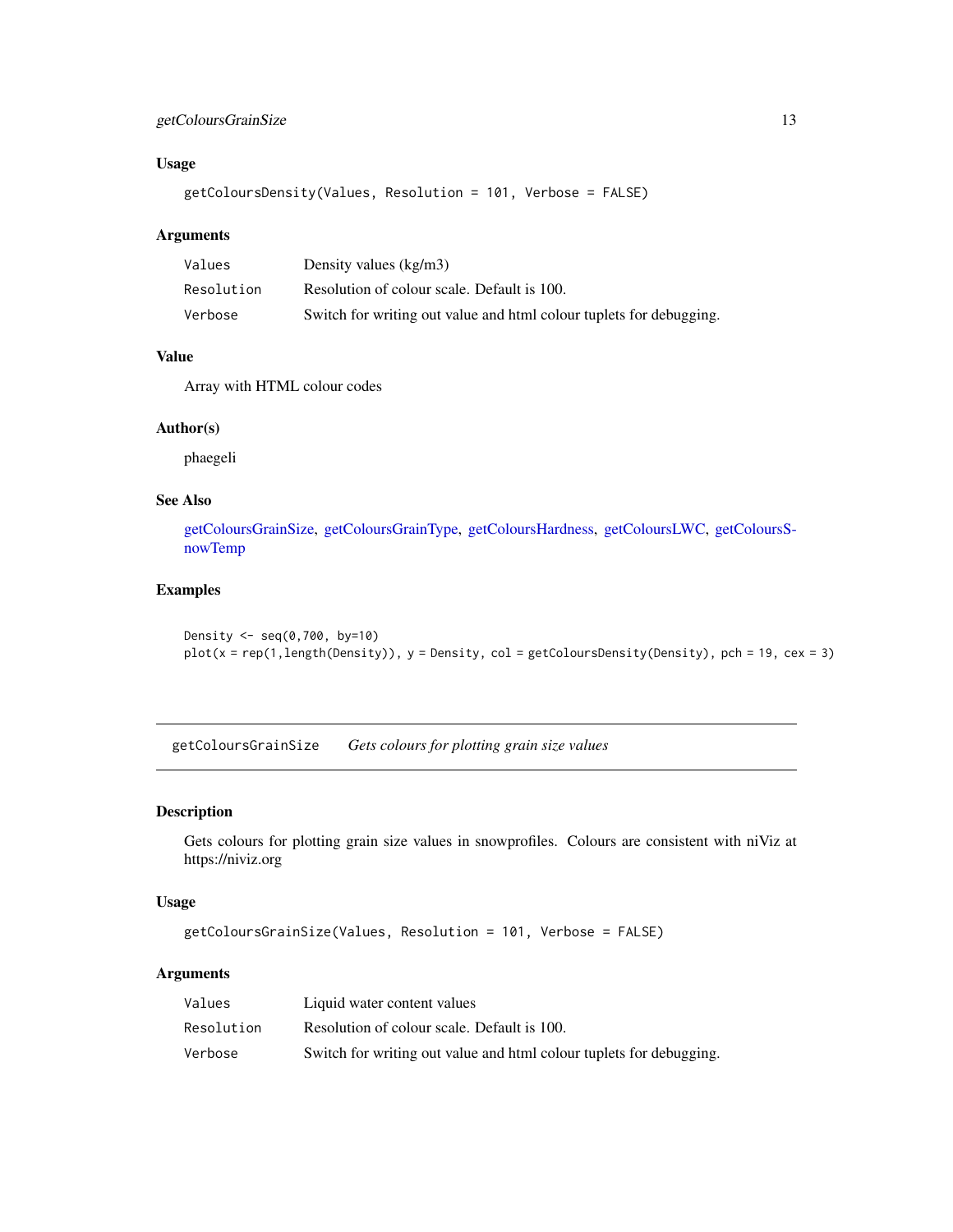### Usage

```
getColoursDensity(Values, Resolution = 101, Verbose = FALSE)
```

### Arguments

| | |
|---|---|
| Values | Density values (kg/m3) |
| Resolution | Resolution of colour scale. Default is 100. |
| Verbose | Switch for writing out value and html colour tuplets for debugging. |

### Value

Array with HTML colour codes

### Author(s)

phaegeli

### See Also

getColoursGrainSize, getColoursGrainType, getColoursHardness, getColoursLWC, getColoursSnowTemp

### Examples

```
Density <- seq(0,700, by=10)
plot(x = rep(1,length(Density)), y = Density, col = getColoursDensity(Density), pch = 19, cex = 3)
```

## getColoursGrainSize    *Gets colours for plotting grain size values*

### Description

Gets colours for plotting grain size values in snowprofiles. Colours are consistent with niViz at https://niviz.org

### Usage

```
getColoursGrainSize(Values, Resolution = 101, Verbose = FALSE)
```

### Arguments

| | |
|---|---|
| Values | Liquid water content values |
| Resolution | Resolution of colour scale. Default is 100. |
| Verbose | Switch for writing out value and html colour tuplets for debugging. |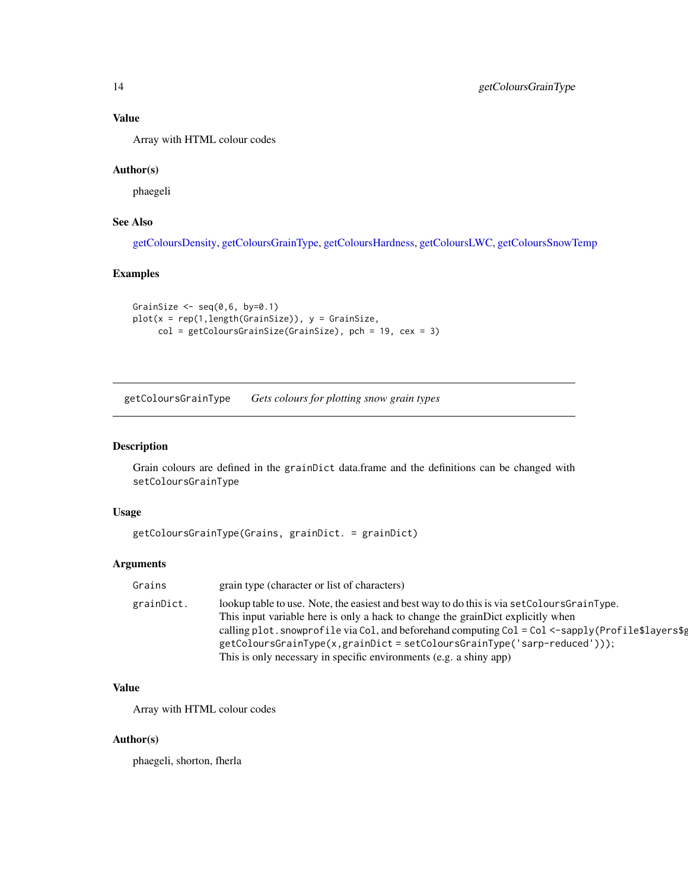### Value

Array with HTML colour codes

### Author(s)

phaegeli

### See Also

getColoursDensity, getColoursGrainType, getColoursHardness, getColoursLWC, getColoursSnowTemp

### Examples

```
GrainSize <- seq(0,6, by=0.1)
plot(x = rep(1,length(GrainSize)), y = GrainSize,
     col = getColoursGrainSize(GrainSize), pch = 19, cex = 3)
```

---

## getColoursGrainType *Gets colours for plotting snow grain types*

---

### Description

Grain colours are defined in the `grainDict` data.frame and the definitions can be changed with `setColoursGrainType`

### Usage

```
getColoursGrainType(Grains, grainDict. = grainDict)
```

### Arguments

| | |
|---|---|
| `Grains` | grain type (character or list of characters) |
| `grainDict.` | lookup table to use. Note, the easiest and best way to do this is via `setColoursGrainType`. This input variable here is only a hack to change the grainDict explicitly when calling `plot.snowprofile` via `Col`, and beforehand computing `Col = Col <-sapply(Profile$layers$g` `getColoursGrainType(x,grainDict = setColoursGrainType('sarp-reduced')));` This is only necessary in specific environments (e.g. a shiny app) |

### Value

Array with HTML colour codes

### Author(s)

phaegeli, shorton, fherla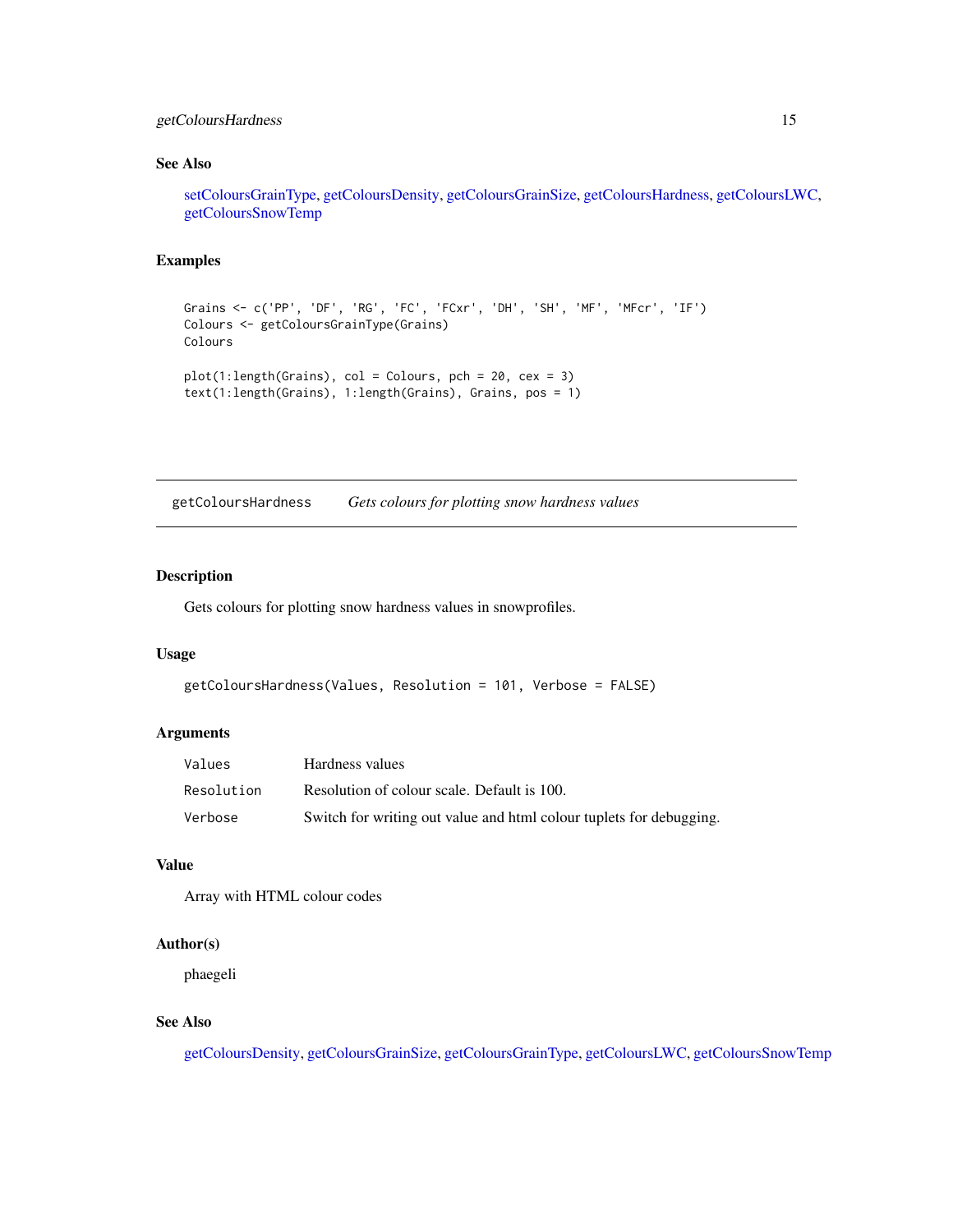## See Also

setColoursGrainType, getColoursDensity, getColoursGrainSize, getColoursHardness, getColoursLWC, getColoursSnowTemp

## Examples

```
Grains <- c('PP', 'DF', 'RG', 'FC', 'FCxr', 'DH', 'SH', 'MF', 'MFcr', 'IF')
Colours <- getColoursGrainType(Grains)
Colours

plot(1:length(Grains), col = Colours, pch = 20, cex = 3)
text(1:length(Grains), 1:length(Grains), Grains, pos = 1)
```

---

# getColoursHardness — *Gets colours for plotting snow hardness values*

---

## Description

Gets colours for plotting snow hardness values in snowprofiles.

## Usage

```
getColoursHardness(Values, Resolution = 101, Verbose = FALSE)
```

## Arguments

| | |
|---|---|
| `Values` | Hardness values |
| `Resolution` | Resolution of colour scale. Default is 100. |
| `Verbose` | Switch for writing out value and html colour tuplets for debugging. |

## Value

Array with HTML colour codes

## Author(s)

phaegeli

## See Also

getColoursDensity, getColoursGrainSize, getColoursGrainType, getColoursLWC, getColoursSnowTemp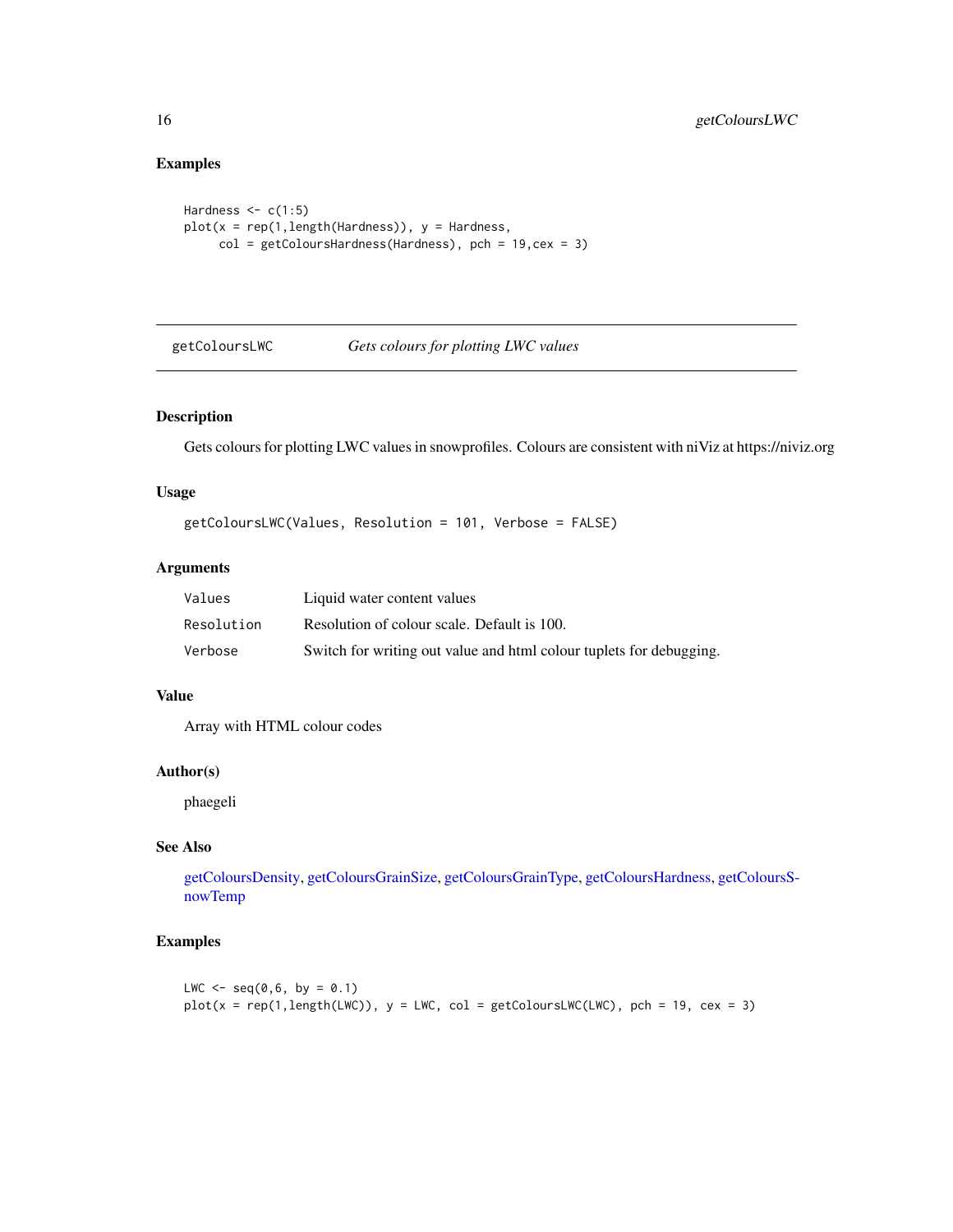## Examples

```
Hardness <- c(1:5)
plot(x = rep(1,length(Hardness)), y = Hardness,
     col = getColoursHardness(Hardness), pch = 19,cex = 3)
```

---

`getColoursLWC` *Gets colours for plotting LWC values*

---

## Description

Gets colours for plotting LWC values in snowprofiles. Colours are consistent with niViz at https://niviz.org

## Usage

```
getColoursLWC(Values, Resolution = 101, Verbose = FALSE)
```

## Arguments

| | |
|---|---|
| `Values` | Liquid water content values |
| `Resolution` | Resolution of colour scale. Default is 100. |
| `Verbose` | Switch for writing out value and html colour tuplets for debugging. |

## Value

Array with HTML colour codes

## Author(s)

phaegeli

## See Also

getColoursDensity, getColoursGrainSize, getColoursGrainType, getColoursHardness, getColoursSnowTemp

## Examples

```
LWC <- seq(0,6, by = 0.1)
plot(x = rep(1,length(LWC)), y = LWC, col = getColoursLWC(LWC), pch = 19, cex = 3)
```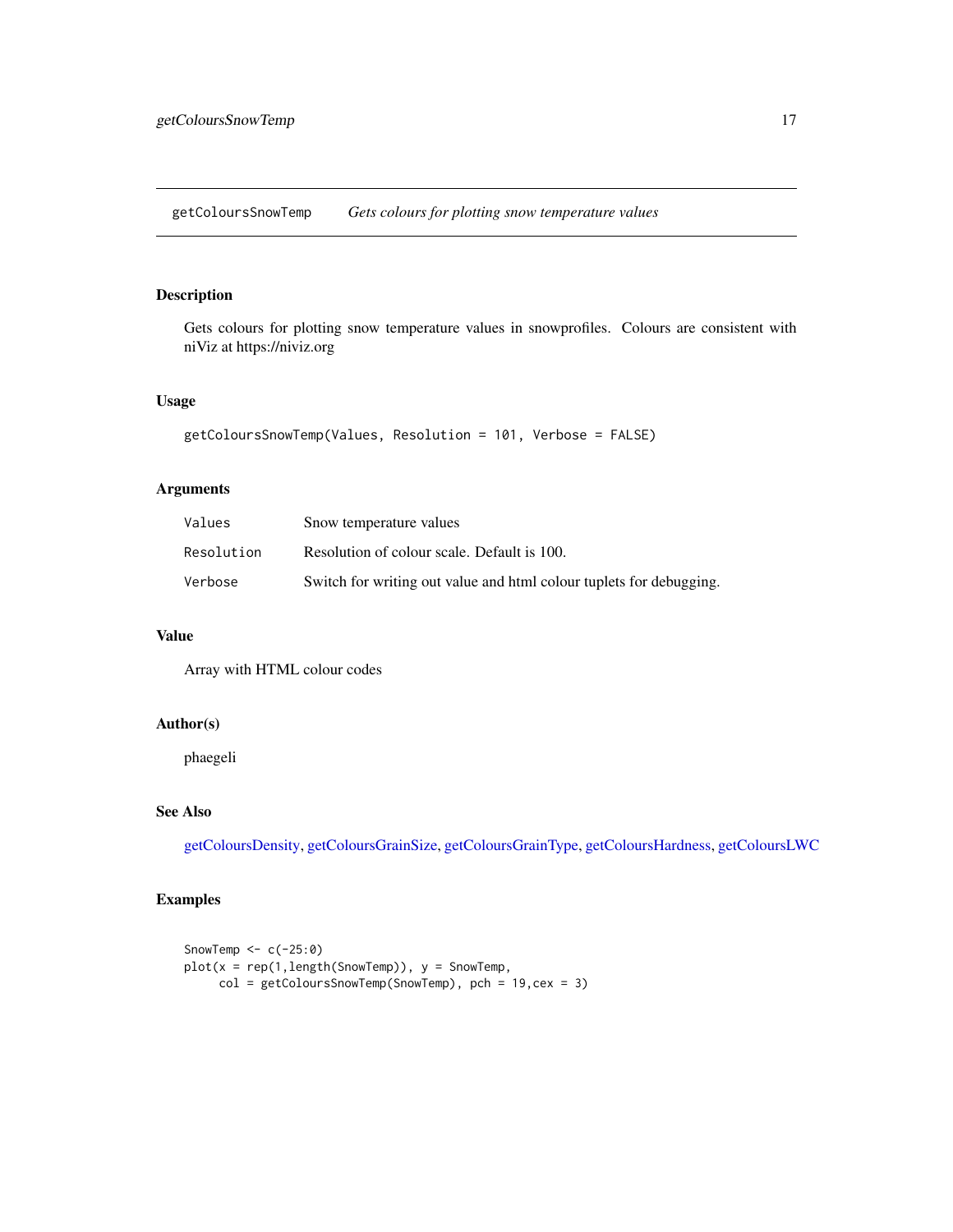# getColoursSnowTemp — *Gets colours for plotting snow temperature values*

## Description

Gets colours for plotting snow temperature values in snowprofiles. Colours are consistent with niViz at https://niviz.org

## Usage

```
getColoursSnowTemp(Values, Resolution = 101, Verbose = FALSE)
```

## Arguments

| | |
|---|---|
| `Values` | Snow temperature values |
| `Resolution` | Resolution of colour scale. Default is 100. |
| `Verbose` | Switch for writing out value and html colour tuplets for debugging. |

## Value

Array with HTML colour codes

## Author(s)

phaegeli

## See Also

getColoursDensity, getColoursGrainSize, getColoursGrainType, getColoursHardness, getColoursLWC

## Examples

```
SnowTemp <- c(-25:0)
plot(x = rep(1,length(SnowTemp)), y = SnowTemp,
     col = getColoursSnowTemp(SnowTemp), pch = 19,cex = 3)
```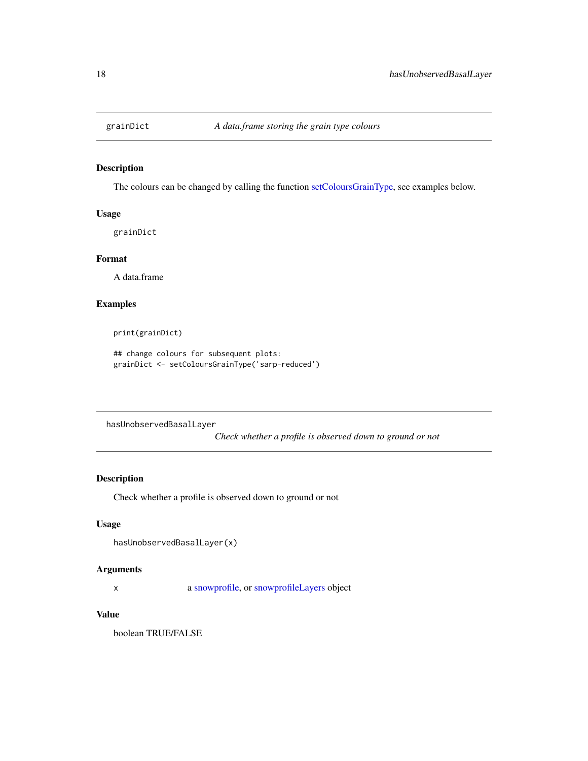## grainDict — *A data.frame storing the grain type colours*

### Description

The colours can be changed by calling the function setColoursGrainType, see examples below.

### Usage

```
grainDict
```

### Format

A data.frame

### Examples

```
print(grainDict)

## change colours for subsequent plots:
grainDict <- setColoursGrainType('sarp-reduced')
```

## hasUnobservedBasalLayer — *Check whether a profile is observed down to ground or not*

### Description

Check whether a profile is observed down to ground or not

### Usage

```
hasUnobservedBasalLayer(x)
```

### Arguments

| | |
|---|---|
| x | a snowprofile, or snowprofileLayers object |

### Value

boolean TRUE/FALSE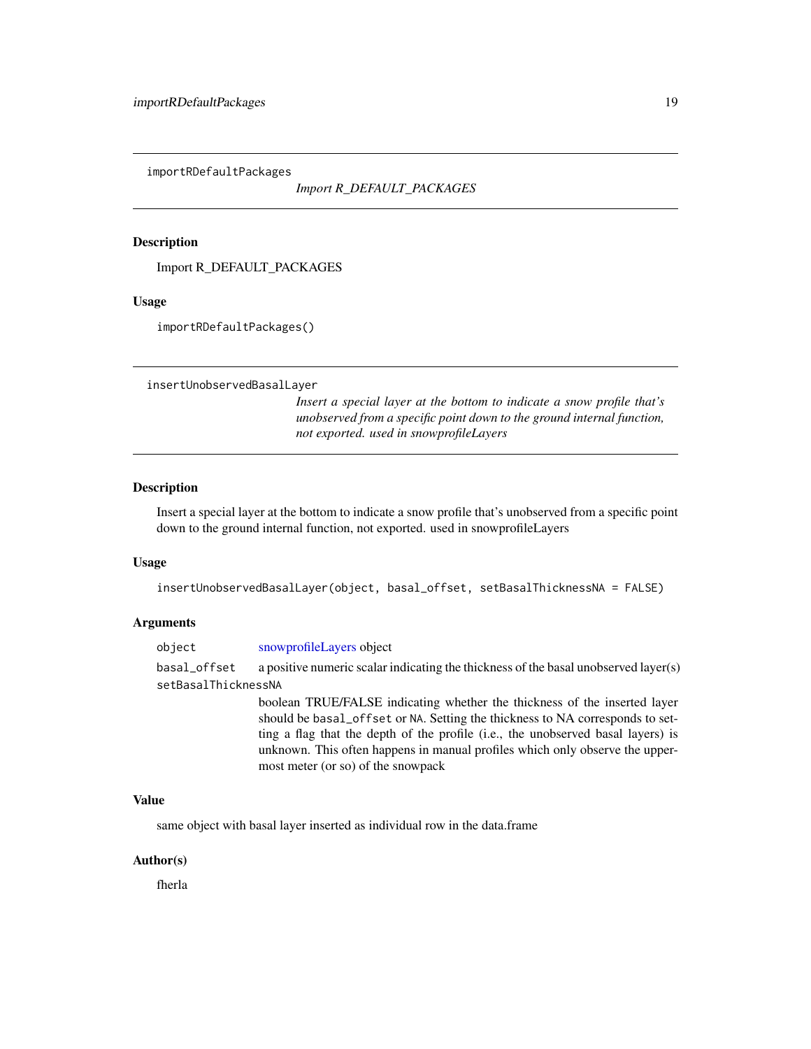## importRDefaultPackages

*Import R_DEFAULT_PACKAGES*

### Description

Import R_DEFAULT_PACKAGES

### Usage

```
importRDefaultPackages()
```

## insertUnobservedBasalLayer

*Insert a special layer at the bottom to indicate a snow profile that's unobserved from a specific point down to the ground internal function, not exported. used in snowprofileLayers*

### Description

Insert a special layer at the bottom to indicate a snow profile that's unobserved from a specific point down to the ground internal function, not exported. used in snowprofileLayers

### Usage

```
insertUnobservedBasalLayer(object, basal_offset, setBasalThicknessNA = FALSE)
```

### Arguments

| | |
|---|---|
| `object` | snowprofileLayers object |
| `basal_offset` | a positive numeric scalar indicating the thickness of the basal unobserved layer(s) |
| `setBasalThicknessNA` | boolean TRUE/FALSE indicating whether the thickness of the inserted layer should be `basal_offset` or `NA`. Setting the thickness to NA corresponds to setting a flag that the depth of the profile (i.e., the unobserved basal layers) is unknown. This often happens in manual profiles which only observe the uppermost meter (or so) of the snowpack |

### Value

same object with basal layer inserted as individual row in the data.frame

### Author(s)

fherla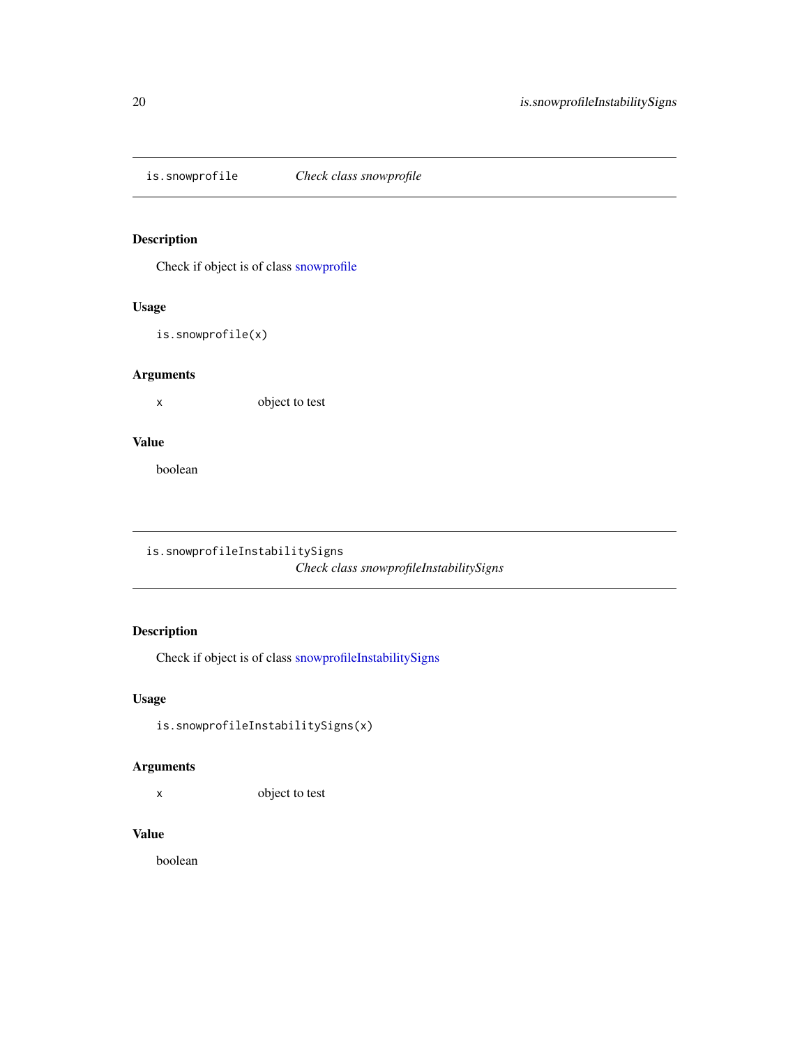## is.snowprofile — *Check class snowprofile*

### Description

Check if object is of class snowprofile

### Usage

```
is.snowprofile(x)
```

### Arguments

| | |
|---|---|
| x | object to test |

### Value

boolean

## is.snowprofileInstabilitySigns — *Check class snowprofileInstabilitySigns*

### Description

Check if object is of class snowprofileInstabilitySigns

### Usage

```
is.snowprofileInstabilitySigns(x)
```

### Arguments

| | |
|---|---|
| x | object to test |

### Value

boolean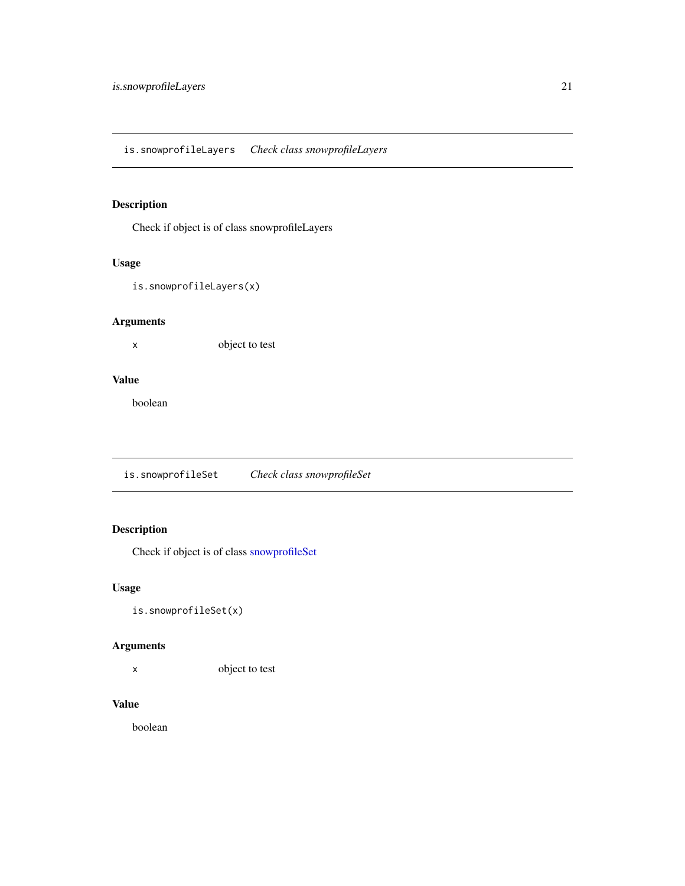## is.snowprofileLayers — *Check class snowprofileLayers*

### Description

Check if object is of class snowprofileLayers

### Usage

```
is.snowprofileLayers(x)
```

### Arguments

| | |
|---|---|
| x | object to test |

### Value

boolean

## is.snowprofileSet — *Check class snowprofileSet*

### Description

Check if object is of class snowprofileSet

### Usage

```
is.snowprofileSet(x)
```

### Arguments

| | |
|---|---|
| x | object to test |

### Value

boolean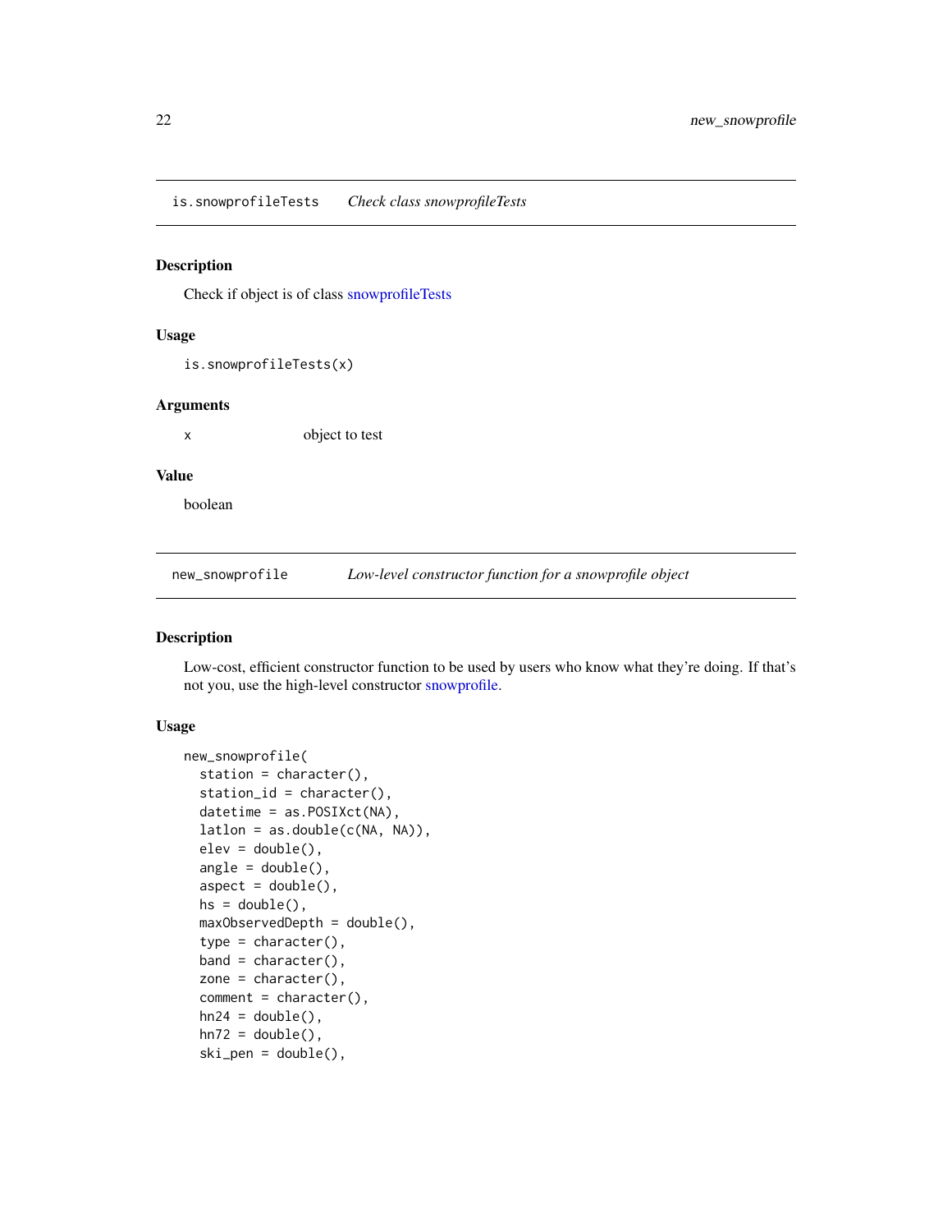## is.snowprofileTests    *Check class snowprofileTests*

### Description

Check if object is of class snowprofileTests

### Usage

```
is.snowprofileTests(x)
```

### Arguments

| | |
|---|---|
| x | object to test |

### Value

boolean

## new_snowprofile    *Low-level constructor function for a snowprofile object*

### Description

Low-cost, efficient constructor function to be used by users who know what they're doing. If that's not you, use the high-level constructor snowprofile.

### Usage

```
new_snowprofile(
  station = character(),
  station_id = character(),
  datetime = as.POSIXct(NA),
  latlon = as.double(c(NA, NA)),
  elev = double(),
  angle = double(),
  aspect = double(),
  hs = double(),
  maxObservedDepth = double(),
  type = character(),
  band = character(),
  zone = character(),
  comment = character(),
  hn24 = double(),
  hn72 = double(),
  ski_pen = double(),
```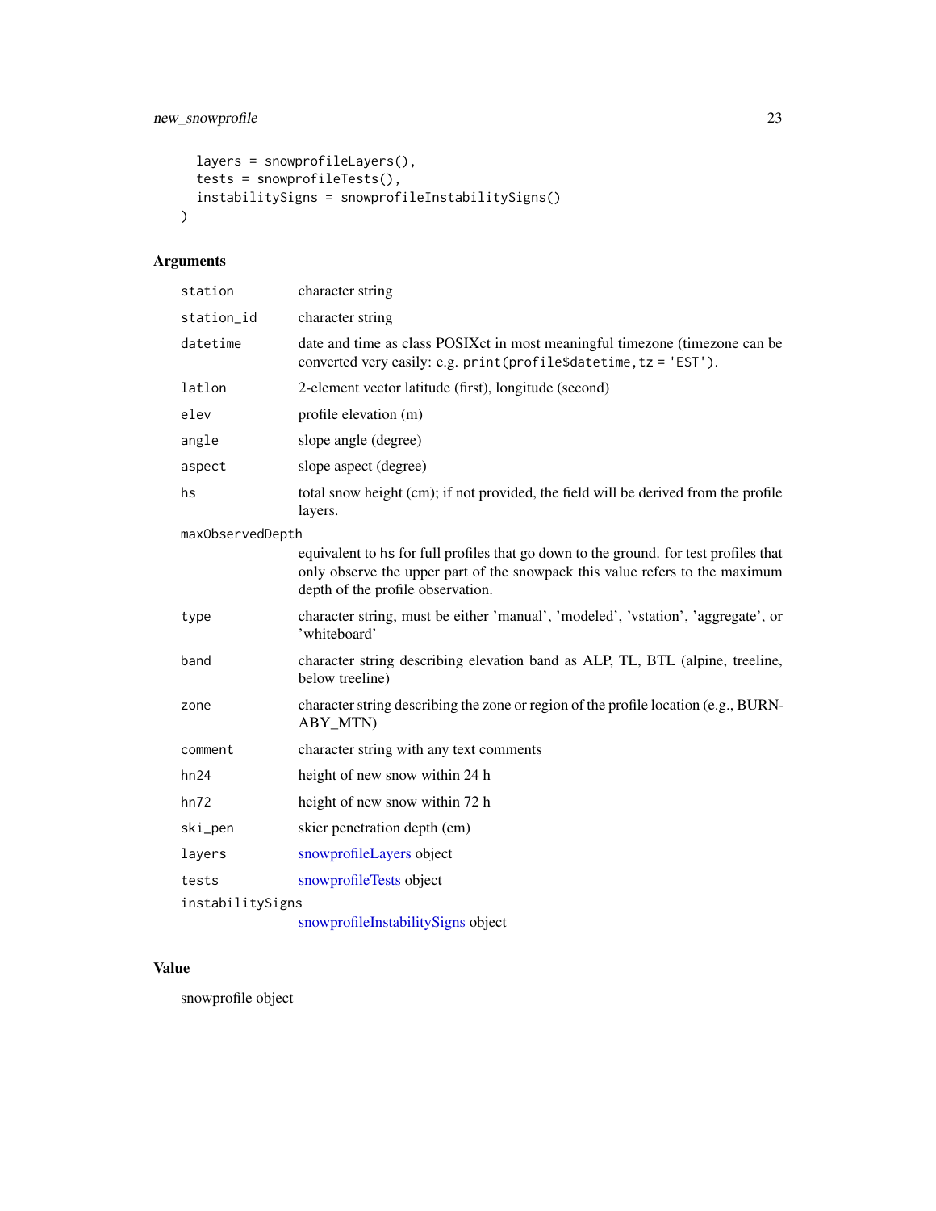```
  layers = snowprofileLayers(),
  tests = snowprofileTests(),
  instabilitySigns = snowprofileInstabilitySigns()
)
```

## Arguments

| Argument | Description |
| --- | --- |
| station | character string |
| station_id | character string |
| datetime | date and time as class POSIXct in most meaningful timezone (timezone can be converted very easily: e.g. `print(profile$datetime,tz = 'EST')`. |
| latlon | 2-element vector latitude (first), longitude (second) |
| elev | profile elevation (m) |
| angle | slope angle (degree) |
| aspect | slope aspect (degree) |
| hs | total snow height (cm); if not provided, the field will be derived from the profile layers. |
| maxObservedDepth | equivalent to hs for full profiles that go down to the ground. for test profiles that only observe the upper part of the snowpack this value refers to the maximum depth of the profile observation. |
| type | character string, must be either 'manual', 'modeled', 'vstation', 'aggregate', or 'whiteboard' |
| band | character string describing elevation band as ALP, TL, BTL (alpine, treeline, below treeline) |
| zone | character string describing the zone or region of the profile location (e.g., BURNABY_MTN) |
| comment | character string with any text comments |
| hn24 | height of new snow within 24 h |
| hn72 | height of new snow within 72 h |
| ski_pen | skier penetration depth (cm) |
| layers | snowprofileLayers object |
| tests | snowprofileTests object |
| instabilitySigns | snowprofileInstabilitySigns object |

## Value

snowprofile object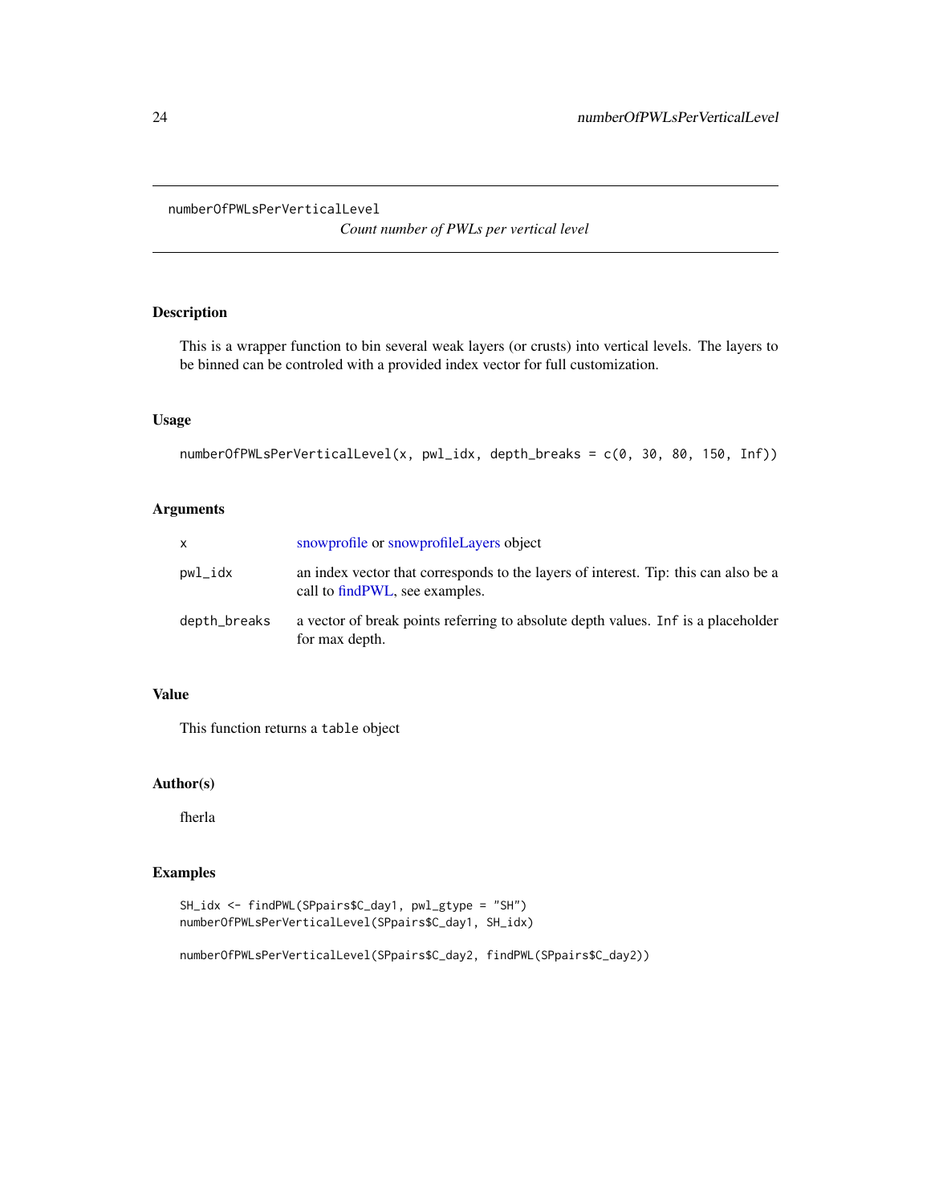numberOfPWLsPerVerticalLevel

*Count number of PWLs per vertical level*

## Description

This is a wrapper function to bin several weak layers (or crusts) into vertical levels. The layers to be binned can be controled with a provided index vector for full customization.

## Usage

```
numberOfPWLsPerVerticalLevel(x, pwl_idx, depth_breaks = c(0, 30, 80, 150, Inf))
```

## Arguments

| | |
|---|---|
| x | snowprofile or snowprofileLayers object |
| pwl_idx | an index vector that corresponds to the layers of interest. Tip: this can also be a call to findPWL, see examples. |
| depth_breaks | a vector of break points referring to absolute depth values. Inf is a placeholder for max depth. |

## Value

This function returns a table object

## Author(s)

fherla

## Examples

```
SH_idx <- findPWL(SPpairs$C_day1, pwl_gtype = "SH")
numberOfPWLsPerVerticalLevel(SPpairs$C_day1, SH_idx)

numberOfPWLsPerVerticalLevel(SPpairs$C_day2, findPWL(SPpairs$C_day2))
```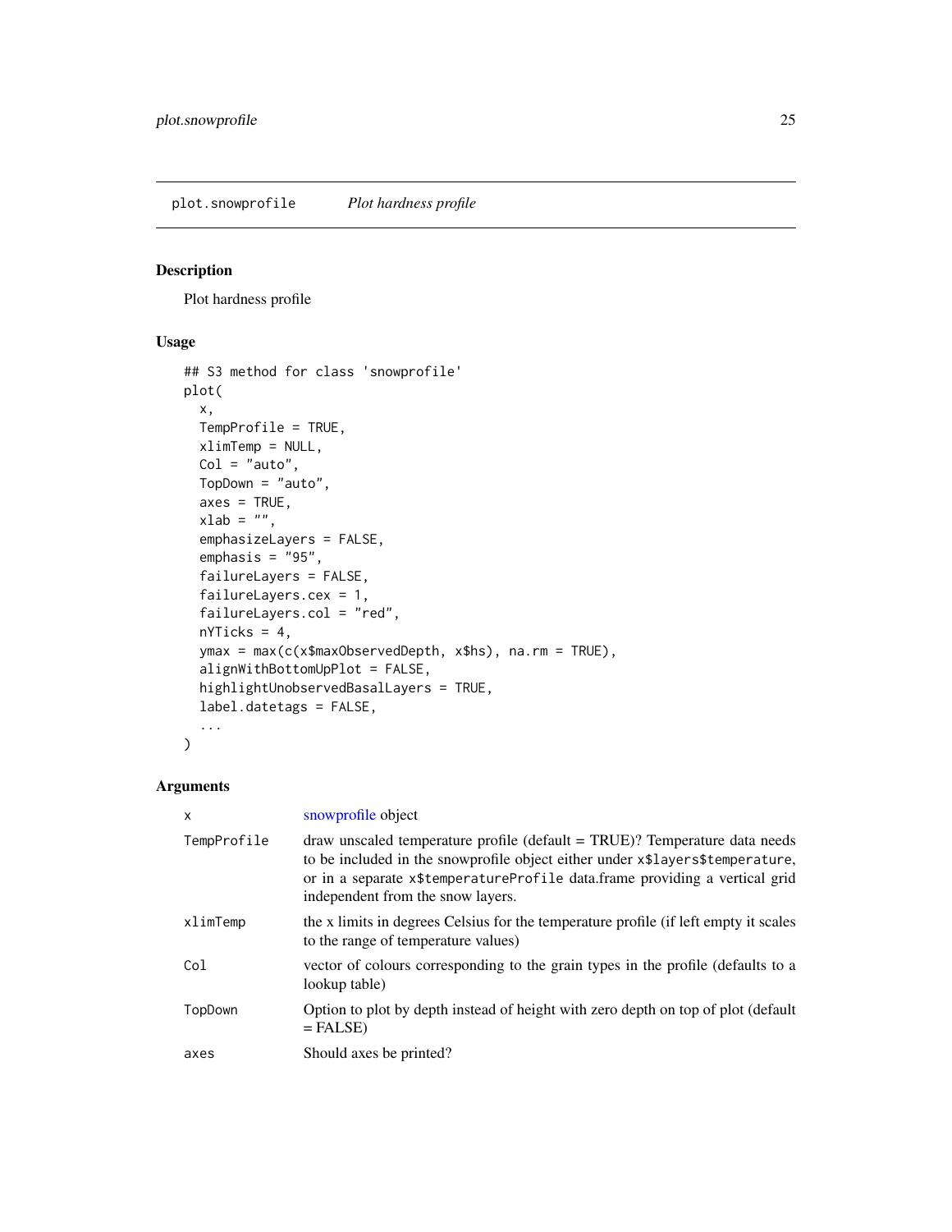## plot.snowprofile *Plot hardness profile*

### Description

Plot hardness profile

### Usage

```
## S3 method for class 'snowprofile'
plot(
  x,
  TempProfile = TRUE,
  xlimTemp = NULL,
  Col = "auto",
  TopDown = "auto",
  axes = TRUE,
  xlab = "",
  emphasizeLayers = FALSE,
  emphasis = "95",
  failureLayers = FALSE,
  failureLayers.cex = 1,
  failureLayers.col = "red",
  nYTicks = 4,
  ymax = max(c(x$maxObservedDepth, x$hs), na.rm = TRUE),
  alignWithBottomUpPlot = FALSE,
  highlightUnobservedBasalLayers = TRUE,
  label.datetags = FALSE,
  ...
)
```

### Arguments

| | |
|---|---|
| `x` | snowprofile object |
| `TempProfile` | draw unscaled temperature profile (default = TRUE)? Temperature data needs to be included in the snowprofile object either under `x$layers$temperature`, or in a separate `x$temperatureProfile` data.frame providing a vertical grid independent from the snow layers. |
| `xlimTemp` | the x limits in degrees Celsius for the temperature profile (if left empty it scales to the range of temperature values) |
| `Col` | vector of colours corresponding to the grain types in the profile (defaults to a lookup table) |
| `TopDown` | Option to plot by depth instead of height with zero depth on top of plot (default = FALSE) |
| `axes` | Should axes be printed? |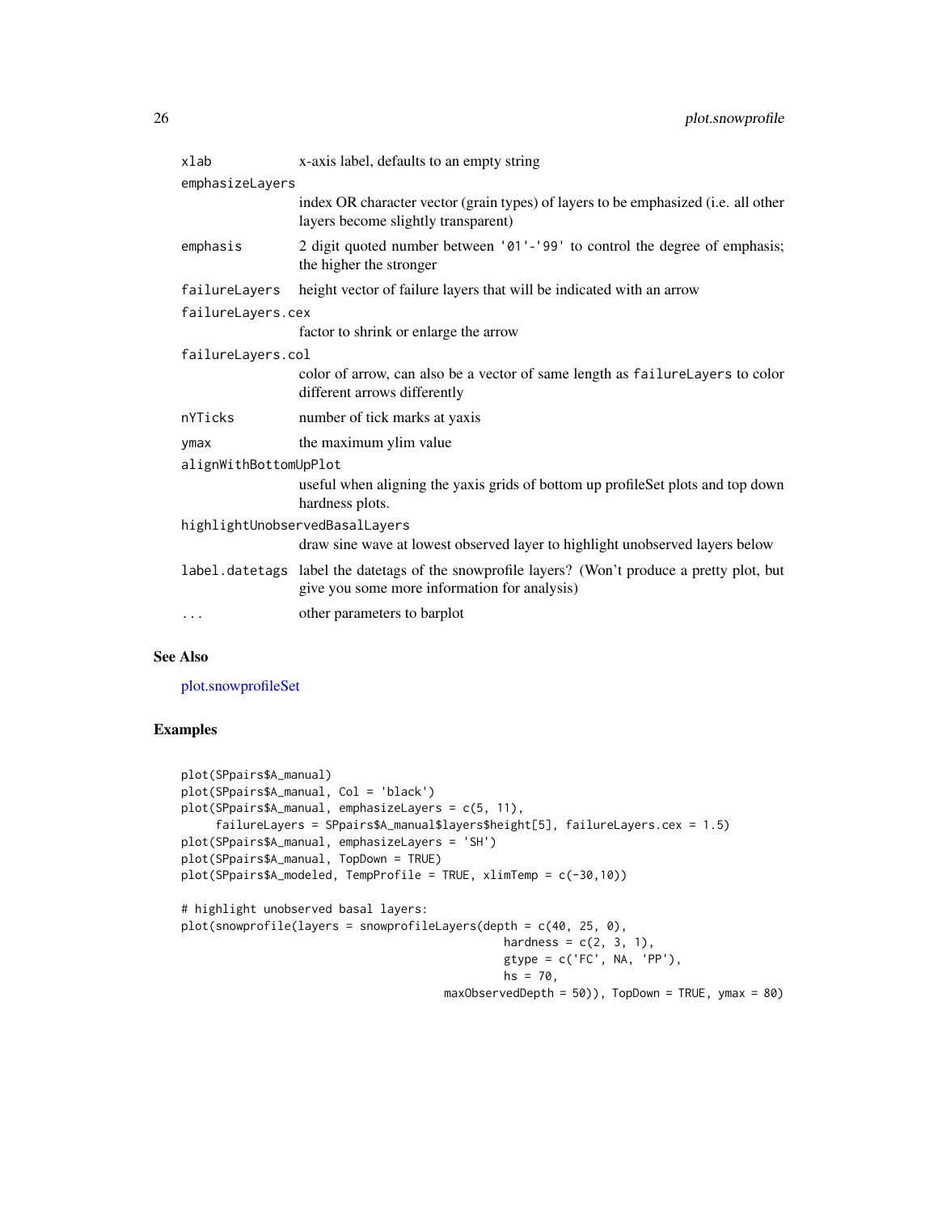| | |
|---|---|
| `xlab` | x-axis label, defaults to an empty string |
| `emphasizeLayers` | index OR character vector (grain types) of layers to be emphasized (i.e. all other layers become slightly transparent) |
| `emphasis` | 2 digit quoted number between '01'-'99' to control the degree of emphasis; the higher the stronger |
| `failureLayers` | height vector of failure layers that will be indicated with an arrow |
| `failureLayers.cex` | factor to shrink or enlarge the arrow |
| `failureLayers.col` | color of arrow, can also be a vector of same length as `failureLayers` to color different arrows differently |
| `nYTicks` | number of tick marks at yaxis |
| `ymax` | the maximum ylim value |
| `alignWithBottomUpPlot` | useful when aligning the yaxis grids of bottom up profileSet plots and top down hardness plots. |
| `highlightUnobservedBasalLayers` | draw sine wave at lowest observed layer to highlight unobserved layers below |
| `label.datetags` | label the datetags of the snowprofile layers? (Won't produce a pretty plot, but give you some more information for analysis) |
| `...` | other parameters to barplot |

## See Also

plot.snowprofileSet

## Examples

```
plot(SPpairs$A_manual)
plot(SPpairs$A_manual, Col = 'black')
plot(SPpairs$A_manual, emphasizeLayers = c(5, 11),
     failureLayers = SPpairs$A_manual$layers$height[5], failureLayers.cex = 1.5)
plot(SPpairs$A_manual, emphasizeLayers = 'SH')
plot(SPpairs$A_manual, TopDown = TRUE)
plot(SPpairs$A_modeled, TempProfile = TRUE, xlimTemp = c(-30,10))

# highlight unobserved basal layers:
plot(snowprofile(layers = snowprofileLayers(depth = c(40, 25, 0),
                                            hardness = c(2, 3, 1),
                                            gtype = c('FC', NA, 'PP'),
                                            hs = 70,
                                  maxObservedDepth = 50)), TopDown = TRUE, ymax = 80)
```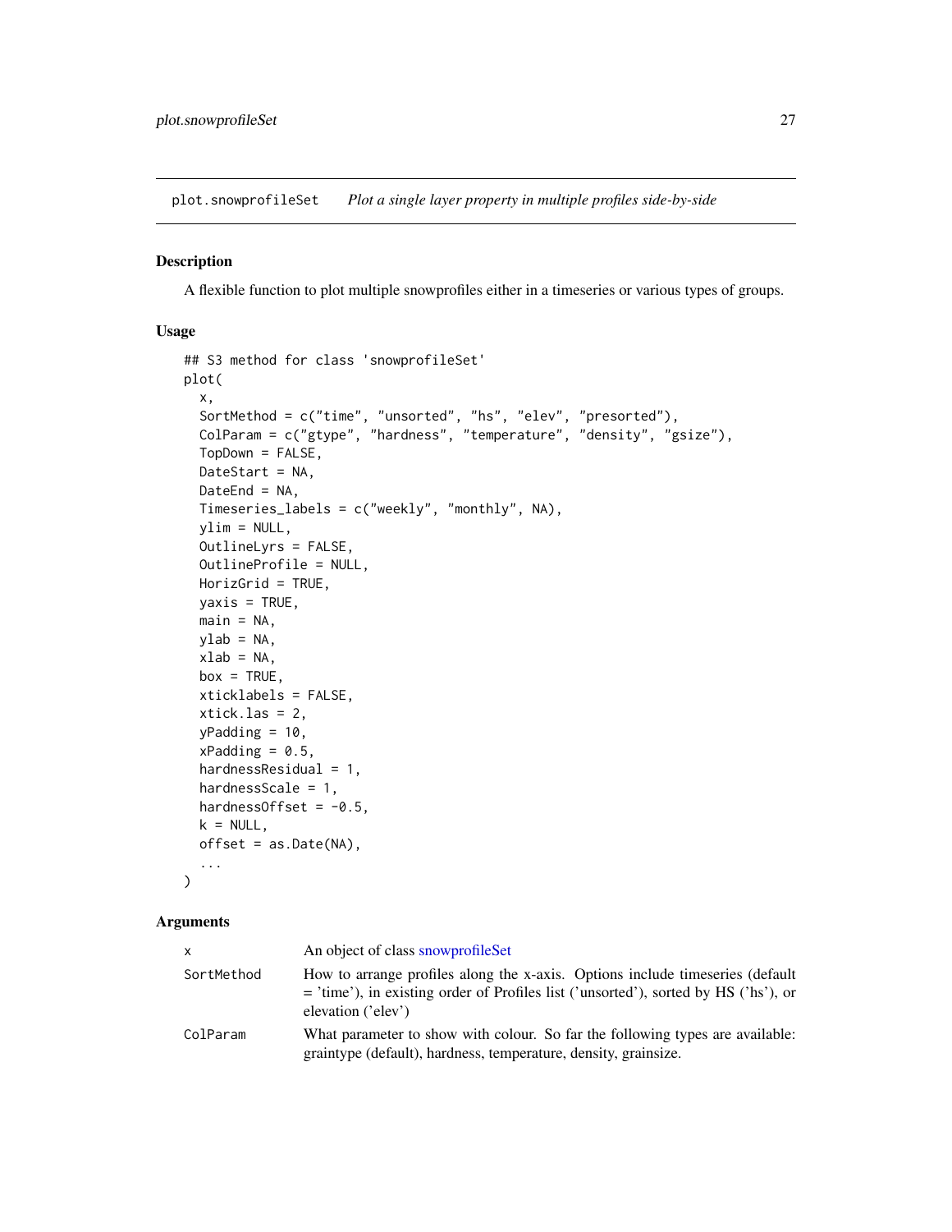plot.snowprofileSet *Plot a single layer property in multiple profiles side-by-side*

## Description

A flexible function to plot multiple snowprofiles either in a timeseries or various types of groups.

## Usage

```
## S3 method for class 'snowprofileSet'
plot(
  x,
  SortMethod = c("time", "unsorted", "hs", "elev", "presorted"),
  ColParam = c("gtype", "hardness", "temperature", "density", "gsize"),
  TopDown = FALSE,
  DateStart = NA,
  DateEnd = NA,
  Timeseries_labels = c("weekly", "monthly", NA),
  ylim = NULL,
  OutlineLyrs = FALSE,
  OutlineProfile = NULL,
  HorizGrid = TRUE,
  yaxis = TRUE,
  main = NA,
  ylab = NA,
  xlab = NA,
  box = TRUE,
  xticklabels = FALSE,
  xtick.las = 2,
  yPadding = 10,
  xPadding = 0.5,
  hardnessResidual = 1,
  hardnessScale = 1,
  hardnessOffset = -0.5,
  k = NULL,
  offset = as.Date(NA),
  ...
)
```

## Arguments

| | |
|---|---|
| x | An object of class snowprofileSet |
| SortMethod | How to arrange profiles along the x-axis. Options include timeseries (default = 'time'), in existing order of Profiles list ('unsorted'), sorted by HS ('hs'), or elevation ('elev') |
| ColParam | What parameter to show with colour. So far the following types are available: graintype (default), hardness, temperature, density, grainsize. |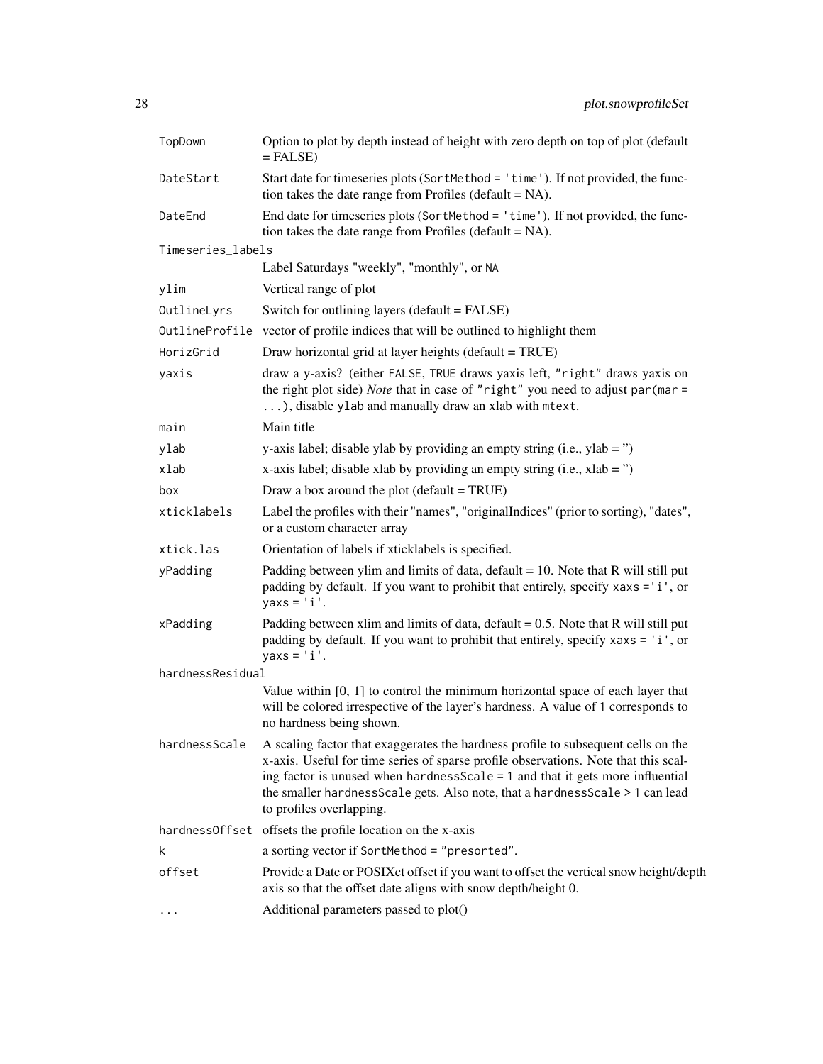| Argument | Description |
| --- | --- |
| TopDown | Option to plot by depth instead of height with zero depth on top of plot (default = FALSE) |
| DateStart | Start date for timeseries plots (SortMethod = 'time'). If not provided, the function takes the date range from Profiles (default = NA). |
| DateEnd | End date for timeseries plots (SortMethod = 'time'). If not provided, the function takes the date range from Profiles (default = NA). |
| Timeseries_labels | Label Saturdays "weekly", "monthly", or NA |
| ylim | Vertical range of plot |
| OutlineLyrs | Switch for outlining layers (default = FALSE) |
| OutlineProfile | vector of profile indices that will be outlined to highlight them |
| HorizGrid | Draw horizontal grid at layer heights (default = TRUE) |
| yaxis | draw a y-axis? (either FALSE, TRUE draws yaxis left, "right" draws yaxis on the right plot side) *Note* that in case of "right" you need to adjust par(mar = ...), disable ylab and manually draw an xlab with mtext. |
| main | Main title |
| ylab | y-axis label; disable ylab by providing an empty string (i.e., ylab = '') |
| xlab | x-axis label; disable xlab by providing an empty string (i.e., xlab = '') |
| box | Draw a box around the plot (default = TRUE) |
| xticklabels | Label the profiles with their "names", "originalIndices" (prior to sorting), "dates", or a custom character array |
| xtick.las | Orientation of labels if xticklabels is specified. |
| yPadding | Padding between ylim and limits of data, default = 10. Note that R will still put padding by default. If you want to prohibit that entirely, specify xaxs ='i', or yaxs = 'i'. |
| xPadding | Padding between xlim and limits of data, default = 0.5. Note that R will still put padding by default. If you want to prohibit that entirely, specify xaxs = 'i', or yaxs = 'i'. |
| hardnessResidual | Value within [0, 1] to control the minimum horizontal space of each layer that will be colored irrespective of the layer's hardness. A value of 1 corresponds to no hardness being shown. |
| hardnessScale | A scaling factor that exaggerates the hardness profile to subsequent cells on the x-axis. Useful for time series of sparse profile observations. Note that this scaling factor is unused when hardnessScale = 1 and that it gets more influential the smaller hardnessScale gets. Also note, that a hardnessScale > 1 can lead to profiles overlapping. |
| hardnessOffset | offsets the profile location on the x-axis |
| k | a sorting vector if SortMethod = "presorted". |
| offset | Provide a Date or POSIXct offset if you want to offset the vertical snow height/depth axis so that the offset date aligns with snow depth/height 0. |
| ... | Additional parameters passed to plot() |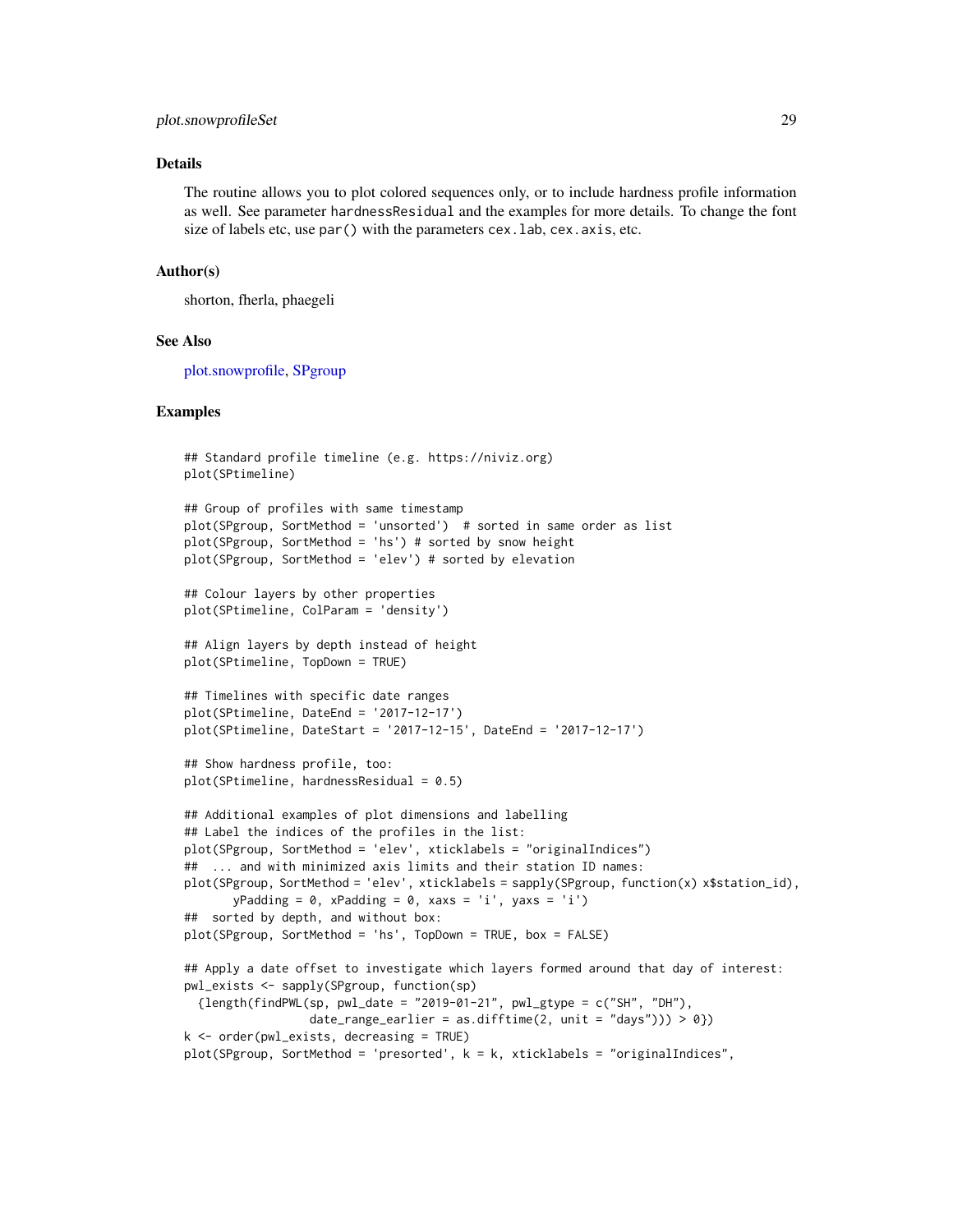### Details

The routine allows you to plot colored sequences only, or to include hardness profile information as well. See parameter `hardnessResidual` and the examples for more details. To change the font size of labels etc, use `par()` with the parameters `cex.lab`, `cex.axis`, etc.

### Author(s)

shorton, fherla, phaegeli

### See Also

plot.snowprofile, SPgroup

### Examples

```
## Standard profile timeline (e.g. https://niviz.org)
plot(SPtimeline)

## Group of profiles with same timestamp
plot(SPgroup, SortMethod = 'unsorted')  # sorted in same order as list
plot(SPgroup, SortMethod = 'hs') # sorted by snow height
plot(SPgroup, SortMethod = 'elev') # sorted by elevation

## Colour layers by other properties
plot(SPtimeline, ColParam = 'density')

## Align layers by depth instead of height
plot(SPtimeline, TopDown = TRUE)

## Timelines with specific date ranges
plot(SPtimeline, DateEnd = '2017-12-17')
plot(SPtimeline, DateStart = '2017-12-15', DateEnd = '2017-12-17')

## Show hardness profile, too:
plot(SPtimeline, hardnessResidual = 0.5)

## Additional examples of plot dimensions and labelling
## Label the indices of the profiles in the list:
plot(SPgroup, SortMethod = 'elev', xticklabels = "originalIndices")
##  ... and with minimized axis limits and their station ID names:
plot(SPgroup, SortMethod = 'elev', xticklabels = sapply(SPgroup, function(x) x$station_id),
       yPadding = 0, xPadding = 0, xaxs = 'i', yaxs = 'i')
##  sorted by depth, and without box:
plot(SPgroup, SortMethod = 'hs', TopDown = TRUE, box = FALSE)

## Apply a date offset to investigate which layers formed around that day of interest:
pwl_exists <- sapply(SPgroup, function(sp)
  {length(findPWL(sp, pwl_date = "2019-01-21", pwl_gtype = c("SH", "DH"),
                  date_range_earlier = as.difftime(2, unit = "days"))) > 0})
k <- order(pwl_exists, decreasing = TRUE)
plot(SPgroup, SortMethod = 'presorted', k = k, xticklabels = "originalIndices",
```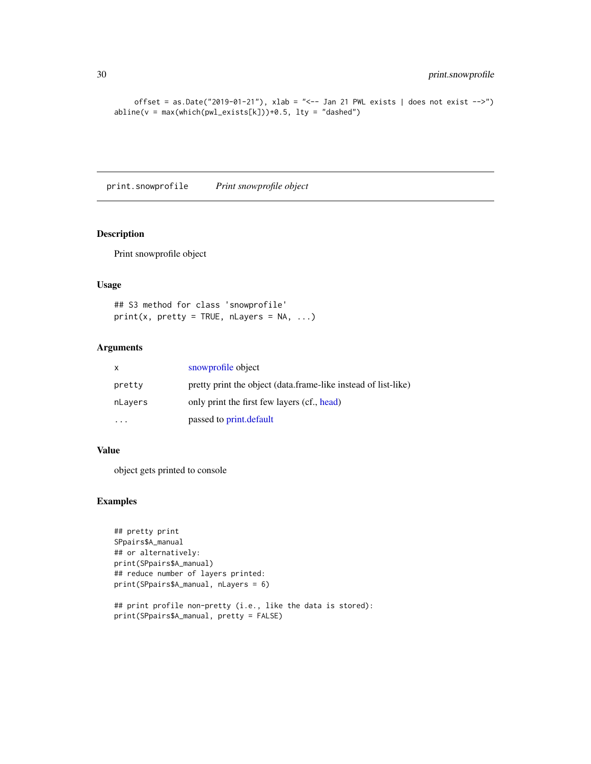```
    offset = as.Date("2019-01-21"), xlab = "<-- Jan 21 PWL exists | does not exist -->")
abline(v = max(which(pwl_exists[k]))+0.5, lty = "dashed")
```

---

## print.snowprofile — *Print snowprofile object*

### Description

Print snowprofile object

### Usage

```
## S3 method for class 'snowprofile'
print(x, pretty = TRUE, nLayers = NA, ...)
```

### Arguments

| | |
|---|---|
| x | snowprofile object |
| pretty | pretty print the object (data.frame-like instead of list-like) |
| nLayers | only print the first few layers (cf., head) |
| ... | passed to print.default |

### Value

object gets printed to console

### Examples

```
## pretty print
SPpairs$A_manual
## or alternatively:
print(SPpairs$A_manual)
## reduce number of layers printed:
print(SPpairs$A_manual, nLayers = 6)

## print profile non-pretty (i.e., like the data is stored):
print(SPpairs$A_manual, pretty = FALSE)
```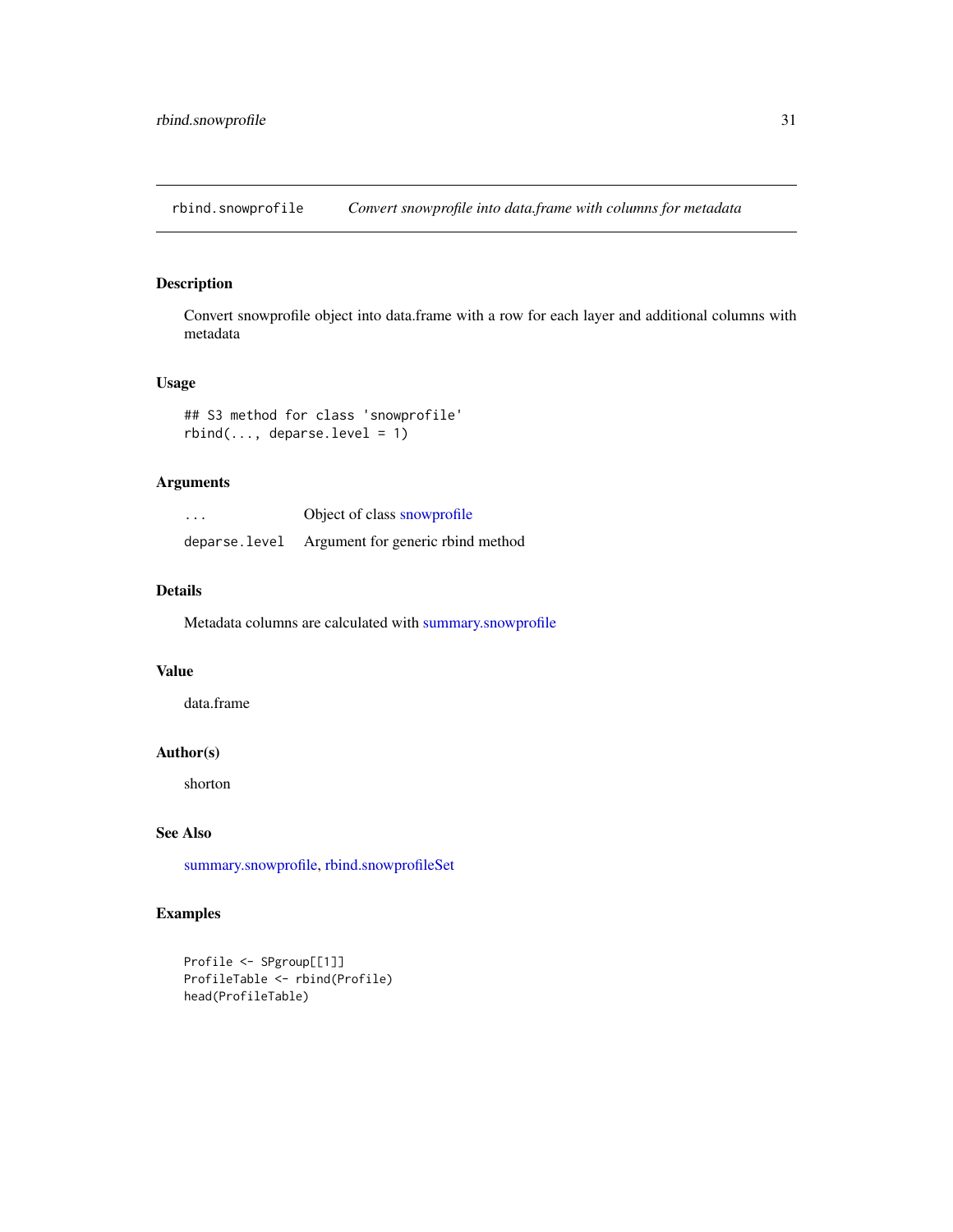## rbind.snowprofile *Convert snowprofile into data.frame with columns for metadata*

### Description

Convert snowprofile object into data.frame with a row for each layer and additional columns with metadata

### Usage

```
## S3 method for class 'snowprofile'
rbind(..., deparse.level = 1)
```

### Arguments

| | |
|---|---|
| ... | Object of class snowprofile |
| deparse.level | Argument for generic rbind method |

### Details

Metadata columns are calculated with summary.snowprofile

### Value

data.frame

### Author(s)

shorton

### See Also

summary.snowprofile, rbind.snowprofileSet

### Examples

```
Profile <- SPgroup[[1]]
ProfileTable <- rbind(Profile)
head(ProfileTable)
```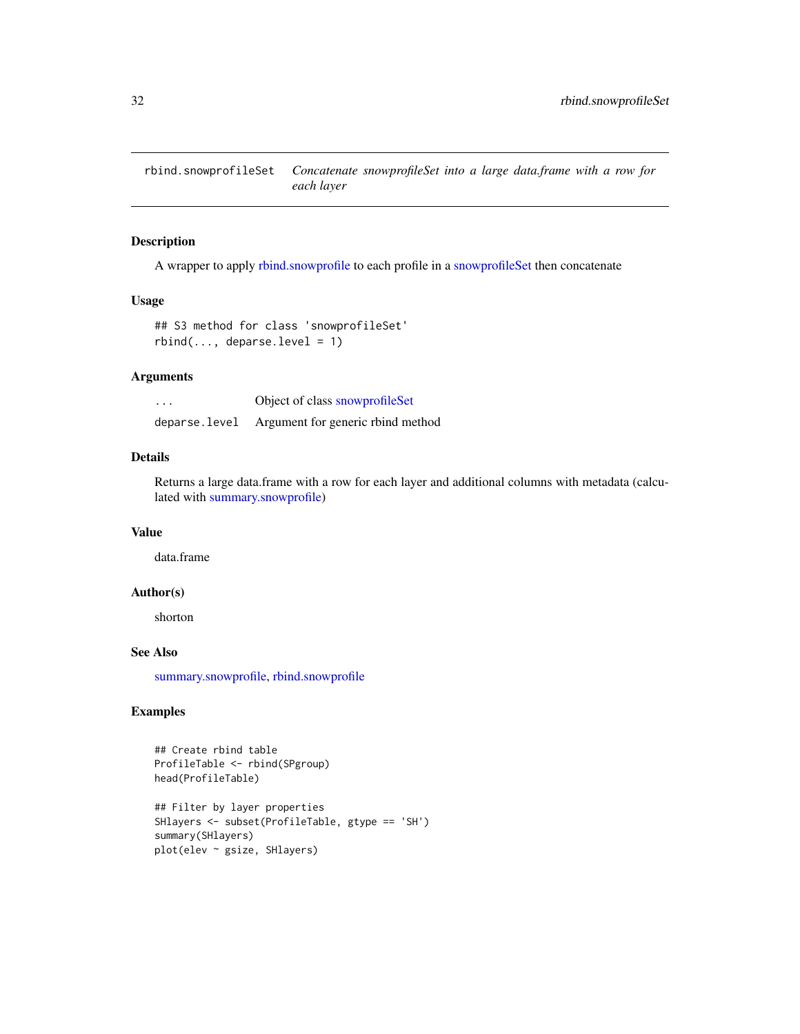# rbind.snowprofileSet

*Concatenate snowprofileSet into a large data.frame with a row for each layer*

## Description

A wrapper to apply rbind.snowprofile to each profile in a snowprofileSet then concatenate

## Usage

```
## S3 method for class 'snowprofileSet'
rbind(..., deparse.level = 1)
```

## Arguments

| | |
|---|---|
| `...` | Object of class snowprofileSet |
| `deparse.level` | Argument for generic rbind method |

## Details

Returns a large data.frame with a row for each layer and additional columns with metadata (calculated with summary.snowprofile)

## Value

data.frame

## Author(s)

shorton

## See Also

summary.snowprofile, rbind.snowprofile

## Examples

```
## Create rbind table
ProfileTable <- rbind(SPgroup)
head(ProfileTable)

## Filter by layer properties
SHlayers <- subset(ProfileTable, gtype == 'SH')
summary(SHlayers)
plot(elev ~ gsize, SHlayers)
```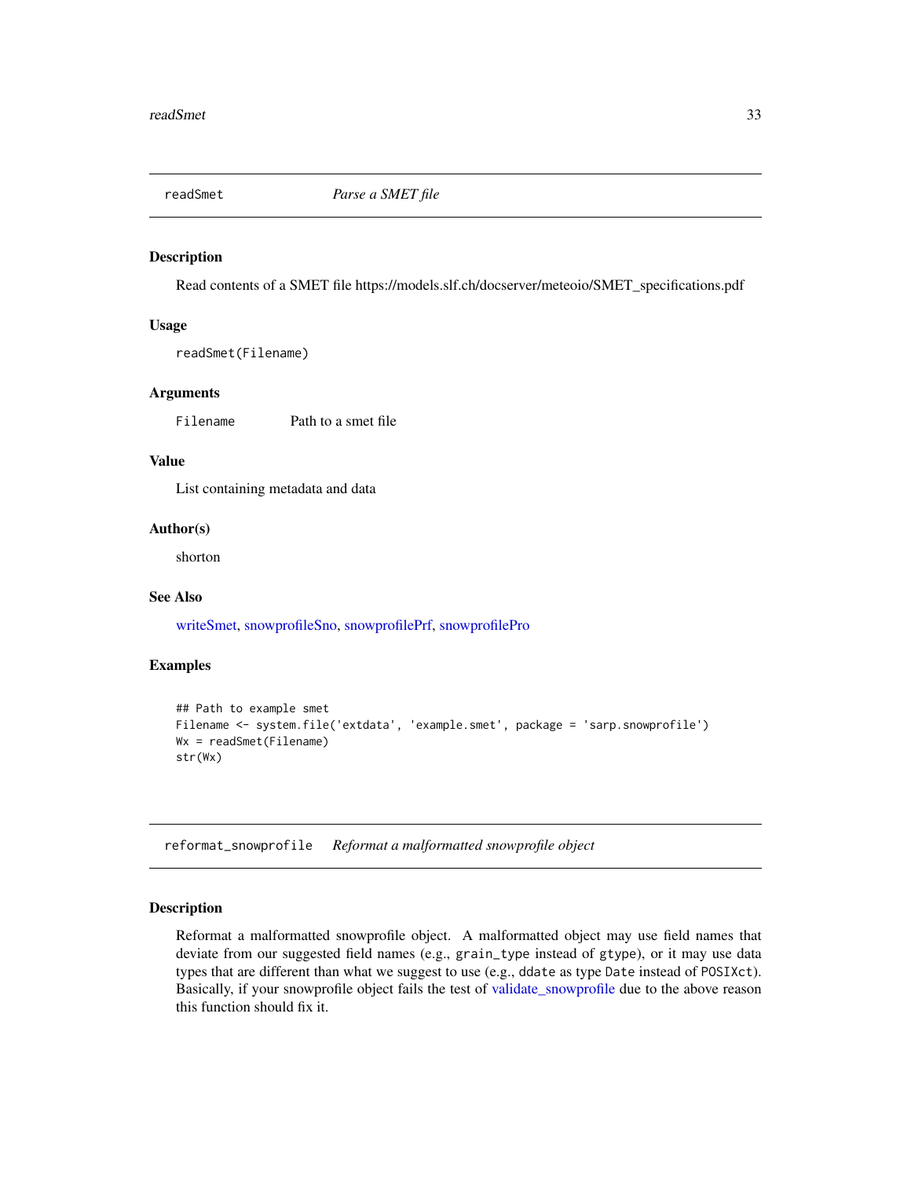## readSmet — *Parse a SMET file*

### Description

Read contents of a SMET file https://models.slf.ch/docserver/meteoio/SMET_specifications.pdf

### Usage

```
readSmet(Filename)
```

### Arguments

| | |
|---|---|
| Filename | Path to a smet file |

### Value

List containing metadata and data

### Author(s)

shorton

### See Also

writeSmet, snowprofileSno, snowprofilePrf, snowprofilePro

### Examples

```
## Path to example smet
Filename <- system.file('extdata', 'example.smet', package = 'sarp.snowprofile')
Wx = readSmet(Filename)
str(Wx)
```

## reformat_snowprofile — *Reformat a malformatted snowprofile object*

### Description

Reformat a malformatted snowprofile object. A malformatted object may use field names that deviate from our suggested field names (e.g., `grain_type` instead of `gtype`), or it may use data types that are different than what we suggest to use (e.g., `ddate` as type `Date` instead of `POSIXct`). Basically, if your snowprofile object fails the test of validate_snowprofile due to the above reason this function should fix it.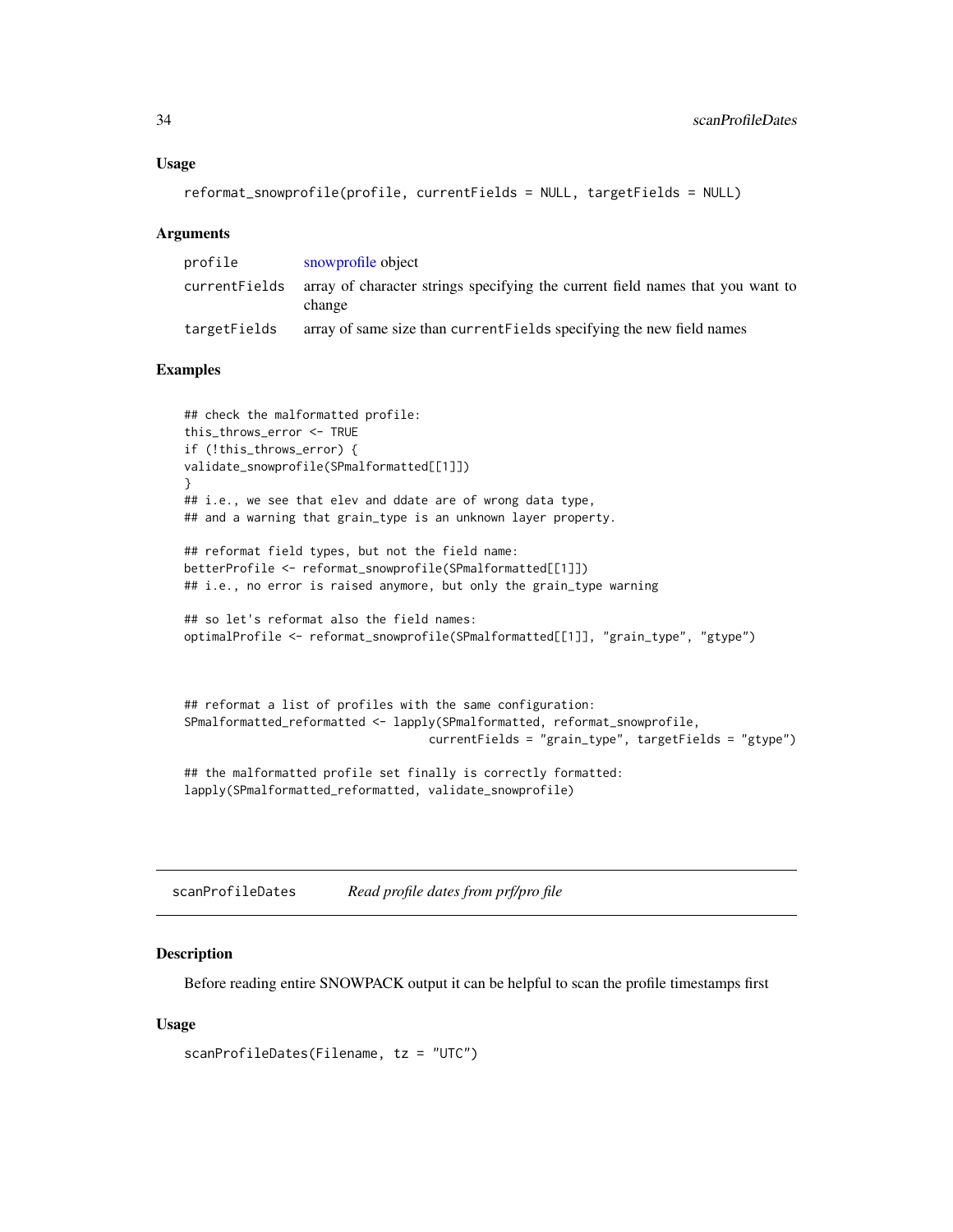### Usage

```
reformat_snowprofile(profile, currentFields = NULL, targetFields = NULL)
```

### Arguments

| | |
|---|---|
| profile | snowprofile object |
| currentFields | array of character strings specifying the current field names that you want to change |
| targetFields | array of same size than currentFields specifying the new field names |

### Examples

```
## check the malformatted profile:
this_throws_error <- TRUE
if (!this_throws_error) {
validate_snowprofile(SPmalformatted[[1]])
}
## i.e., we see that elev and ddate are of wrong data type,
## and a warning that grain_type is an unknown layer property.

## reformat field types, but not the field name:
betterProfile <- reformat_snowprofile(SPmalformatted[[1]])
## i.e., no error is raised anymore, but only the grain_type warning

## so let's reformat also the field names:
optimalProfile <- reformat_snowprofile(SPmalformatted[[1]], "grain_type", "gtype")



## reformat a list of profiles with the same configuration:
SPmalformatted_reformatted <- lapply(SPmalformatted, reformat_snowprofile,
                                     currentFields = "grain_type", targetFields = "gtype")

## the malformatted profile set finally is correctly formatted:
lapply(SPmalformatted_reformatted, validate_snowprofile)
```

---

## scanProfileDates — *Read profile dates from prf/pro file*

### Description

Before reading entire SNOWPACK output it can be helpful to scan the profile timestamps first

### Usage

```
scanProfileDates(Filename, tz = "UTC")
```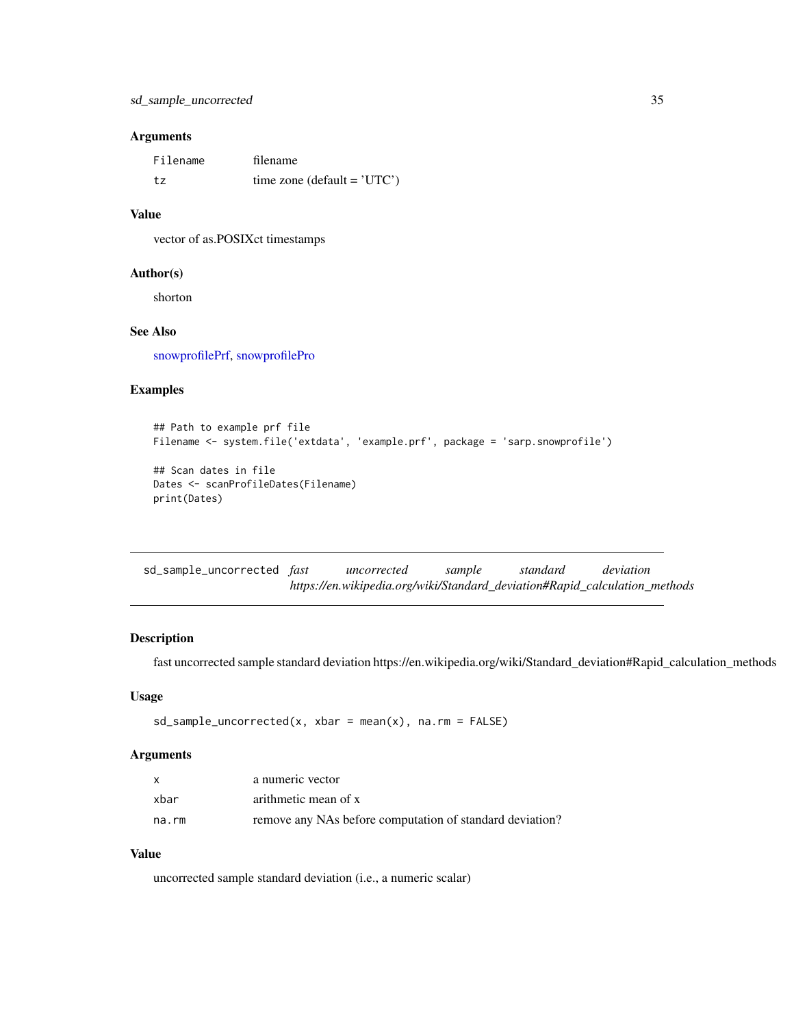## Arguments

| | |
|---|---|
| Filename | filename |
| tz | time zone (default = 'UTC') |

## Value

vector of as.POSIXct timestamps

## Author(s)

shorton

## See Also

snowprofilePrf, snowprofilePro

## Examples

```
## Path to example prf file
Filename <- system.file('extdata', 'example.prf', package = 'sarp.snowprofile')

## Scan dates in file
Dates <- scanProfileDates(Filename)
print(Dates)
```

---

# sd_sample_uncorrected *fast uncorrected sample standard deviation https://en.wikipedia.org/wiki/Standard_deviation#Rapid_calculation_methods*

---

## Description

fast uncorrected sample standard deviation https://en.wikipedia.org/wiki/Standard_deviation#Rapid_calculation_methods

## Usage

```
sd_sample_uncorrected(x, xbar = mean(x), na.rm = FALSE)
```

## Arguments

| | |
|---|---|
| x | a numeric vector |
| xbar | arithmetic mean of x |
| na.rm | remove any NAs before computation of standard deviation? |

## Value

uncorrected sample standard deviation (i.e., a numeric scalar)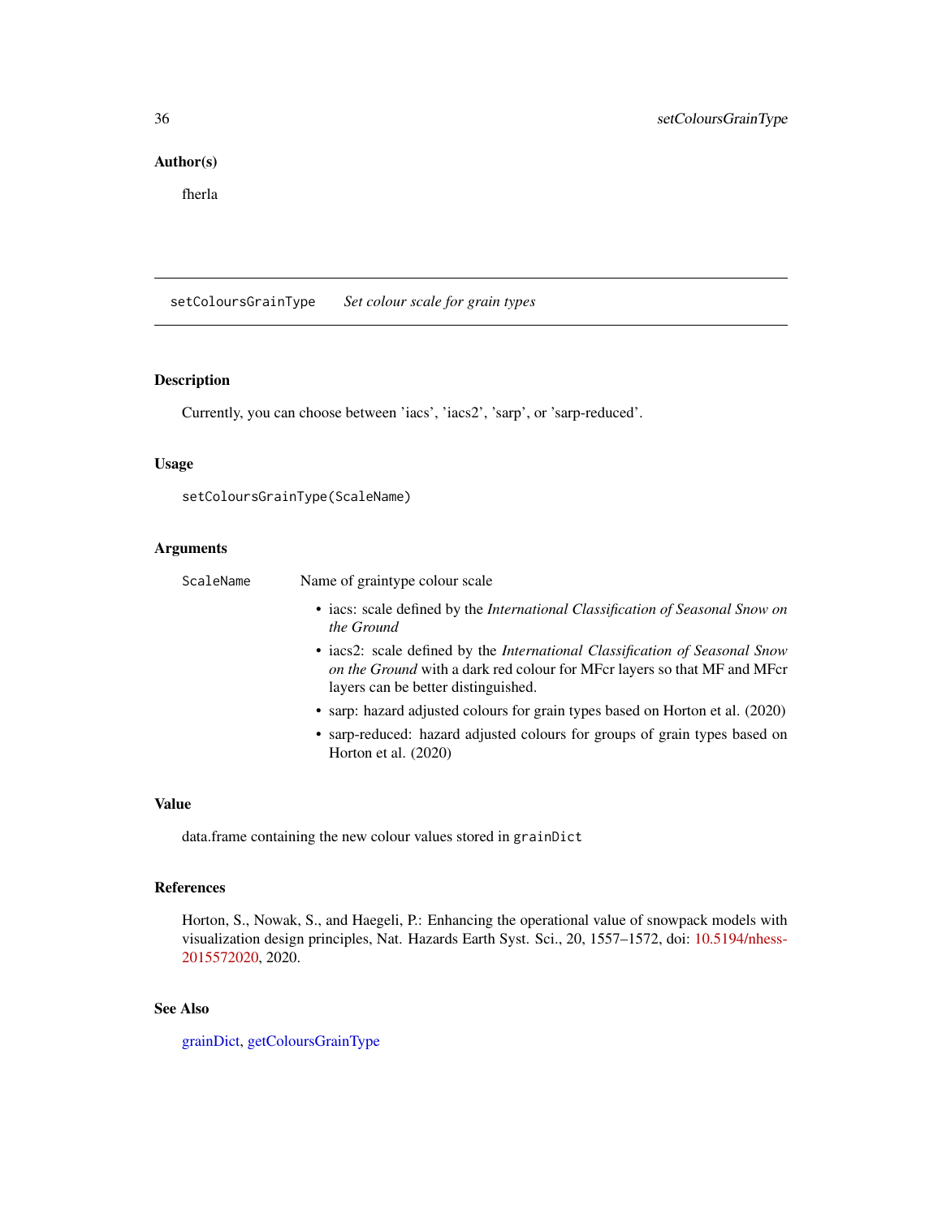### Author(s)

fherla

## setColoursGrainType — *Set colour scale for grain types*

### Description

Currently, you can choose between 'iacs', 'iacs2', 'sarp', or 'sarp-reduced'.

### Usage

```
setColoursGrainType(ScaleName)
```

### Arguments

`ScaleName` Name of graintype colour scale

- iacs: scale defined by the *International Classification of Seasonal Snow on the Ground*
- iacs2: scale defined by the *International Classification of Seasonal Snow on the Ground* with a dark red colour for MFcr layers so that MF and MFcr layers can be better distinguished.
- sarp: hazard adjusted colours for grain types based on Horton et al. (2020)
- sarp-reduced: hazard adjusted colours for groups of grain types based on Horton et al. (2020)

### Value

data.frame containing the new colour values stored in `grainDict`

### References

Horton, S., Nowak, S., and Haegeli, P.: Enhancing the operational value of snowpack models with visualization design principles, Nat. Hazards Earth Syst. Sci., 20, 1557–1572, doi: 10.5194/nhess-2015572020, 2020.

### See Also

grainDict, getColoursGrainType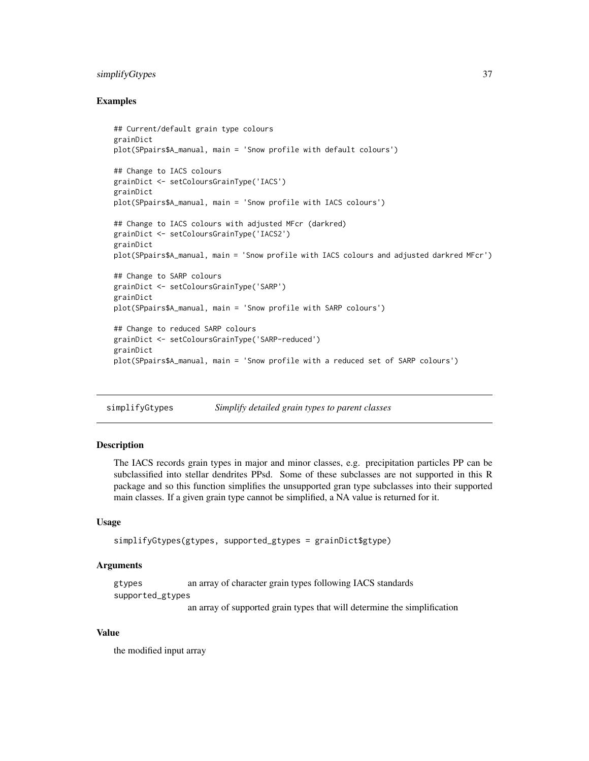## Examples

```
## Current/default grain type colours
grainDict
plot(SPpairs$A_manual, main = 'Snow profile with default colours')

## Change to IACS colours
grainDict <- setColoursGrainType('IACS')
grainDict
plot(SPpairs$A_manual, main = 'Snow profile with IACS colours')

## Change to IACS colours with adjusted MFcr (darkred)
grainDict <- setColoursGrainType('IACS2')
grainDict
plot(SPpairs$A_manual, main = 'Snow profile with IACS colours and adjusted darkred MFcr')

## Change to SARP colours
grainDict <- setColoursGrainType('SARP')
grainDict
plot(SPpairs$A_manual, main = 'Snow profile with SARP colours')

## Change to reduced SARP colours
grainDict <- setColoursGrainType('SARP-reduced')
grainDict
plot(SPpairs$A_manual, main = 'Snow profile with a reduced set of SARP colours')
```

---

# simplifyGtypes — *Simplify detailed grain types to parent classes*

## Description

The IACS records grain types in major and minor classes, e.g. precipitation particles PP can be subclassified into stellar dendrites PPsd. Some of these subclasses are not supported in this R package and so this function simplifies the unsupported gran type subclasses into their supported main classes. If a given grain type cannot be simplified, a NA value is returned for it.

## Usage

```
simplifyGtypes(gtypes, supported_gtypes = grainDict$gtype)
```

## Arguments

| | |
|---|---|
| gtypes | an array of character grain types following IACS standards |
| supported_gtypes | an array of supported grain types that will determine the simplification |

## Value

the modified input array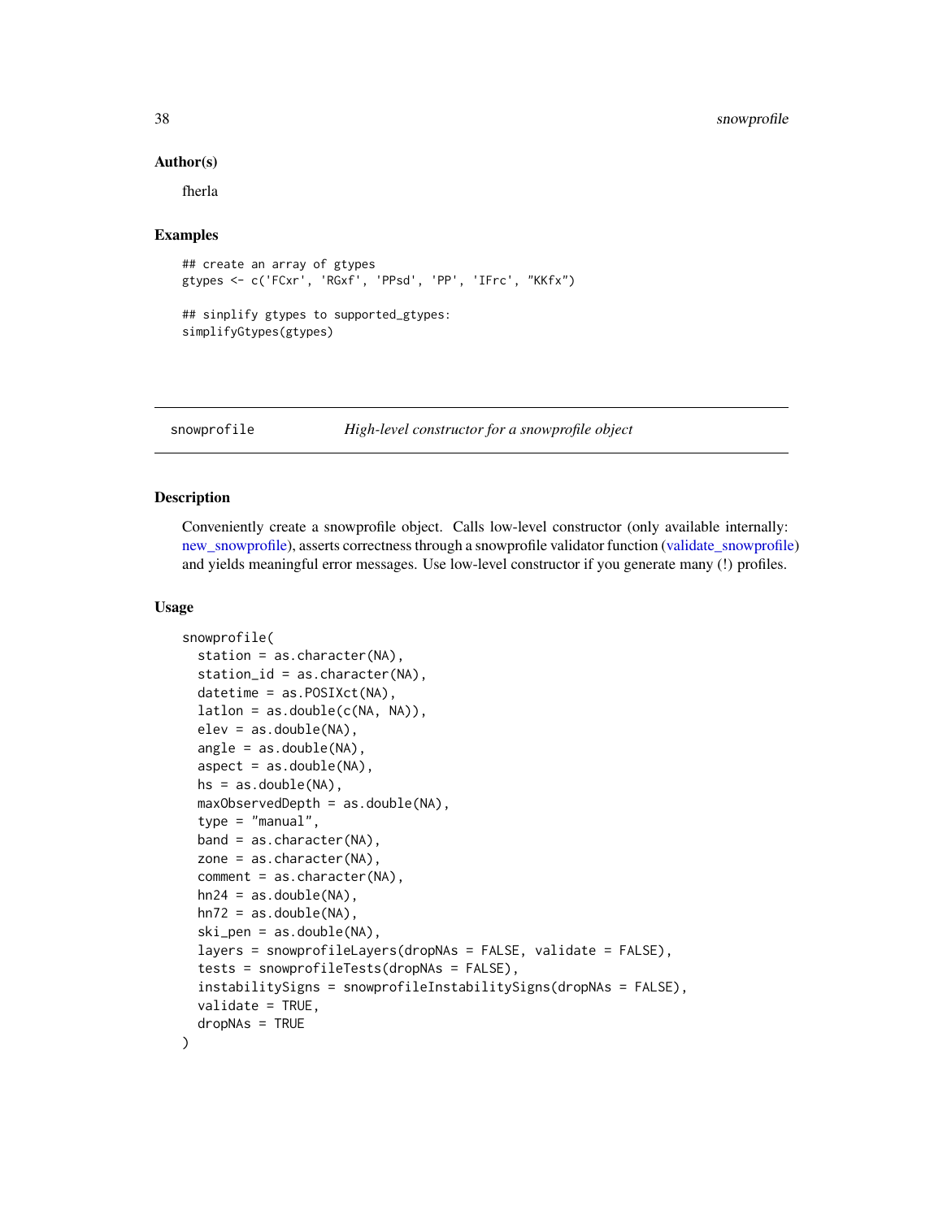### Author(s)

fherla

### Examples

```
## create an array of gtypes
gtypes <- c('FCxr', 'RGxf', 'PPsd', 'PP', 'IFrc', "KKfx")

## sinplify gtypes to supported_gtypes:
simplifyGtypes(gtypes)
```

---

## snowprofile — *High-level constructor for a snowprofile object*

### Description

Conveniently create a snowprofile object. Calls low-level constructor (only available internally: new_snowprofile), asserts correctness through a snowprofile validator function (validate_snowprofile) and yields meaningful error messages. Use low-level constructor if you generate many (!) profiles.

### Usage

```
snowprofile(
  station = as.character(NA),
  station_id = as.character(NA),
  datetime = as.POSIXct(NA),
  latlon = as.double(c(NA, NA)),
  elev = as.double(NA),
  angle = as.double(NA),
  aspect = as.double(NA),
  hs = as.double(NA),
  maxObservedDepth = as.double(NA),
  type = "manual",
  band = as.character(NA),
  zone = as.character(NA),
  comment = as.character(NA),
  hn24 = as.double(NA),
  hn72 = as.double(NA),
  ski_pen = as.double(NA),
  layers = snowprofileLayers(dropNAs = FALSE, validate = FALSE),
  tests = snowprofileTests(dropNAs = FALSE),
  instabilitySigns = snowprofileInstabilitySigns(dropNAs = FALSE),
  validate = TRUE,
  dropNAs = TRUE
)
```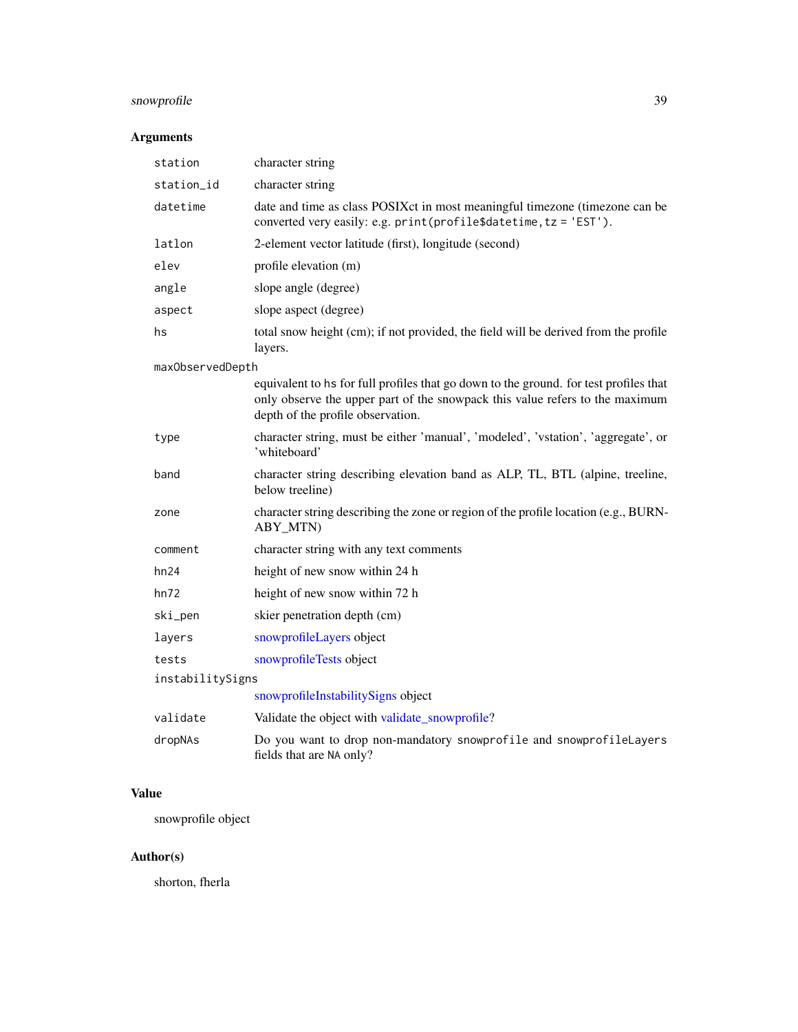## Arguments

| | |
|---|---|
| `station` | character string |
| `station_id` | character string |
| `datetime` | date and time as class POSIXct in most meaningful timezone (timezone can be converted very easily: e.g. `print(profile$datetime,tz = 'EST')`. |
| `latlon` | 2-element vector latitude (first), longitude (second) |
| `elev` | profile elevation (m) |
| `angle` | slope angle (degree) |
| `aspect` | slope aspect (degree) |
| `hs` | total snow height (cm); if not provided, the field will be derived from the profile layers. |
| `maxObservedDepth` | equivalent to `hs` for full profiles that go down to the ground. for test profiles that only observe the upper part of the snowpack this value refers to the maximum depth of the profile observation. |
| `type` | character string, must be either 'manual', 'modeled', 'vstation', 'aggregate', or 'whiteboard' |
| `band` | character string describing elevation band as ALP, TL, BTL (alpine, treeline, below treeline) |
| `zone` | character string describing the zone or region of the profile location (e.g., BURNABY_MTN) |
| `comment` | character string with any text comments |
| `hn24` | height of new snow within 24 h |
| `hn72` | height of new snow within 72 h |
| `ski_pen` | skier penetration depth (cm) |
| `layers` | snowprofileLayers object |
| `tests` | snowprofileTests object |
| `instabilitySigns` | snowprofileInstabilitySigns object |
| `validate` | Validate the object with validate_snowprofile? |
| `dropNAs` | Do you want to drop non-mandatory `snowprofile` and `snowprofileLayers` fields that are `NA` only? |

## Value

snowprofile object

## Author(s)

shorton, fherla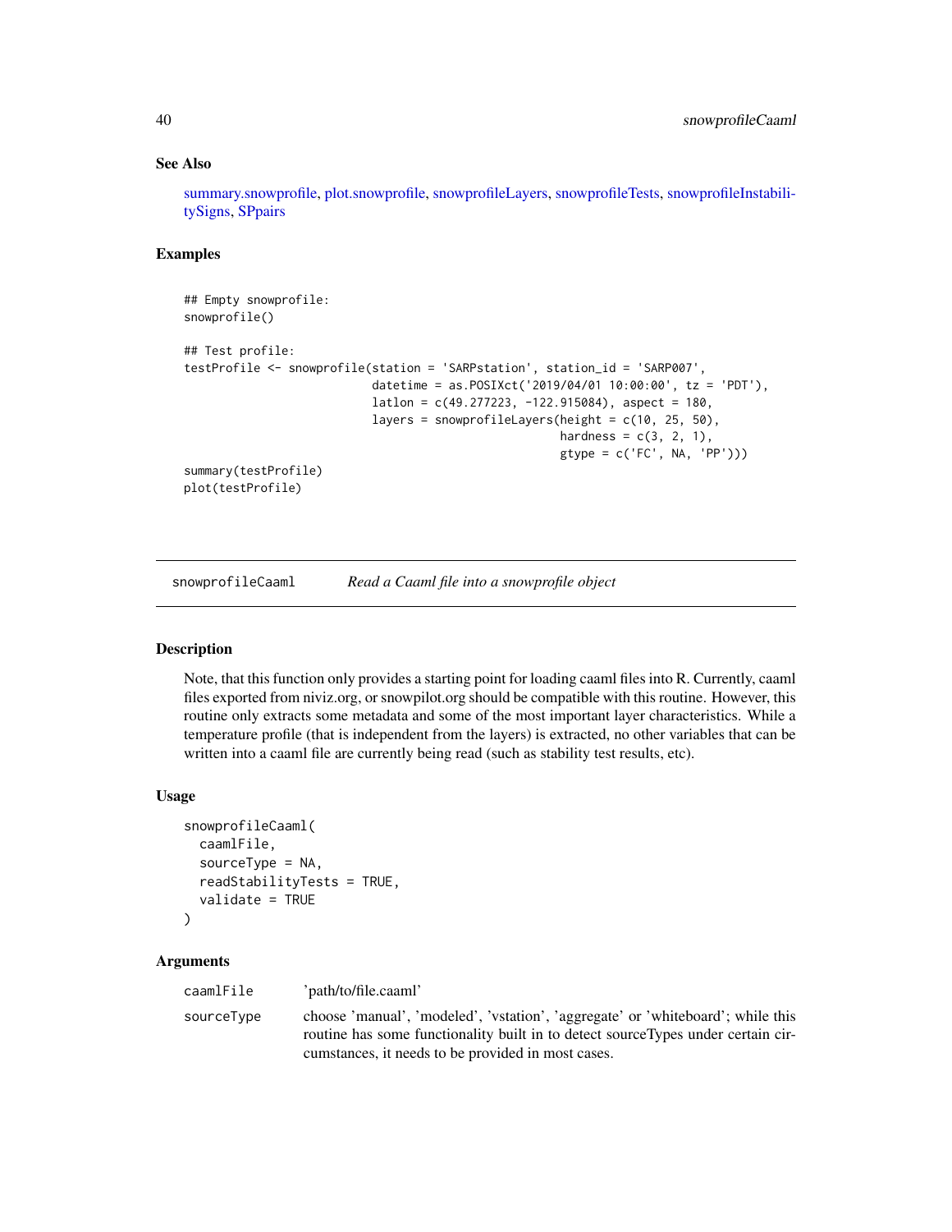### See Also

summary.snowprofile, plot.snowprofile, snowprofileLayers, snowprofileTests, snowprofileInstabilitySigns, SPpairs

### Examples

```
## Empty snowprofile:
snowprofile()

## Test profile:
testProfile <- snowprofile(station = 'SARPstation', station_id = 'SARP007',
                           datetime = as.POSIXct('2019/04/01 10:00:00', tz = 'PDT'),
                           latlon = c(49.277223, -122.915084), aspect = 180,
                           layers = snowprofileLayers(height = c(10, 25, 50),
                                                      hardness = c(3, 2, 1),
                                                      gtype = c('FC', NA, 'PP')))
summary(testProfile)
plot(testProfile)
```

---

## snowprofileCaaml — *Read a Caaml file into a snowprofile object*

### Description

Note, that this function only provides a starting point for loading caaml files into R. Currently, caaml files exported from niviz.org, or snowpilot.org should be compatible with this routine. However, this routine only extracts some metadata and some of the most important layer characteristics. While a temperature profile (that is independent from the layers) is extracted, no other variables that can be written into a caaml file are currently being read (such as stability test results, etc).

### Usage

```
snowprofileCaaml(
  caamlFile,
  sourceType = NA,
  readStabilityTests = TRUE,
  validate = TRUE
)
```

### Arguments

| | |
|---|---|
| caamlFile | 'path/to/file.caaml' |
| sourceType | choose 'manual', 'modeled', 'vstation', 'aggregate' or 'whiteboard'; while this routine has some functionality built in to detect sourceTypes under certain circumstances, it needs to be provided in most cases. |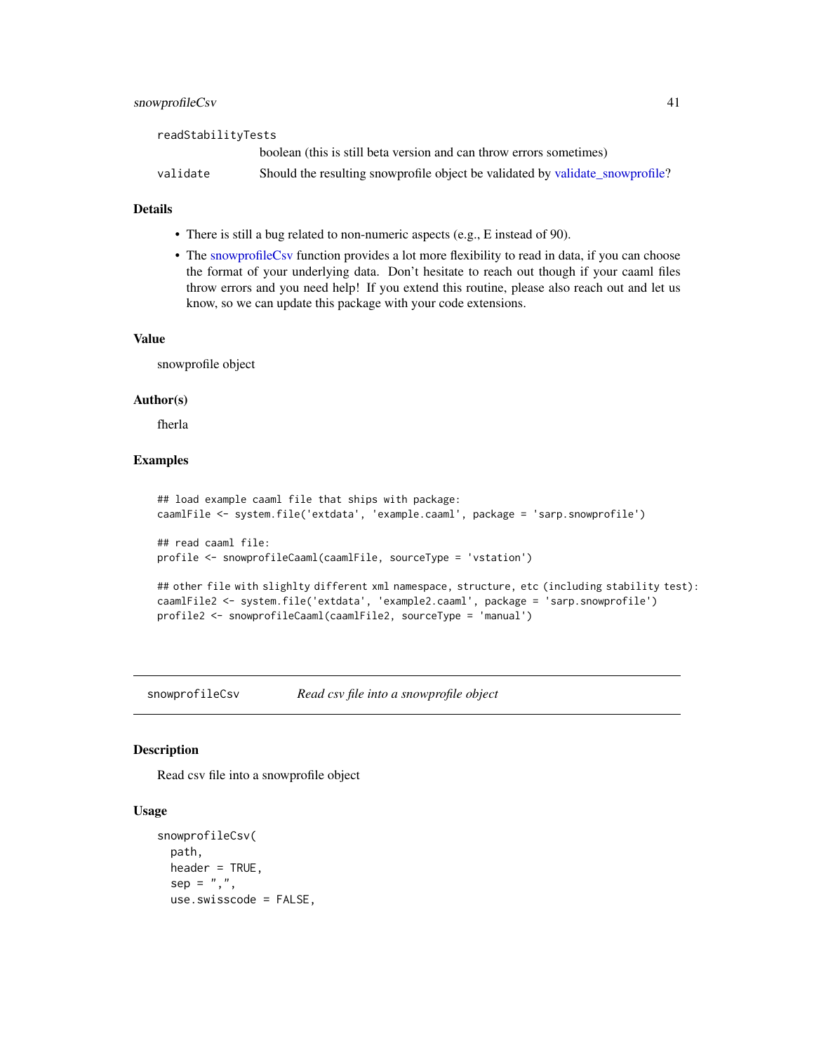readStabilityTests
: boolean (this is still beta version and can throw errors sometimes)

validate
: Should the resulting snowprofile object be validated by validate_snowprofile?

### Details

- There is still a bug related to non-numeric aspects (e.g., E instead of 90).
- The snowprofileCsv function provides a lot more flexibility to read in data, if you can choose the format of your underlying data. Don't hesitate to reach out though if your caaml files throw errors and you need help! If you extend this routine, please also reach out and let us know, so we can update this package with your code extensions.

### Value

snowprofile object

### Author(s)

fherla

### Examples

```
## load example caaml file that ships with package:
caamlFile <- system.file('extdata', 'example.caaml', package = 'sarp.snowprofile')

## read caaml file:
profile <- snowprofileCaaml(caamlFile, sourceType = 'vstation')

## other file with slighlty different xml namespace, structure, etc (including stability test):
caamlFile2 <- system.file('extdata', 'example2.caaml', package = 'sarp.snowprofile')
profile2 <- snowprofileCaaml(caamlFile2, sourceType = 'manual')
```

---

## snowprofileCsv — *Read csv file into a snowprofile object*

### Description

Read csv file into a snowprofile object

### Usage

```
snowprofileCsv(
  path,
  header = TRUE,
  sep = ",",
  use.swisscode = FALSE,
```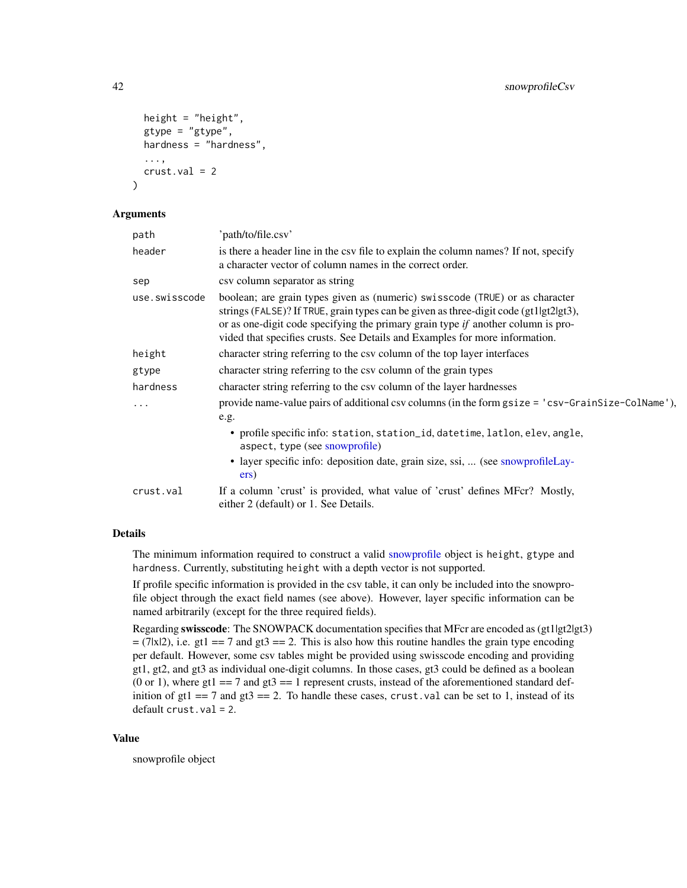```
  height = "height",
  gtype = "gtype",
  hardness = "hardness",
  ...,
  crust.val = 2
)
```

### Arguments

| | |
|---|---|
| `path` | 'path/to/file.csv' |
| `header` | is there a header line in the csv file to explain the column names? If not, specify a character vector of column names in the correct order. |
| `sep` | csv column separator as string |
| `use.swisscode` | boolean; are grain types given as (numeric) swisscode (`TRUE`) or as character strings (`FALSE`)? If `TRUE`, grain types can be given as three-digit code (gt1\|gt2\|gt3), or as one-digit code specifying the primary grain type *if* another column is provided that specifies crusts. See Details and Examples for more information. |
| `height` | character string referring to the csv column of the top layer interfaces |
| `gtype` | character string referring to the csv column of the grain types |
| `hardness` | character string referring to the csv column of the layer hardnesses |
| `...` | provide name-value pairs of additional csv columns (in the form `gsize = 'csv-GrainSize-ColName'`), e.g. <br>• profile specific info: `station`, `station_id`, `datetime`, `latlon`, `elev`, `angle`, `aspect`, `type` (see snowprofile) <br>• layer specific info: deposition date, grain size, ssi, ... (see snowprofileLayers) |
| `crust.val` | If a column 'crust' is provided, what value of 'crust' defines MFcr? Mostly, either 2 (default) or 1. See Details. |

### Details

The minimum information required to construct a valid snowprofile object is `height`, `gtype` and `hardness`. Currently, substituting `height` with a depth vector is not supported.

If profile specific information is provided in the csv table, it can only be included into the snowprofile object through the exact field names (see above). However, layer specific information can be named arbitrarily (except for the three required fields).

Regarding **swisscode**: The SNOWPACK documentation specifies that MFcr are encoded as (gt1|gt2|gt3) = (7|x|2), i.e. gt1 == 7 and gt3 == 2. This is also how this routine handles the grain type encoding per default. However, some csv tables might be provided using swisscode encoding and providing gt1, gt2, and gt3 as individual one-digit columns. In those cases, gt3 could be defined as a boolean (0 or 1), where gt1 == 7 and gt3 == 1 represent crusts, instead of the aforementioned standard definition of gt1 == 7 and gt3 == 2. To handle these cases, `crust.val` can be set to 1, instead of its default `crust.val = 2`.

### Value

snowprofile object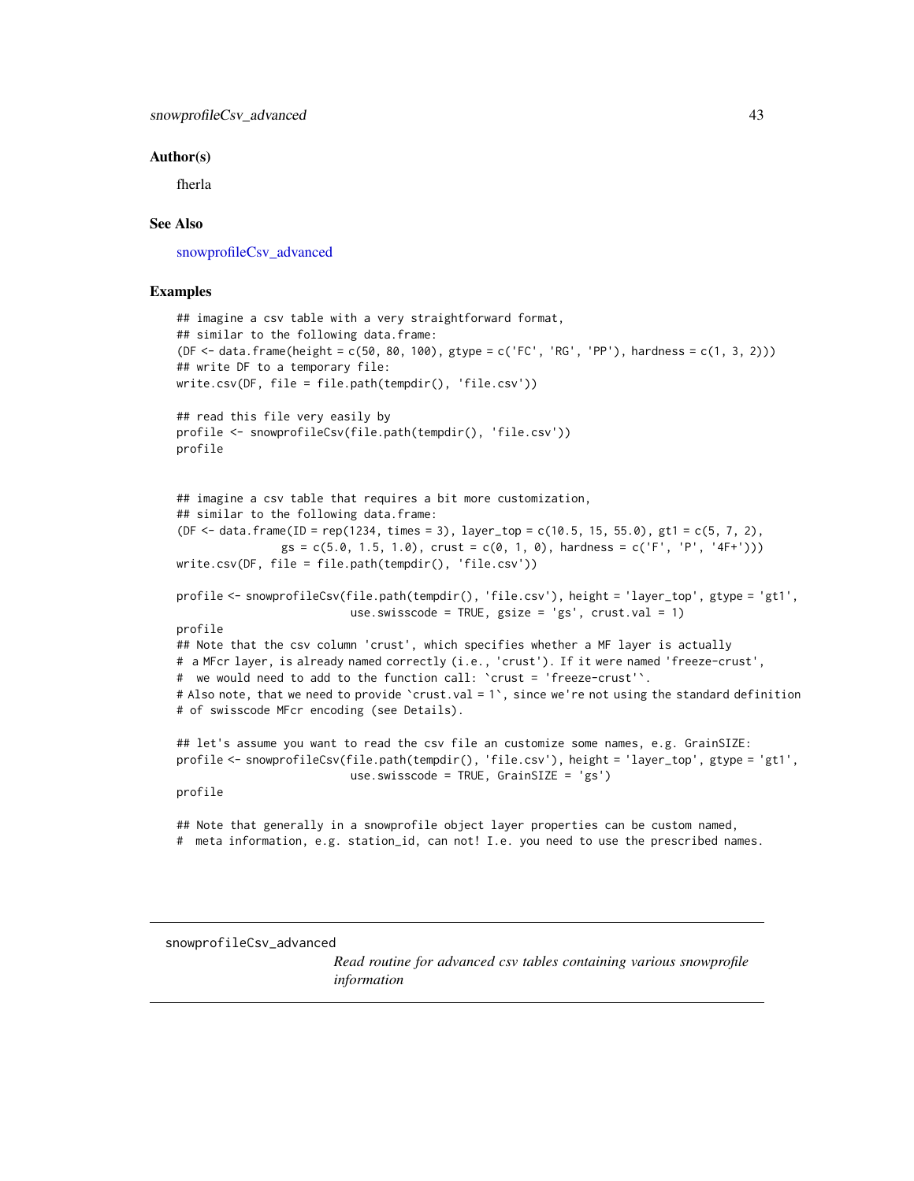### Author(s)

fherla

### See Also

snowprofileCsv_advanced

### Examples

```
## imagine a csv table with a very straightforward format,
## similar to the following data.frame:
(DF <- data.frame(height = c(50, 80, 100), gtype = c('FC', 'RG', 'PP'), hardness = c(1, 3, 2)))
## write DF to a temporary file:
write.csv(DF, file = file.path(tempdir(), 'file.csv'))

## read this file very easily by
profile <- snowprofileCsv(file.path(tempdir(), 'file.csv'))
profile


## imagine a csv table that requires a bit more customization,
## similar to the following data.frame:
(DF <- data.frame(ID = rep(1234, times = 3), layer_top = c(10.5, 15, 55.0), gt1 = c(5, 7, 2),
              gs = c(5.0, 1.5, 1.0), crust = c(0, 1, 0), hardness = c('F', 'P', '4F+')))
write.csv(DF, file = file.path(tempdir(), 'file.csv'))

profile <- snowprofileCsv(file.path(tempdir(), 'file.csv'), height = 'layer_top', gtype = 'gt1',
                          use.swisscode = TRUE, gsize = 'gs', crust.val = 1)
profile
## Note that the csv column 'crust', which specifies whether a MF layer is actually
#  a MFcr layer, is already named correctly (i.e., 'crust'). If it were named 'freeze-crust',
#  we would need to add to the function call: `crust = 'freeze-crust'`.
# Also note, that we need to provide `crust.val = 1`, since we're not using the standard definition
# of swisscode MFcr encoding (see Details).

## let's assume you want to read the csv file an customize some names, e.g. GrainSIZE:
profile <- snowprofileCsv(file.path(tempdir(), 'file.csv'), height = 'layer_top', gtype = 'gt1',
                          use.swisscode = TRUE, GrainSIZE = 'gs')
profile

## Note that generally in a snowprofile object layer properties can be custom named,
#  meta information, e.g. station_id, can not! I.e. you need to use the prescribed names.
```

---

## snowprofileCsv_advanced

*Read routine for advanced csv tables containing various snowprofile information*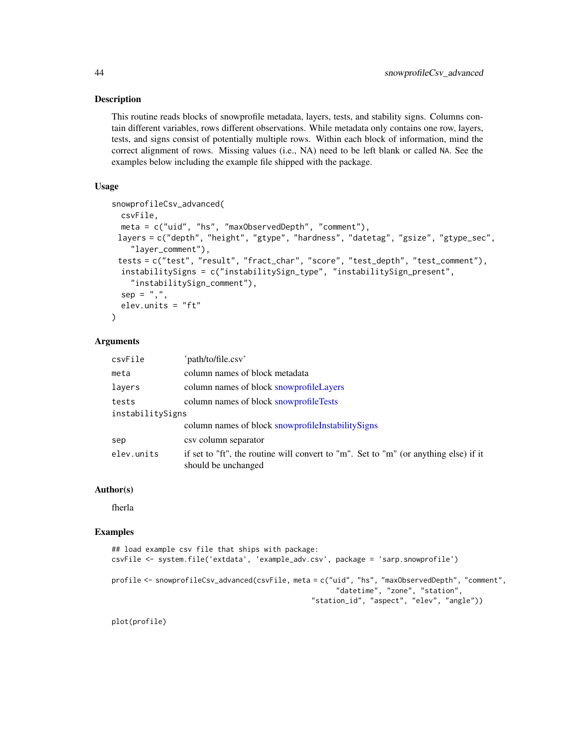## Description

This routine reads blocks of snowprofile metadata, layers, tests, and stability signs. Columns contain different variables, rows different observations. While metadata only contains one row, layers, tests, and signs consist of potentially multiple rows. Within each block of information, mind the correct alignment of rows. Missing values (i.e., NA) need to be left blank or called NA. See the examples below including the example file shipped with the package.

## Usage

```
snowprofileCsv_advanced(
  csvFile,
  meta = c("uid", "hs", "maxObservedDepth", "comment"),
 layers = c("depth", "height", "gtype", "hardness", "datetag", "gsize", "gtype_sec",
    "layer_comment"),
 tests = c("test", "result", "fract_char", "score", "test_depth", "test_comment"),
  instabilitySigns = c("instabilitySign_type", "instabilitySign_present",
    "instabilitySign_comment"),
  sep = ",",
  elev.units = "ft"
)
```

## Arguments

| | |
|---|---|
| csvFile | 'path/to/file.csv' |
| meta | column names of block metadata |
| layers | column names of block snowprofileLayers |
| tests | column names of block snowprofileTests |
| instabilitySigns | column names of block snowprofileInstabilitySigns |
| sep | csv column separator |
| elev.units | if set to "ft", the routine will convert to "m". Set to "m" (or anything else) if it should be unchanged |

## Author(s)

fherla

## Examples

```
## load example csv file that ships with package:
csvFile <- system.file('extdata', 'example_adv.csv', package = 'sarp.snowprofile')

profile <- snowprofileCsv_advanced(csvFile, meta = c("uid", "hs", "maxObservedDepth", "comment",
                                                      "datetime", "zone", "station",
                                                 "station_id", "aspect", "elev", "angle"))

plot(profile)
```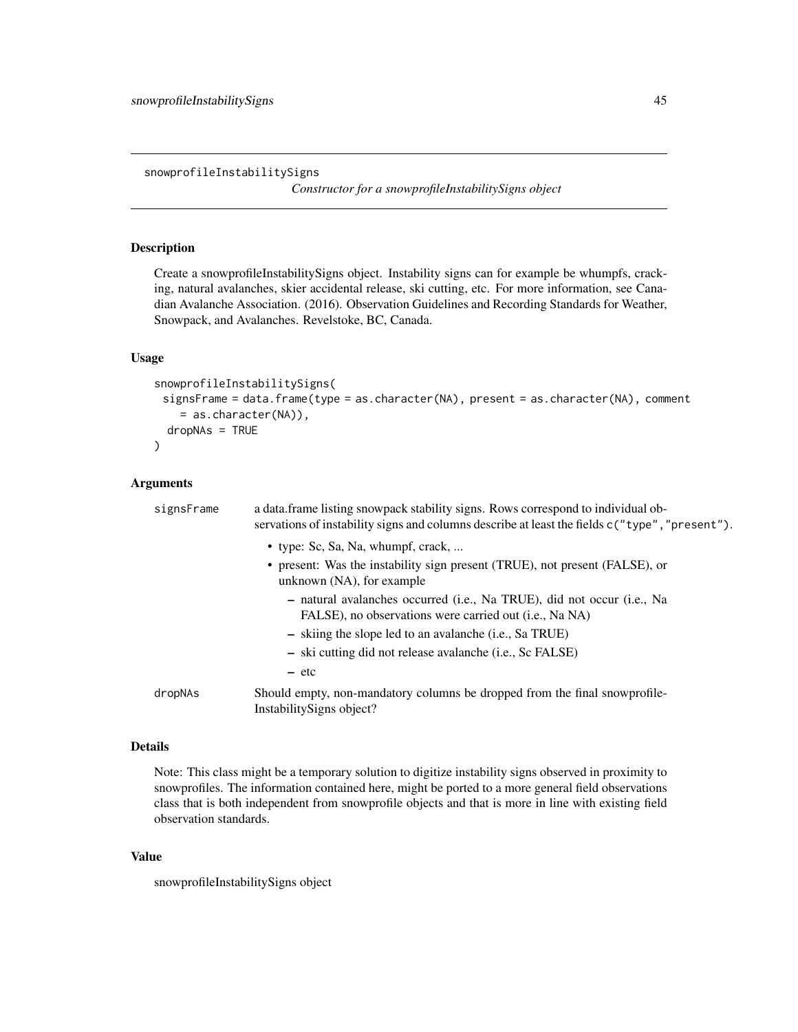# snowprofileInstabilitySigns

*Constructor for a snowprofileInstabilitySigns object*

## Description

Create a snowprofileInstabilitySigns object. Instability signs can for example be whumpfs, cracking, natural avalanches, skier accidental release, ski cutting, etc. For more information, see Canadian Avalanche Association. (2016). Observation Guidelines and Recording Standards for Weather, Snowpack, and Avalanches. Revelstoke, BC, Canada.

## Usage

```
snowprofileInstabilitySigns(
  signsFrame = data.frame(type = as.character(NA), present = as.character(NA), comment
    = as.character(NA)),
  dropNAs = TRUE
)
```

## Arguments

`signsFrame` a data.frame listing snowpack stability signs. Rows correspond to individual observations of instability signs and columns describe at least the fields `c("type","present")`.

- type: Sc, Sa, Na, whumpf, crack, ...
- present: Was the instability sign present (TRUE), not present (FALSE), or unknown (NA), for example
  - natural avalanches occurred (i.e., Na TRUE), did not occur (i.e., Na FALSE), no observations were carried out (i.e., Na NA)
  - skiing the slope led to an avalanche (i.e., Sa TRUE)
  - ski cutting did not release avalanche (i.e., Sc FALSE)
  - etc

`dropNAs` Should empty, non-mandatory columns be dropped from the final snowprofileInstabilitySigns object?

## Details

Note: This class might be a temporary solution to digitize instability signs observed in proximity to snowprofiles. The information contained here, might be ported to a more general field observations class that is both independent from snowprofile objects and that is more in line with existing field observation standards.

## Value

snowprofileInstabilitySigns object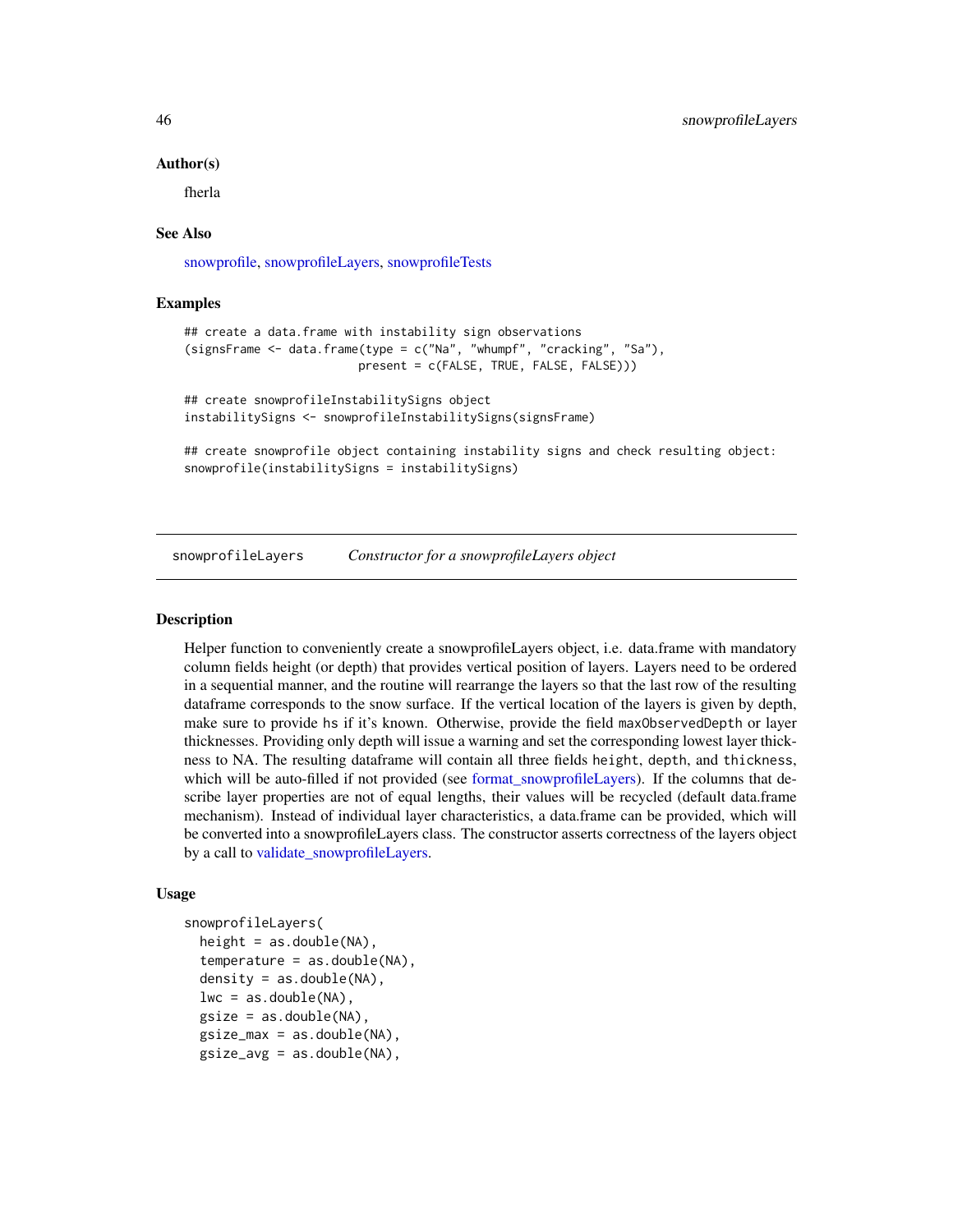### Author(s)

fherla

### See Also

snowprofile, snowprofileLayers, snowprofileTests

### Examples

```
## create a data.frame with instability sign observations
(signsFrame <- data.frame(type = c("Na", "whumpf", "cracking", "Sa"),
                          present = c(FALSE, TRUE, FALSE, FALSE)))

## create snowprofileInstabilitySigns object
instabilitySigns <- snowprofileInstabilitySigns(signsFrame)

## create snowprofile object containing instability signs and check resulting object:
snowprofile(instabilitySigns = instabilitySigns)
```

---

## snowprofileLayers — *Constructor for a snowprofileLayers object*

### Description

Helper function to conveniently create a snowprofileLayers object, i.e. data.frame with mandatory column fields height (or depth) that provides vertical position of layers. Layers need to be ordered in a sequential manner, and the routine will rearrange the layers so that the last row of the resulting dataframe corresponds to the snow surface. If the vertical location of the layers is given by depth, make sure to provide `hs` if it's known. Otherwise, provide the field `maxObservedDepth` or layer thicknesses. Providing only depth will issue a warning and set the corresponding lowest layer thickness to NA. The resulting dataframe will contain all three fields `height`, `depth`, and `thickness`, which will be auto-filled if not provided (see format_snowprofileLayers). If the columns that describe layer properties are not of equal lengths, their values will be recycled (default data.frame mechanism). Instead of individual layer characteristics, a data.frame can be provided, which will be converted into a snowprofileLayers class. The constructor asserts correctness of the layers object by a call to validate_snowprofileLayers.

### Usage

```
snowprofileLayers(
  height = as.double(NA),
  temperature = as.double(NA),
  density = as.double(NA),
  lwc = as.double(NA),
  gsize = as.double(NA),
  gsize_max = as.double(NA),
  gsize_avg = as.double(NA),
```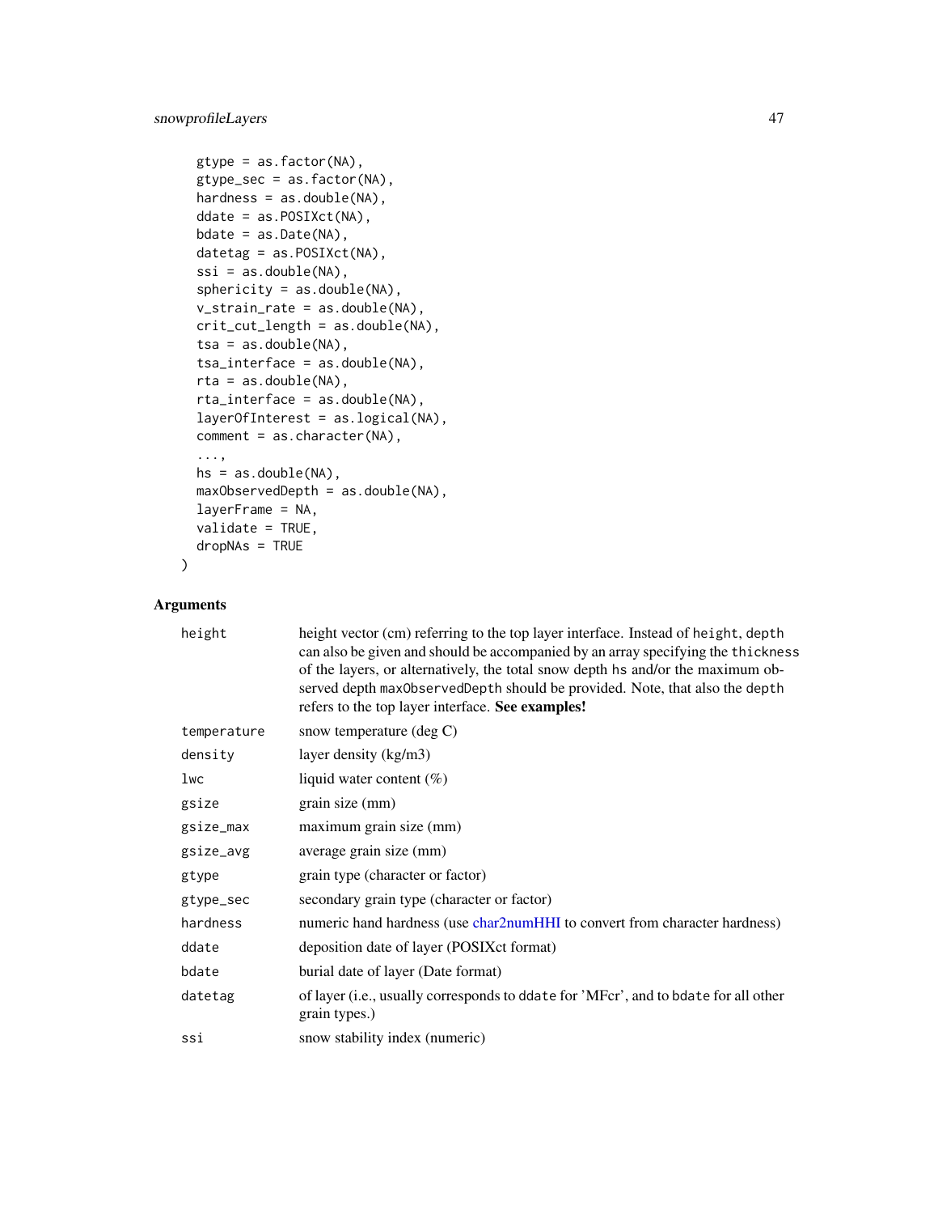```
  gtype = as.factor(NA),
  gtype_sec = as.factor(NA),
  hardness = as.double(NA),
  ddate = as.POSIXct(NA),
  bdate = as.Date(NA),
  datetag = as.POSIXct(NA),
  ssi = as.double(NA),
  sphericity = as.double(NA),
  v_strain_rate = as.double(NA),
  crit_cut_length = as.double(NA),
  tsa = as.double(NA),
  tsa_interface = as.double(NA),
  rta = as.double(NA),
  rta_interface = as.double(NA),
  layerOfInterest = as.logical(NA),
  comment = as.character(NA),
  ...,
  hs = as.double(NA),
  maxObservedDepth = as.double(NA),
  layerFrame = NA,
  validate = TRUE,
  dropNAs = TRUE
)
```

## Arguments

| | |
|---|---|
| `height` | height vector (cm) referring to the top layer interface. Instead of `height`, `depth` can also be given and should be accompanied by an array specifying the `thickness` of the layers, or alternatively, the total snow depth `hs` and/or the maximum observed depth `maxObservedDepth` should be provided. Note, that also the `depth` refers to the top layer interface. **See examples!** |
| `temperature` | snow temperature (deg C) |
| `density` | layer density (kg/m3) |
| `lwc` | liquid water content (%) |
| `gsize` | grain size (mm) |
| `gsize_max` | maximum grain size (mm) |
| `gsize_avg` | average grain size (mm) |
| `gtype` | grain type (character or factor) |
| `gtype_sec` | secondary grain type (character or factor) |
| `hardness` | numeric hand hardness (use char2numHHI to convert from character hardness) |
| `ddate` | deposition date of layer (POSIXct format) |
| `bdate` | burial date of layer (Date format) |
| `datetag` | of layer (i.e., usually corresponds to `ddate` for 'MFcr', and to `bdate` for all other grain types.) |
| `ssi` | snow stability index (numeric) |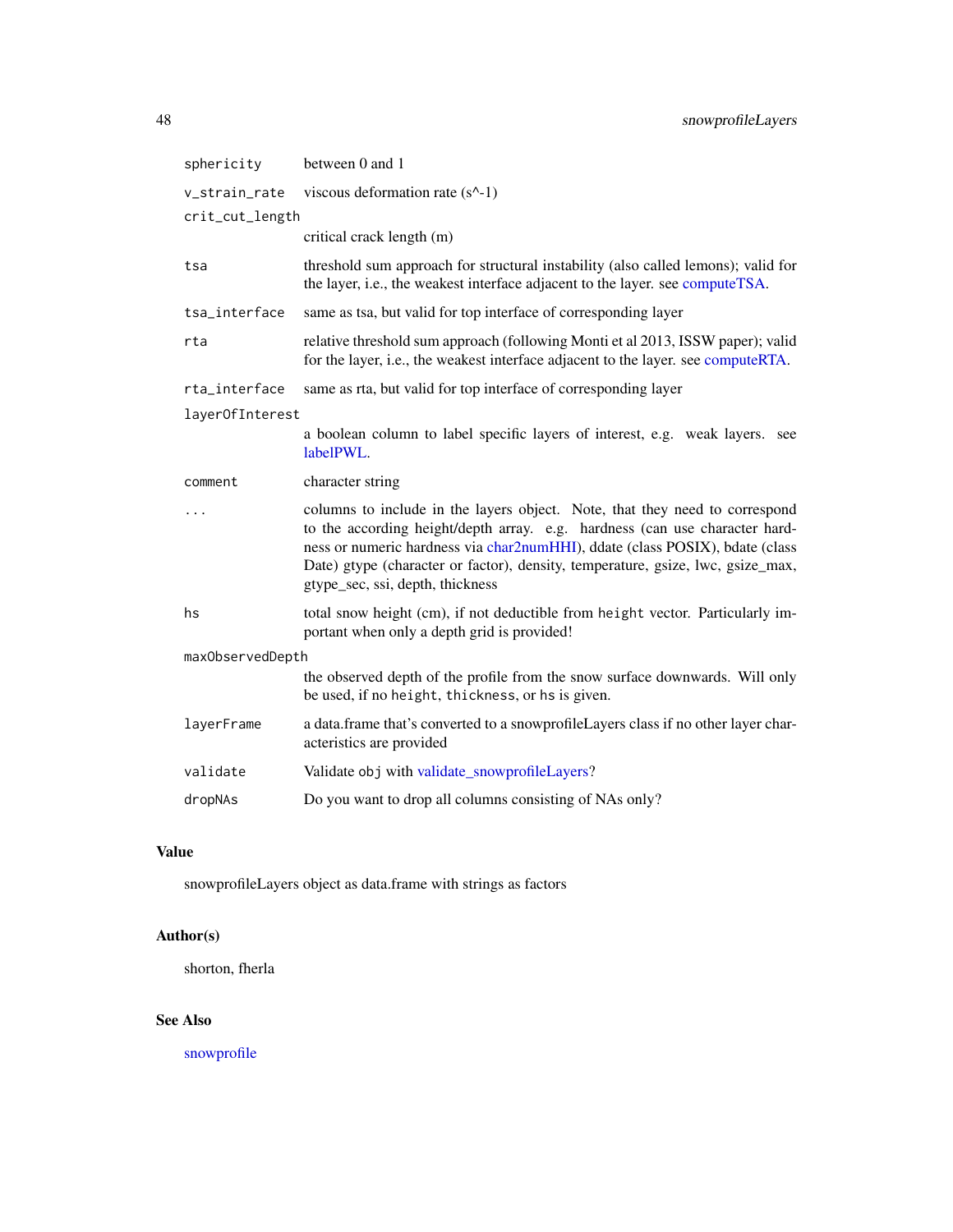| | |
|---|---|
| `sphericity` | between 0 and 1 |
| `v_strain_rate` | viscous deformation rate (s^-1) |
| `crit_cut_length` | critical crack length (m) |
| `tsa` | threshold sum approach for structural instability (also called lemons); valid for the layer, i.e., the weakest interface adjacent to the layer. see computeTSA. |
| `tsa_interface` | same as tsa, but valid for top interface of corresponding layer |
| `rta` | relative threshold sum approach (following Monti et al 2013, ISSW paper); valid for the layer, i.e., the weakest interface adjacent to the layer. see computeRTA. |
| `rta_interface` | same as rta, but valid for top interface of corresponding layer |
| `layerOfInterest` | a boolean column to label specific layers of interest, e.g. weak layers. see labelPWL. |
| `comment` | character string |
| `...` | columns to include in the layers object. Note, that they need to correspond to the according height/depth array. e.g. hardness (can use character hardness or numeric hardness via char2numHHI), ddate (class POSIX), bdate (class Date) gtype (character or factor), density, temperature, gsize, lwc, gsize_max, gtype_sec, ssi, depth, thickness |
| `hs` | total snow height (cm), if not deductible from `height` vector. Particularly important when only a depth grid is provided! |
| `maxObservedDepth` | the observed depth of the profile from the snow surface downwards. Will only be used, if no `height`, `thickness`, or `hs` is given. |
| `layerFrame` | a data.frame that's converted to a snowprofileLayers class if no other layer characteristics are provided |
| `validate` | Validate `obj` with validate_snowprofileLayers? |
| `dropNAs` | Do you want to drop all columns consisting of NAs only? |

## Value

snowprofileLayers object as data.frame with strings as factors

## Author(s)

shorton, fherla

## See Also

snowprofile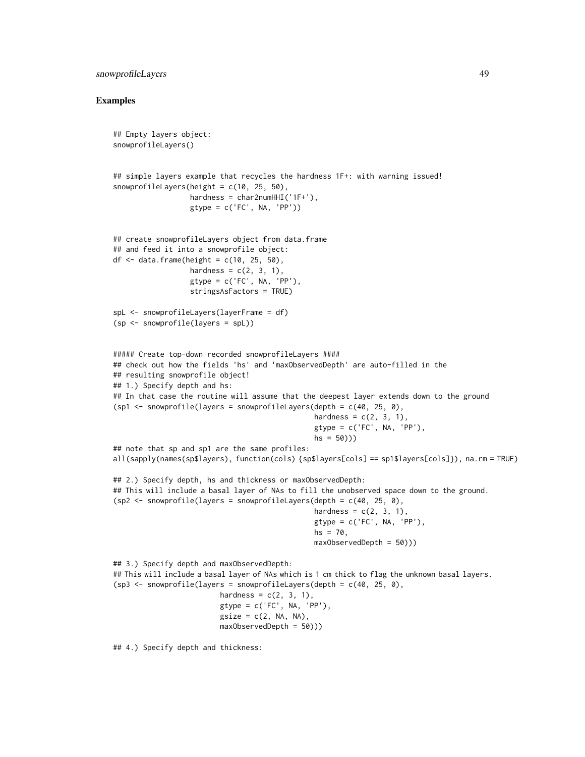## Examples

```
## Empty layers object:
snowprofileLayers()


## simple layers example that recycles the hardness 1F+: with warning issued!
snowprofileLayers(height = c(10, 25, 50),
                  hardness = char2numHHI('1F+'),
                  gtype = c('FC', NA, 'PP'))


## create snowprofileLayers object from data.frame
## and feed it into a snowprofile object:
df <- data.frame(height = c(10, 25, 50),
                 hardness = c(2, 3, 1),
                 gtype = c('FC', NA, 'PP'),
                 stringsAsFactors = TRUE)

spL <- snowprofileLayers(layerFrame = df)
(sp <- snowprofile(layers = spL))


##### Create top-down recorded snowprofileLayers ####
## check out how the fields 'hs' and 'maxObservedDepth' are auto-filled in the
## resulting snowprofile object!
## 1.) Specify depth and hs:
## In that case the routine will assume that the deepest layer extends down to the ground
(sp1 <- snowprofile(layers = snowprofileLayers(depth = c(40, 25, 0),
                                               hardness = c(2, 3, 1),
                                               gtype = c('FC', NA, 'PP'),
                                               hs = 50)))
## note that sp and sp1 are the same profiles:
all(sapply(names(sp$layers), function(cols) {sp$layers[cols] == sp1$layers[cols]}), na.rm = TRUE)

## 2.) Specify depth, hs and thickness or maxObservedDepth:
## This will include a basal layer of NAs to fill the unobserved space down to the ground.
(sp2 <- snowprofile(layers = snowprofileLayers(depth = c(40, 25, 0),
                                               hardness = c(2, 3, 1),
                                               gtype = c('FC', NA, 'PP'),
                                               hs = 70,
                                               maxObservedDepth = 50)))

## 3.) Specify depth and maxObservedDepth:
## This will include a basal layer of NAs which is 1 cm thick to flag the unknown basal layers.
(sp3 <- snowprofile(layers = snowprofileLayers(depth = c(40, 25, 0),
                       hardness = c(2, 3, 1),
                       gtype = c('FC', NA, 'PP'),
                       gsize = c(2, NA, NA),
                       maxObservedDepth = 50)))

## 4.) Specify depth and thickness:
```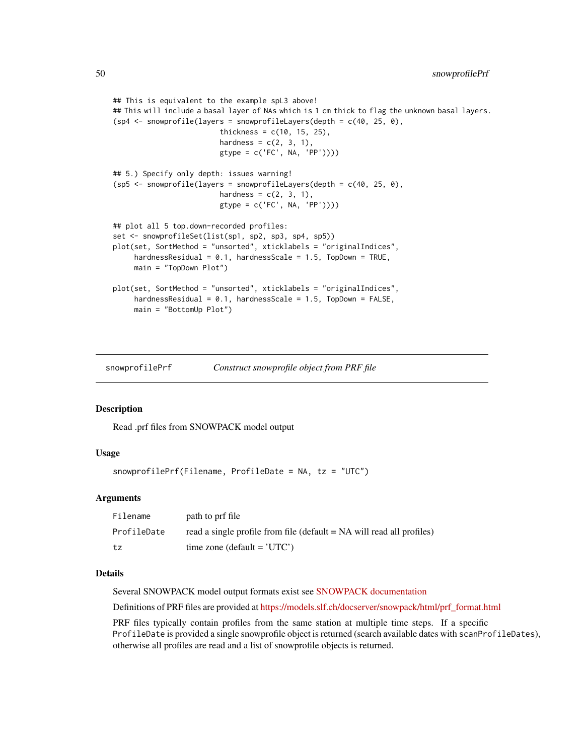```
## This is equivalent to the example spL3 above!
## This will include a basal layer of NAs which is 1 cm thick to flag the unknown basal layers.
(sp4 <- snowprofile(layers = snowprofileLayers(depth = c(40, 25, 0),
                         thickness = c(10, 15, 25),
                         hardness = c(2, 3, 1),
                         gtype = c('FC', NA, 'PP'))))

## 5.) Specify only depth: issues warning!
(sp5 <- snowprofile(layers = snowprofileLayers(depth = c(40, 25, 0),
                         hardness = c(2, 3, 1),
                         gtype = c('FC', NA, 'PP'))))

## plot all 5 top.down-recorded profiles:
set <- snowprofileSet(list(sp1, sp2, sp3, sp4, sp5))
plot(set, SortMethod = "unsorted", xticklabels = "originalIndices",
     hardnessResidual = 0.1, hardnessScale = 1.5, TopDown = TRUE,
     main = "TopDown Plot")

plot(set, SortMethod = "unsorted", xticklabels = "originalIndices",
     hardnessResidual = 0.1, hardnessScale = 1.5, TopDown = FALSE,
     main = "BottomUp Plot")
```

---

## snowprofilePrf — *Construct snowprofile object from PRF file*

### Description

Read .prf files from SNOWPACK model output

### Usage

```
snowprofilePrf(Filename, ProfileDate = NA, tz = "UTC")
```

### Arguments

| | |
|---|---|
| Filename | path to prf file |
| ProfileDate | read a single profile from file (default = NA will read all profiles) |
| tz | time zone (default = 'UTC') |

### Details

Several SNOWPACK model output formats exist see SNOWPACK documentation

Definitions of PRF files are provided at https://models.slf.ch/docserver/snowpack/html/prf_format.html

PRF files typically contain profiles from the same station at multiple time steps. If a specific `ProfileDate` is provided a single snowprofile object is returned (search available dates with `scanProfileDates`), otherwise all profiles are read and a list of snowprofile objects is returned.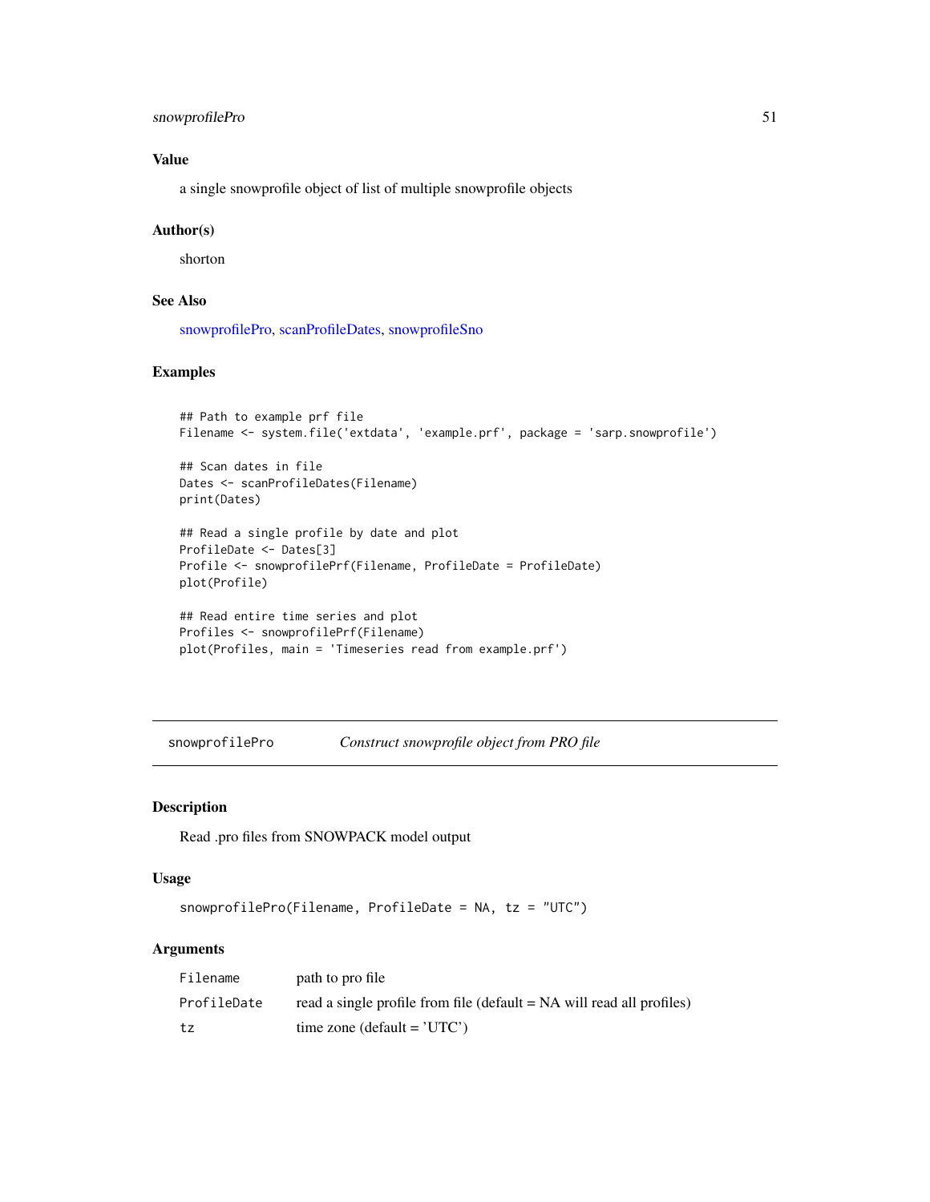## Value

a single snowprofile object of list of multiple snowprofile objects

## Author(s)

shorton

## See Also

snowprofilePro, scanProfileDates, snowprofileSno

## Examples

```
## Path to example prf file
Filename <- system.file('extdata', 'example.prf', package = 'sarp.snowprofile')

## Scan dates in file
Dates <- scanProfileDates(Filename)
print(Dates)

## Read a single profile by date and plot
ProfileDate <- Dates[3]
Profile <- snowprofilePrf(Filename, ProfileDate = ProfileDate)
plot(Profile)

## Read entire time series and plot
Profiles <- snowprofilePrf(Filename)
plot(Profiles, main = 'Timeseries read from example.prf')
```

---

# snowprofilePro — *Construct snowprofile object from PRO file*

## Description

Read .pro files from SNOWPACK model output

## Usage

```
snowprofilePro(Filename, ProfileDate = NA, tz = "UTC")
```

## Arguments

| Argument | Description |
|---|---|
| `Filename` | path to pro file |
| `ProfileDate` | read a single profile from file (default = NA will read all profiles) |
| `tz` | time zone (default = 'UTC') |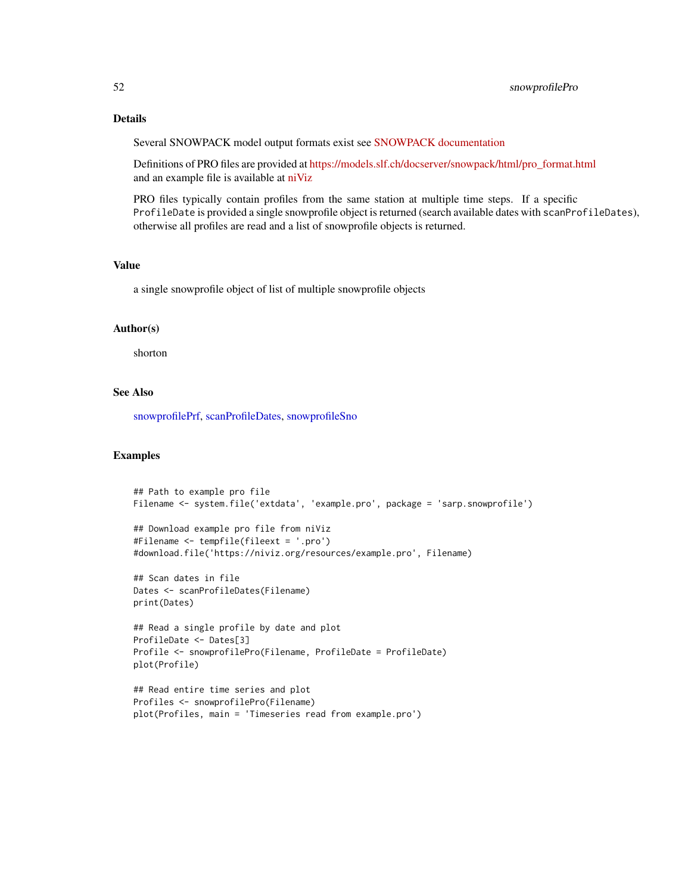## Details

Several SNOWPACK model output formats exist see SNOWPACK documentation

Definitions of PRO files are provided at https://models.slf.ch/docserver/snowpack/html/pro_format.html and an example file is available at niViz

PRO files typically contain profiles from the same station at multiple time steps. If a specific `ProfileDate` is provided a single snowprofile object is returned (search available dates with `scanProfileDates`), otherwise all profiles are read and a list of snowprofile objects is returned.

## Value

a single snowprofile object of list of multiple snowprofile objects

## Author(s)

shorton

## See Also

snowprofilePrf, scanProfileDates, snowprofileSno

## Examples

```
## Path to example pro file
Filename <- system.file('extdata', 'example.pro', package = 'sarp.snowprofile')

## Download example pro file from niViz
#Filename <- tempfile(fileext = '.pro')
#download.file('https://niviz.org/resources/example.pro', Filename)

## Scan dates in file
Dates <- scanProfileDates(Filename)
print(Dates)

## Read a single profile by date and plot
ProfileDate <- Dates[3]
Profile <- snowprofilePro(Filename, ProfileDate = ProfileDate)
plot(Profile)

## Read entire time series and plot
Profiles <- snowprofilePro(Filename)
plot(Profiles, main = 'Timeseries read from example.pro')
```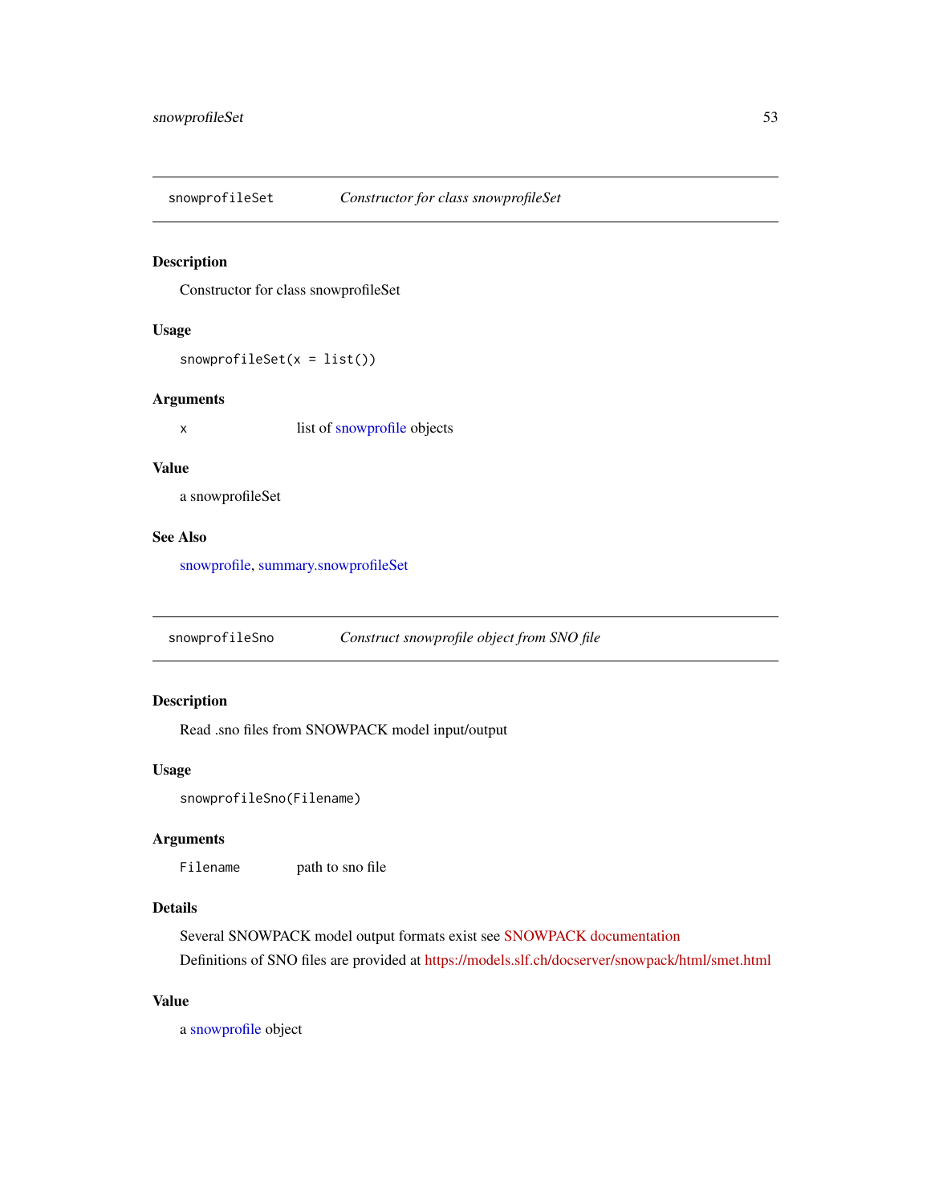## snowprofileSet — *Constructor for class snowprofileSet*

### Description

Constructor for class snowprofileSet

### Usage

```
snowprofileSet(x = list())
```

### Arguments

| | |
|---|---|
| x | list of snowprofile objects |

### Value

a snowprofileSet

### See Also

snowprofile, summary.snowprofileSet

## snowprofileSno — *Construct snowprofile object from SNO file*

### Description

Read .sno files from SNOWPACK model input/output

### Usage

```
snowprofileSno(Filename)
```

### Arguments

| | |
|---|---|
| Filename | path to sno file |

### Details

Several SNOWPACK model output formats exist see SNOWPACK documentation

Definitions of SNO files are provided at https://models.slf.ch/docserver/snowpack/html/smet.html

### Value

a snowprofile object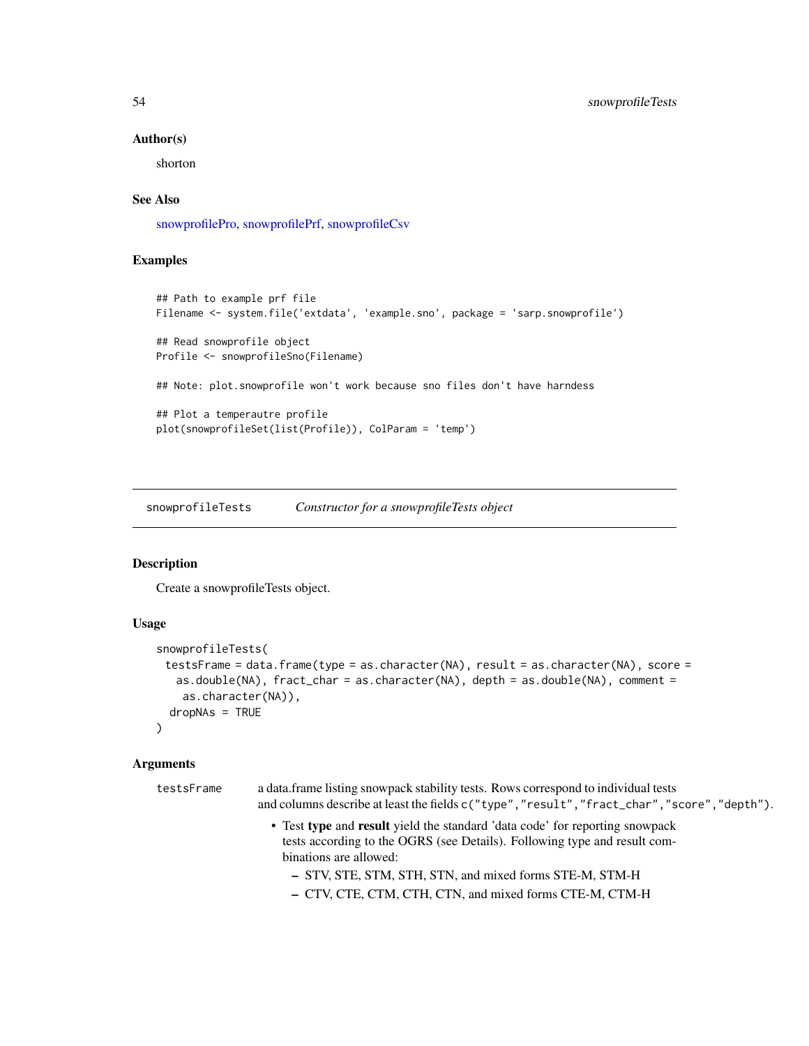### Author(s)

shorton

### See Also

snowprofilePro, snowprofilePrf, snowprofileCsv

### Examples

```
## Path to example prf file
Filename <- system.file('extdata', 'example.sno', package = 'sarp.snowprofile')

## Read snowprofile object
Profile <- snowprofileSno(Filename)

## Note: plot.snowprofile won't work because sno files don't have harndess

## Plot a temperautre profile
plot(snowprofileSet(list(Profile)), ColParam = 'temp')
```

---

## snowprofileTests — *Constructor for a snowprofileTests object*

### Description

Create a snowprofileTests object.

### Usage

```
snowprofileTests(
  testsFrame = data.frame(type = as.character(NA), result = as.character(NA), score =
    as.double(NA), fract_char = as.character(NA), depth = as.double(NA), comment =
     as.character(NA)),
   dropNAs = TRUE
)
```

### Arguments

**testsFrame** a data.frame listing snowpack stability tests. Rows correspond to individual tests and columns describe at least the fields `c("type","result","fract_char","score","depth")`.

- Test **type** and **result** yield the standard 'data code' for reporting snowpack tests according to the OGRS (see Details). Following type and result combinations are allowed:
  - STV, STE, STM, STH, STN, and mixed forms STE-M, STM-H
  - CTV, CTE, CTM, CTH, CTN, and mixed forms CTE-M, CTM-H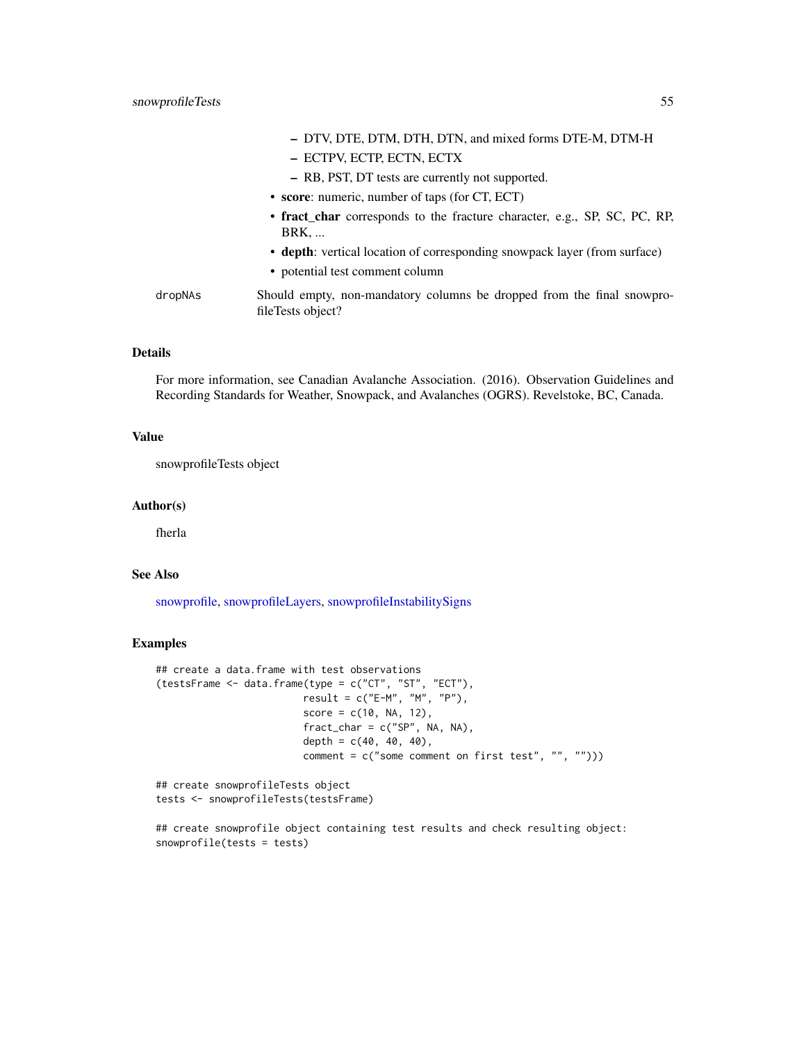- DTV, DTE, DTM, DTH, DTN, and mixed forms DTE-M, DTM-H
  - ECTPV, ECTP, ECTN, ECTX
  - RB, PST, DT tests are currently not supported.
- **score**: numeric, number of taps (for CT, ECT)
- **fract_char** corresponds to the fracture character, e.g., SP, SC, PC, RP, BRK, ...
- **depth**: vertical location of corresponding snowpack layer (from surface)
- potential test comment column

`dropNAs` Should empty, non-mandatory columns be dropped from the final snowprofileTests object?

## Details

For more information, see Canadian Avalanche Association. (2016). Observation Guidelines and Recording Standards for Weather, Snowpack, and Avalanches (OGRS). Revelstoke, BC, Canada.

## Value

snowprofileTests object

## Author(s)

fherla

## See Also

snowprofile, snowprofileLayers, snowprofileInstabilitySigns

## Examples

```
## create a data.frame with test observations
(testsFrame <- data.frame(type = c("CT", "ST", "ECT"),
                          result = c("E-M", "M", "P"),
                          score = c(10, NA, 12),
                          fract_char = c("SP", NA, NA),
                          depth = c(40, 40, 40),
                          comment = c("some comment on first test", "", "")))

## create snowprofileTests object
tests <- snowprofileTests(testsFrame)

## create snowprofile object containing test results and check resulting object:
snowprofile(tests = tests)
```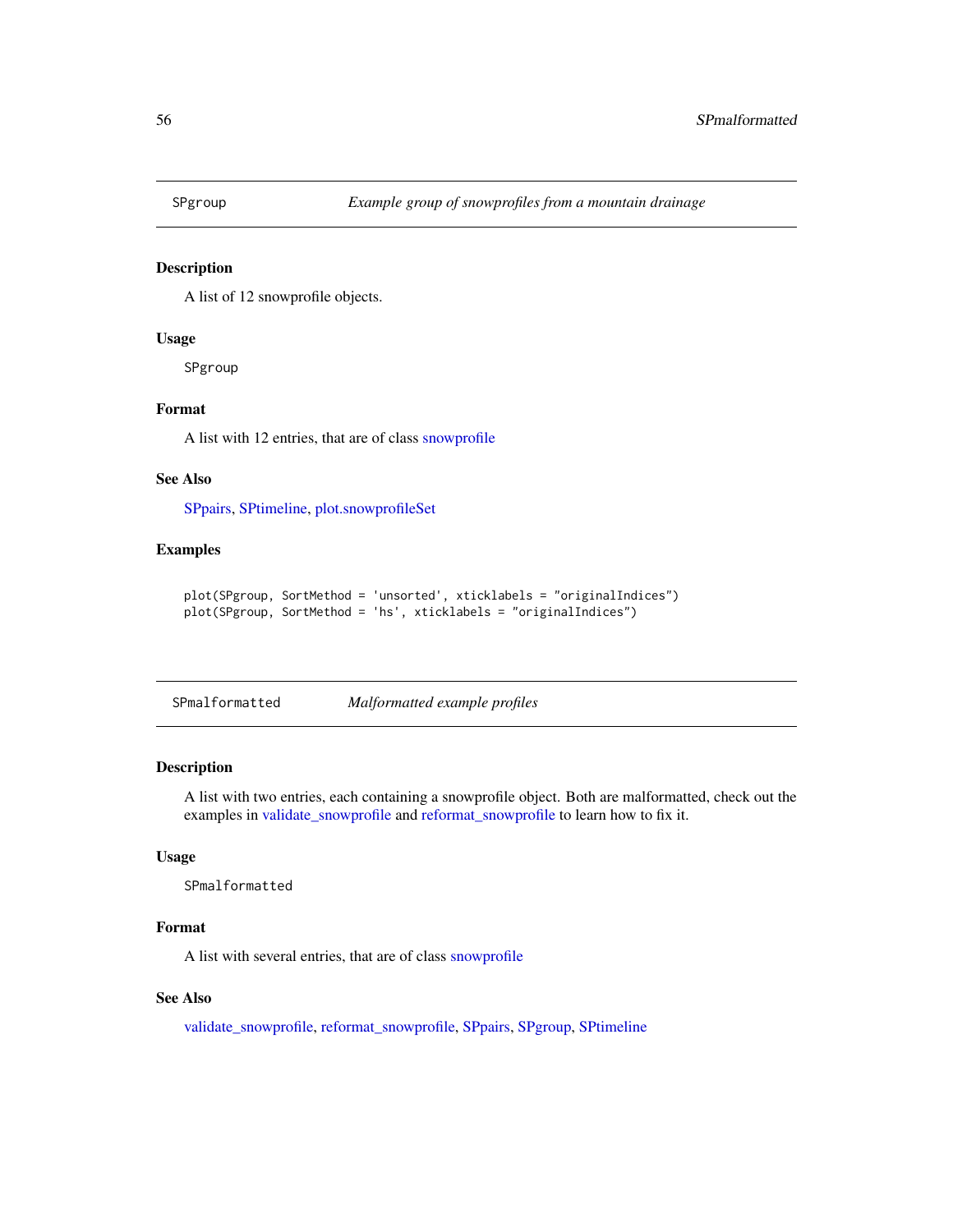## SPgroup — *Example group of snowprofiles from a mountain drainage*

### Description

A list of 12 snowprofile objects.

### Usage

```
SPgroup
```

### Format

A list with 12 entries, that are of class snowprofile

### See Also

SPpairs, SPtimeline, plot.snowprofileSet

### Examples

```
plot(SPgroup, SortMethod = 'unsorted', xticklabels = "originalIndices")
plot(SPgroup, SortMethod = 'hs', xticklabels = "originalIndices")
```

## SPmalformatted — *Malformatted example profiles*

### Description

A list with two entries, each containing a snowprofile object. Both are malformatted, check out the examples in validate_snowprofile and reformat_snowprofile to learn how to fix it.

### Usage

```
SPmalformatted
```

### Format

A list with several entries, that are of class snowprofile

### See Also

validate_snowprofile, reformat_snowprofile, SPpairs, SPgroup, SPtimeline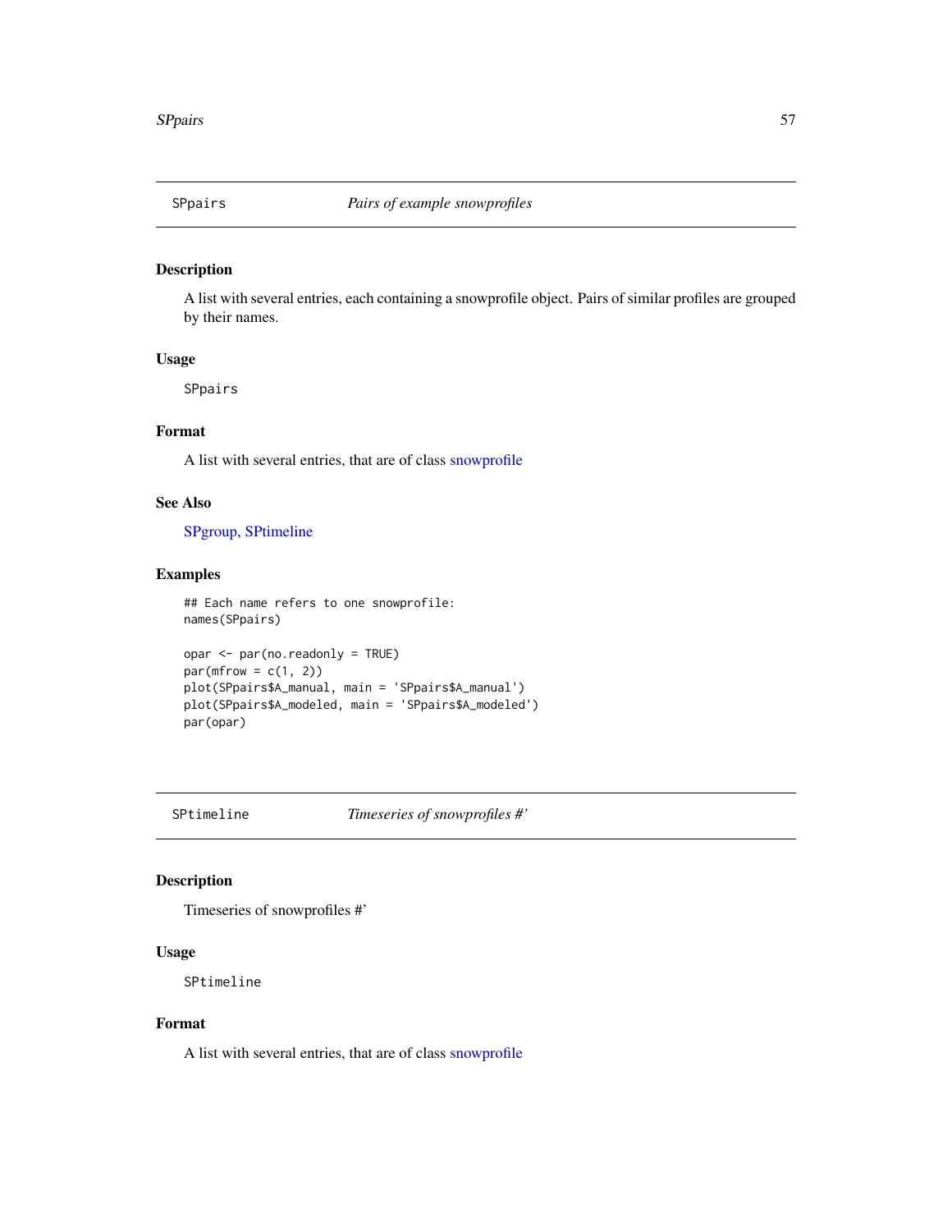## SPpairs — *Pairs of example snowprofiles*

### Description

A list with several entries, each containing a snowprofile object. Pairs of similar profiles are grouped by their names.

### Usage

```
SPpairs
```

### Format

A list with several entries, that are of class snowprofile

### See Also

SPgroup, SPtimeline

### Examples

```
## Each name refers to one snowprofile:
names(SPpairs)

opar <- par(no.readonly = TRUE)
par(mfrow = c(1, 2))
plot(SPpairs$A_manual, main = 'SPpairs$A_manual')
plot(SPpairs$A_modeled, main = 'SPpairs$A_modeled')
par(opar)
```

## SPtimeline — *Timeseries of snowprofiles #'*

### Description

Timeseries of snowprofiles #'

### Usage

```
SPtimeline
```

### Format

A list with several entries, that are of class snowprofile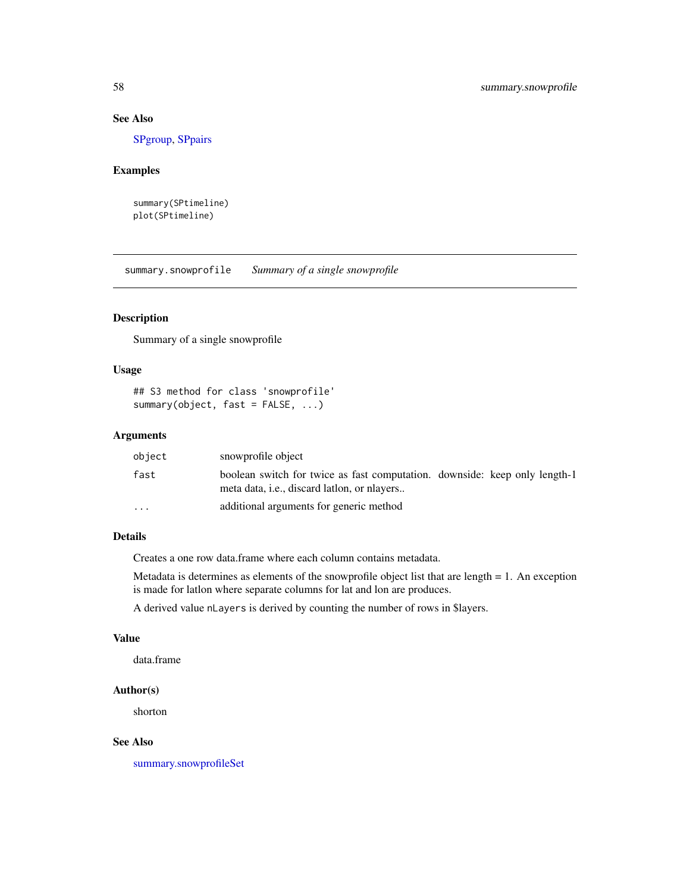### See Also

SPgroup, SPpairs

### Examples

```
summary(SPtimeline)
plot(SPtimeline)
```

---

## summary.snowprofile    *Summary of a single snowprofile*

### Description

Summary of a single snowprofile

### Usage

```
## S3 method for class 'snowprofile'
summary(object, fast = FALSE, ...)
```

### Arguments

| | |
|---|---|
| object | snowprofile object |
| fast | boolean switch for twice as fast computation. downside: keep only length-1 meta data, i.e., discard latlon, or nlayers.. |
| ... | additional arguments for generic method |

### Details

Creates a one row data.frame where each column contains metadata.

Metadata is determines as elements of the snowprofile object list that are length = 1. An exception is made for latlon where separate columns for lat and lon are produces.

A derived value `nLayers` is derived by counting the number of rows in $layers.

### Value

data.frame

### Author(s)

shorton

### See Also

summary.snowprofileSet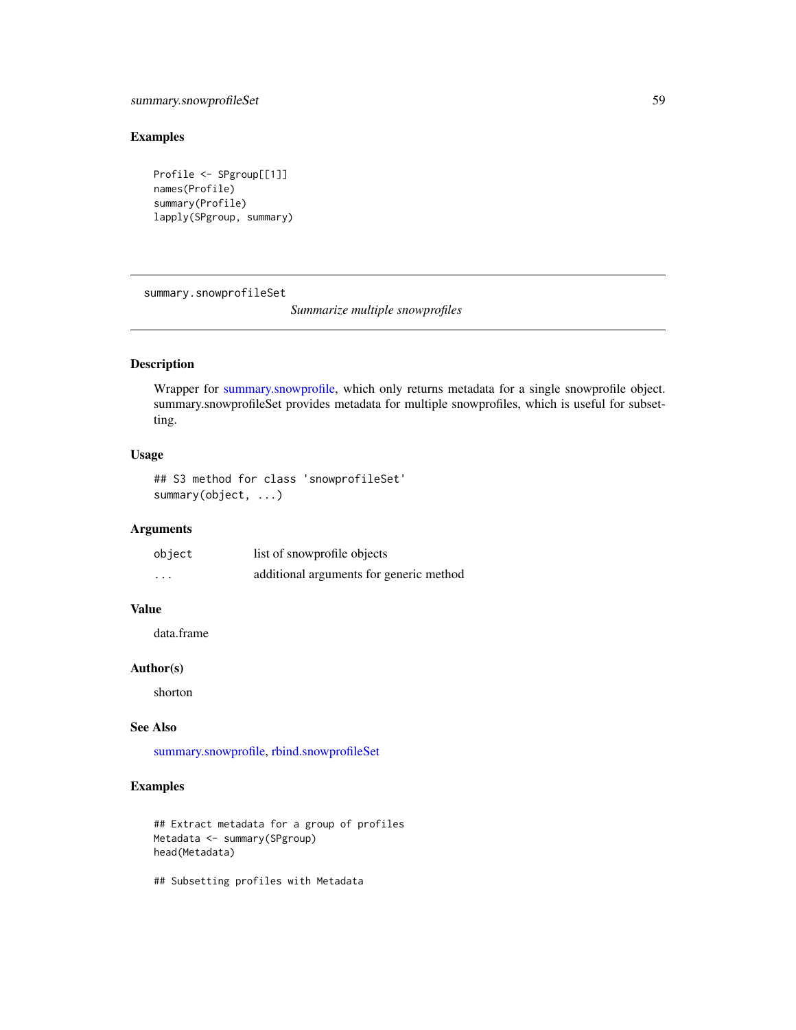## Examples

```
Profile <- SPgroup[[1]]
names(Profile)
summary(Profile)
lapply(SPgroup, summary)
```

---

# summary.snowprofileSet

*Summarize multiple snowprofiles*

---

## Description

Wrapper for summary.snowprofile, which only returns metadata for a single snowprofile object. summary.snowprofileSet provides metadata for multiple snowprofiles, which is useful for subsetting.

## Usage

```
## S3 method for class 'snowprofileSet'
summary(object, ...)
```

## Arguments

| | |
|---|---|
| object | list of snowprofile objects |
| ... | additional arguments for generic method |

## Value

data.frame

## Author(s)

shorton

## See Also

summary.snowprofile, rbind.snowprofileSet

## Examples

```
## Extract metadata for a group of profiles
Metadata <- summary(SPgroup)
head(Metadata)

## Subsetting profiles with Metadata
```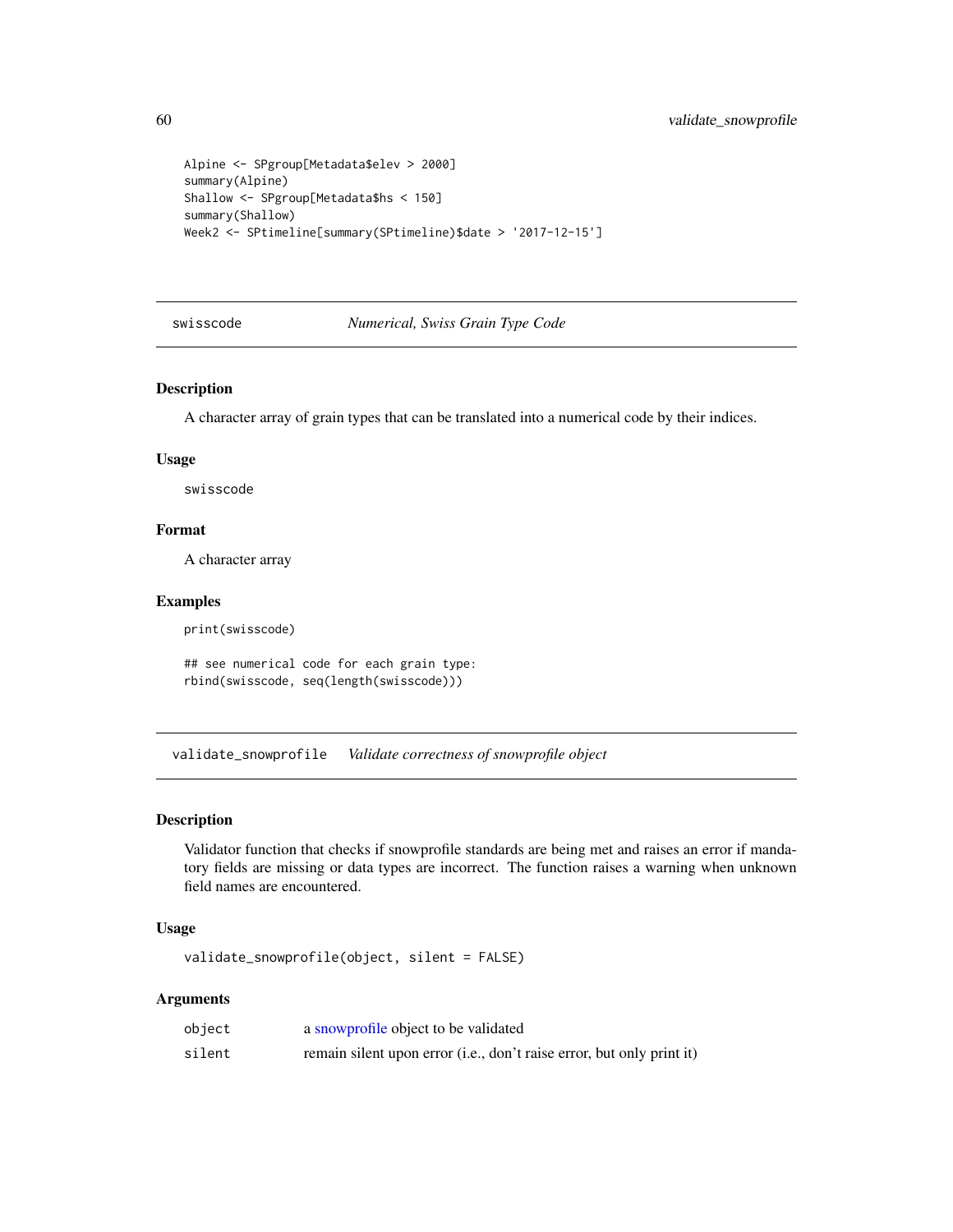```
Alpine <- SPgroup[Metadata$elev > 2000]
summary(Alpine)
Shallow <- SPgroup[Metadata$hs < 150]
summary(Shallow)
Week2 <- SPtimeline[summary(SPtimeline)$date > '2017-12-15']
```

## swisscode — *Numerical, Swiss Grain Type Code*

### Description

A character array of grain types that can be translated into a numerical code by their indices.

### Usage

```
swisscode
```

### Format

A character array

### Examples

```
print(swisscode)

## see numerical code for each grain type:
rbind(swisscode, seq(length(swisscode)))
```

## validate_snowprofile — *Validate correctness of snowprofile object*

### Description

Validator function that checks if snowprofile standards are being met and raises an error if mandatory fields are missing or data types are incorrect. The function raises a warning when unknown field names are encountered.

### Usage

```
validate_snowprofile(object, silent = FALSE)
```

### Arguments

| | |
|---|---|
| object | a snowprofile object to be validated |
| silent | remain silent upon error (i.e., don't raise error, but only print it) |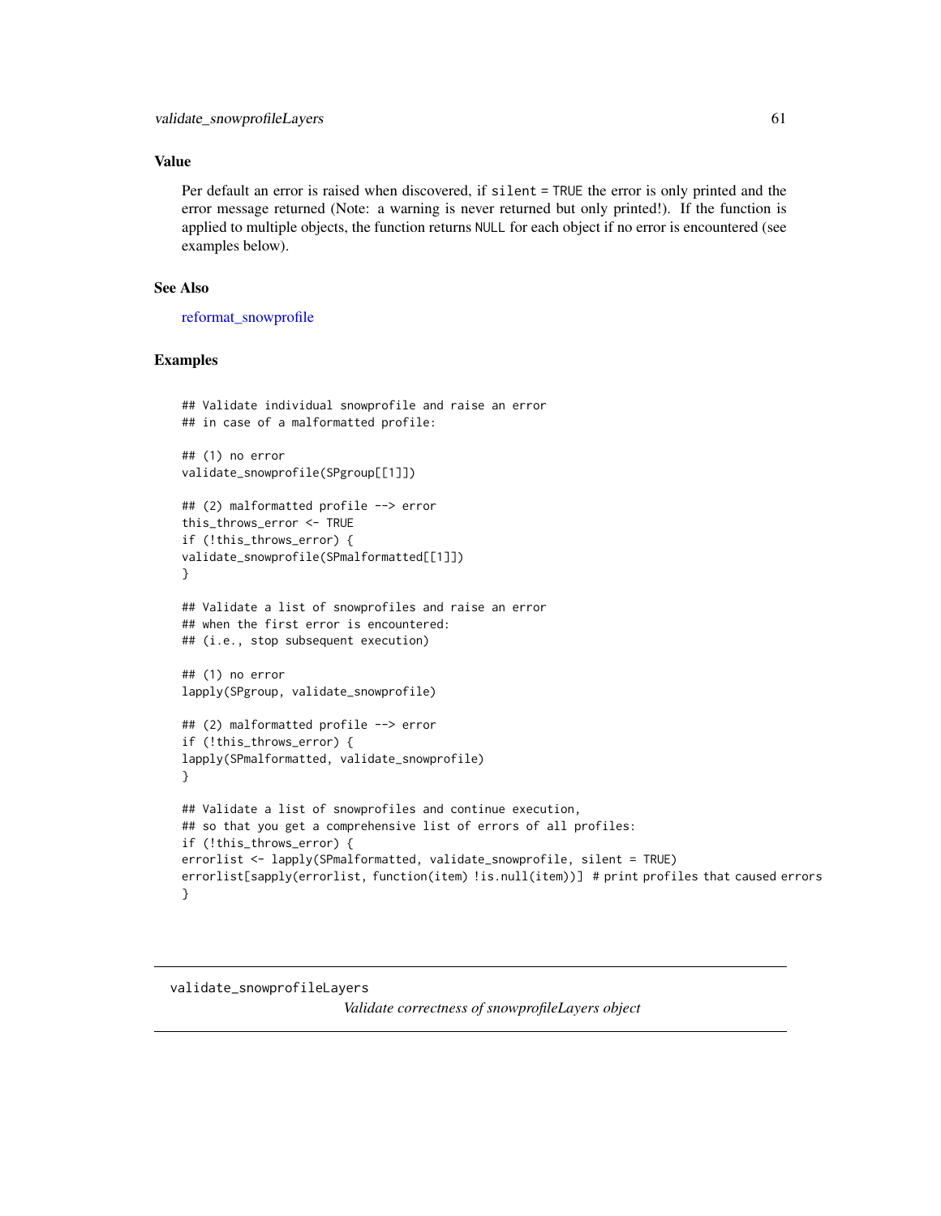### Value

Per default an error is raised when discovered, if `silent = TRUE` the error is only printed and the error message returned (Note: a warning is never returned but only printed!). If the function is applied to multiple objects, the function returns `NULL` for each object if no error is encountered (see examples below).

### See Also

reformat_snowprofile

### Examples

```
## Validate individual snowprofile and raise an error
## in case of a malformatted profile:

## (1) no error
validate_snowprofile(SPgroup[[1]])

## (2) malformatted profile --> error
this_throws_error <- TRUE
if (!this_throws_error) {
validate_snowprofile(SPmalformatted[[1]])
}

## Validate a list of snowprofiles and raise an error
## when the first error is encountered:
## (i.e., stop subsequent execution)

## (1) no error
lapply(SPgroup, validate_snowprofile)

## (2) malformatted profile --> error
if (!this_throws_error) {
lapply(SPmalformatted, validate_snowprofile)
}

## Validate a list of snowprofiles and continue execution,
## so that you get a comprehensive list of errors of all profiles:
if (!this_throws_error) {
errorlist <- lapply(SPmalformatted, validate_snowprofile, silent = TRUE)
errorlist[sapply(errorlist, function(item) !is.null(item))] # print profiles that caused errors
}
```

---

## validate_snowprofileLayers

*Validate correctness of snowprofileLayers object*

---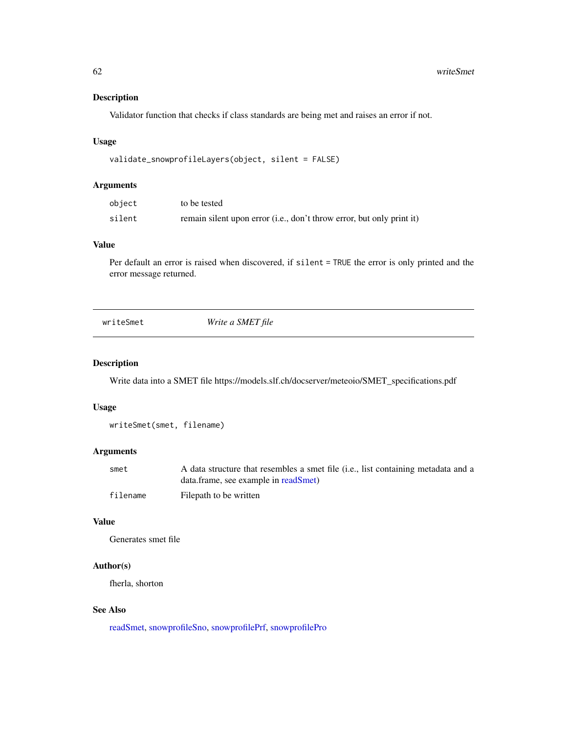### Description

Validator function that checks if class standards are being met and raises an error if not.

### Usage

```
validate_snowprofileLayers(object, silent = FALSE)
```

### Arguments

| | |
|---|---|
| `object` | to be tested |
| `silent` | remain silent upon error (i.e., don't throw error, but only print it) |

### Value

Per default an error is raised when discovered, if `silent = TRUE` the error is only printed and the error message returned.

---

## writeSmet *Write a SMET file*

---

### Description

Write data into a SMET file https://models.slf.ch/docserver/meteoio/SMET_specifications.pdf

### Usage

```
writeSmet(smet, filename)
```

### Arguments

| | |
|---|---|
| `smet` | A data structure that resembles a smet file (i.e., list containing metadata and a data.frame, see example in readSmet) |
| `filename` | Filepath to be written |

### Value

Generates smet file

### Author(s)

fherla, shorton

### See Also

readSmet, snowprofileSno, snowprofilePrf, snowprofilePro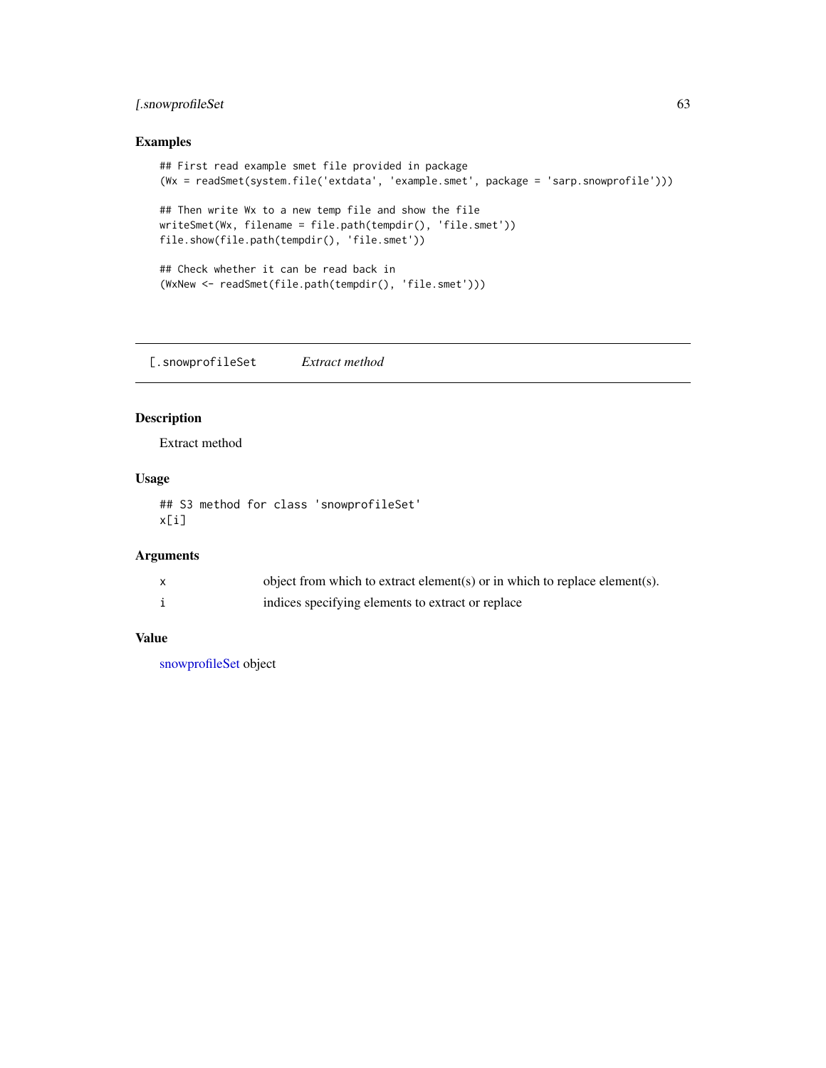## Examples

```
## First read example smet file provided in package
(Wx = readSmet(system.file('extdata', 'example.smet', package = 'sarp.snowprofile')))

## Then write Wx to a new temp file and show the file
writeSmet(Wx, filename = file.path(tempdir(), 'file.smet'))
file.show(file.path(tempdir(), 'file.smet'))

## Check whether it can be read back in
(WxNew <- readSmet(file.path(tempdir(), 'file.smet')))
```

---

# [.snowprofileSet *Extract method*

## Description

Extract method

## Usage

```
## S3 method for class 'snowprofileSet'
x[i]
```

## Arguments

| | |
|---|---|
| x | object from which to extract element(s) or in which to replace element(s). |
| i | indices specifying elements to extract or replace |

## Value

snowprofileSet object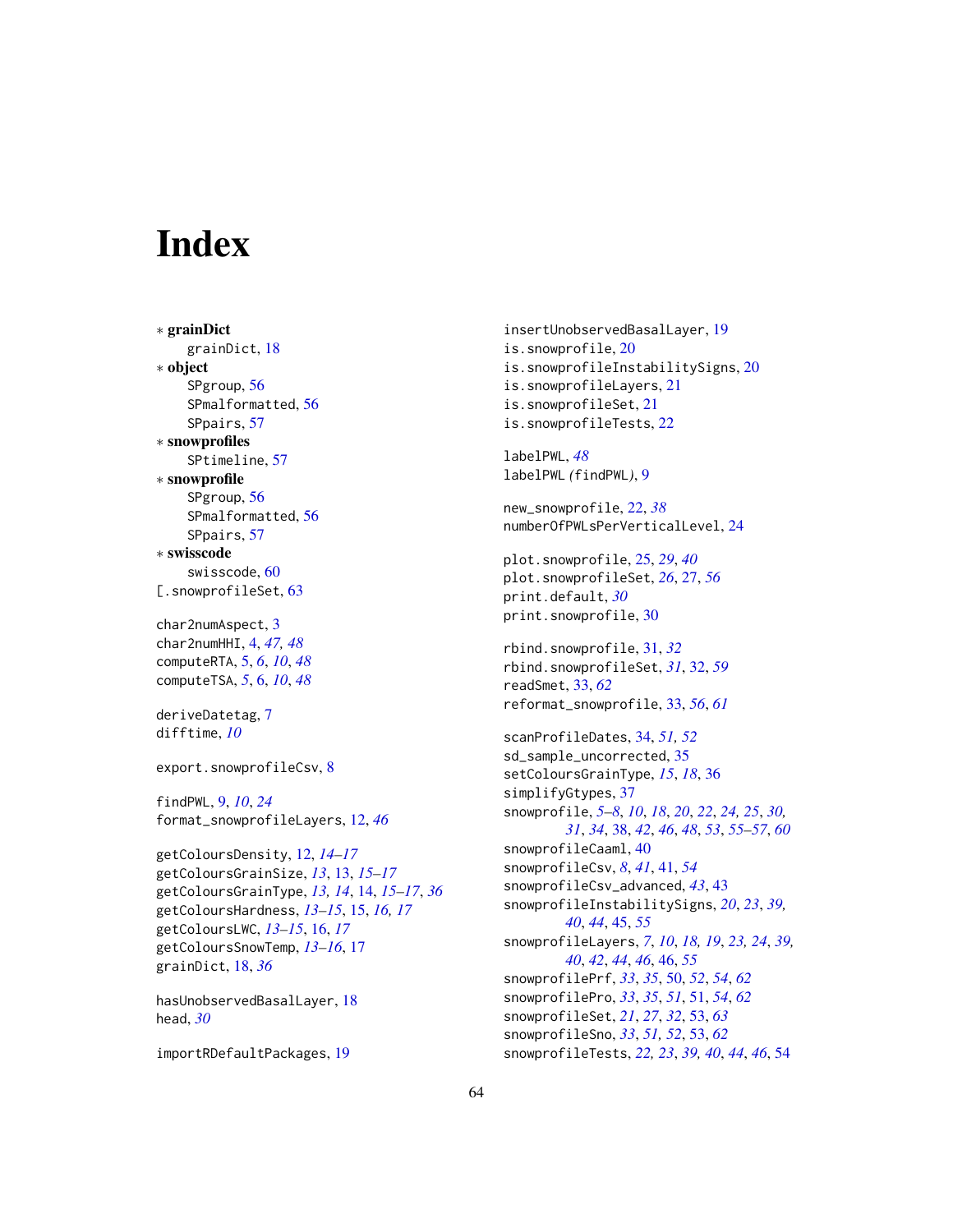# Index

∗ **grainDict**
  grainDict, 18
∗ **object**
  SPgroup, 56
  SPmalformatted, 56
  SPpairs, 57
∗ **snowprofiles**
  SPtimeline, 57
∗ **snowprofile**
  SPgroup, 56
  SPmalformatted, 56
  SPpairs, 57
∗ **swisscode**
  swisscode, 60
[.snowprofileSet, 63

char2numAspect, 3
char2numHHI, 4, *47, 48*
computeRTA, 5, *6*, *10*, *48*
computeTSA, *5*, 6, *10*, *48*

deriveDatetag, 7
difftime, *10*

export.snowprofileCsv, 8

findPWL, 9, *10*, *24*
format_snowprofileLayers, 12, *46*

getColoursDensity, 12, *14–17*
getColoursGrainSize, *13*, 13, *15–17*
getColoursGrainType, *13, 14*, 14, *15–17*, *36*
getColoursHardness, *13–15*, 15, *16, 17*
getColoursLWC, *13–15*, 16, *17*
getColoursSnowTemp, *13–16*, 17
grainDict, 18, *36*

hasUnobservedBasalLayer, 18
head, *30*

importRDefaultPackages, 19
insertUnobservedBasalLayer, 19
is.snowprofile, 20
is.snowprofileInstabilitySigns, 20
is.snowprofileLayers, 21
is.snowprofileSet, 21
is.snowprofileTests, 22

labelPWL, *48*
labelPWL *(*findPWL*)*, 9

new_snowprofile, 22, *38*
numberOfPWLsPerVerticalLevel, 24

plot.snowprofile, 25, *29*, *40*
plot.snowprofileSet, *26*, 27, *56*
print.default, *30*
print.snowprofile, 30

rbind.snowprofile, 31, *32*
rbind.snowprofileSet, *31*, 32, *59*
readSmet, 33, *62*
reformat_snowprofile, 33, *56*, *61*

scanProfileDates, 34, *51, 52*
sd_sample_uncorrected, 35
setColoursGrainType, *15*, *18*, 36
simplifyGtypes, 37
snowprofile, *5–8*, *10*, *18*, *20*, *22*, *24, 25*, *30, 31*, *34*, 38, *42*, *46*, *48*, *53*, *55–57*, *60*
snowprofileCaaml, 40
snowprofileCsv, *8*, *41*, 41, *54*
snowprofileCsv_advanced, *43*, 43
snowprofileInstabilitySigns, *20*, *23*, *39, 40*, *44*, 45, *55*
snowprofileLayers, *7*, *10*, *18, 19*, *23, 24*, *39, 40*, *42*, *44*, *46*, 46, *55*
snowprofilePrf, *33*, *35*, 50, *52*, *54*, *62*
snowprofilePro, *33*, *35*, *51*, 51, *54*, *62*
snowprofileSet, *21*, *27*, *32*, 53, *63*
snowprofileSno, *33*, *51, 52*, 53, *62*
snowprofileTests, *22, 23*, *39, 40*, *44*, *46*, 54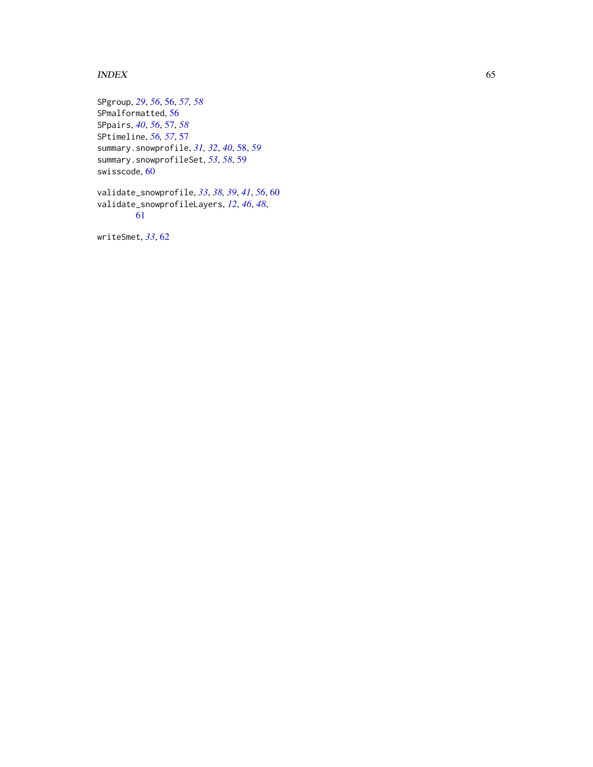SPgroup, *29*, *56*, 56, *57, 58*
SPmalformatted, 56
SPpairs, *40*, *56*, 57, *58*
SPtimeline, *56, 57*, 57
summary.snowprofile, *31, 32*, *40*, 58, *59*
summary.snowprofileSet, *53*, *58*, 59
swisscode, 60

validate_snowprofile, *33*, *38, 39*, *41*, *56*, 60
validate_snowprofileLayers, *12*, *46*, *48*,
61

writeSmet, *33*, 62